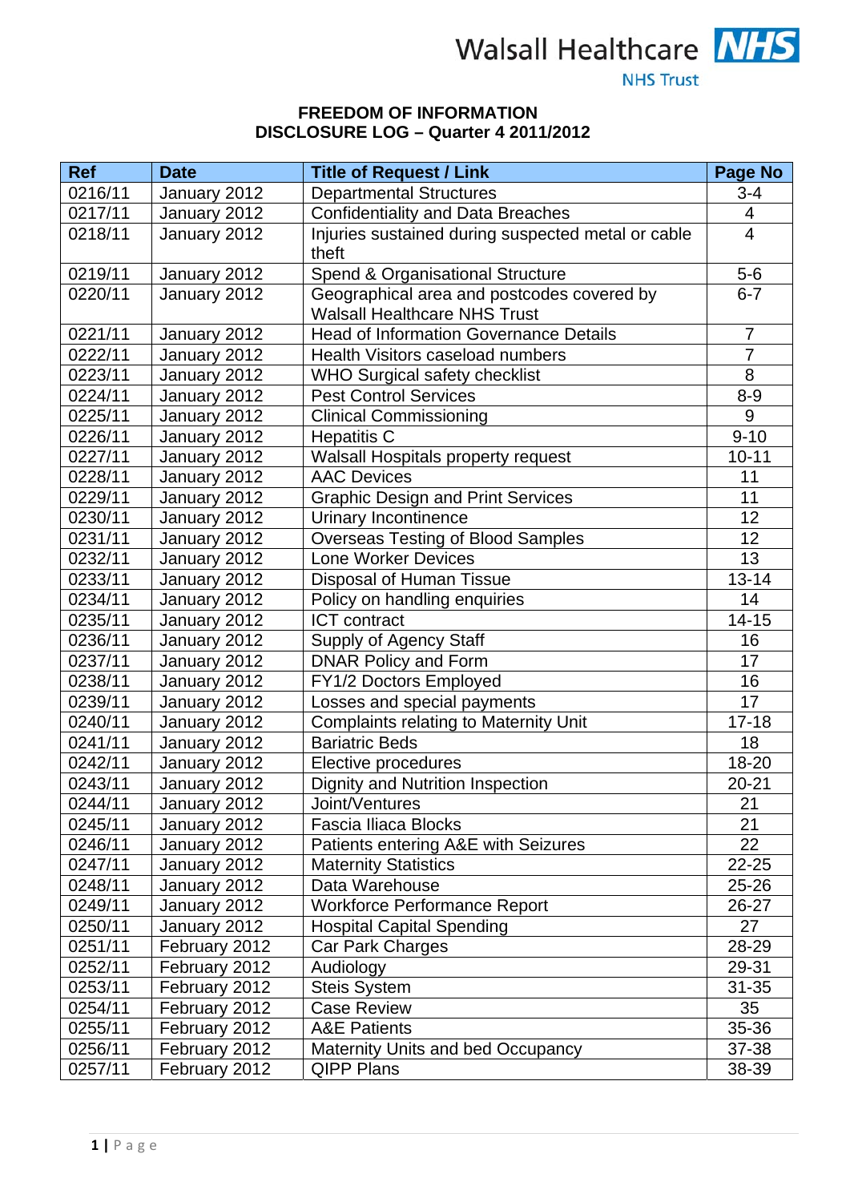Walsall Healthcare NHS Trust

**FREEDOM OF INFORMATION**
**DISCLOSURE LOG – Quarter 4 2011/2012**

| Ref | Date | Title of Request / Link | Page No |
|---|---|---|---|
| 0216/11 | January 2012 | Departmental Structures | 3-4 |
| 0217/11 | January 2012 | Confidentiality and Data Breaches | 4 |
| 0218/11 | January 2012 | Injuries sustained during suspected metal or cable theft | 4 |
| 0219/11 | January 2012 | Spend & Organisational Structure | 5-6 |
| 0220/11 | January 2012 | Geographical area and postcodes covered by Walsall Healthcare NHS Trust | 6-7 |
| 0221/11 | January 2012 | Head of Information Governance Details | 7 |
| 0222/11 | January 2012 | Health Visitors caseload numbers | 7 |
| 0223/11 | January 2012 | WHO Surgical safety checklist | 8 |
| 0224/11 | January 2012 | Pest Control Services | 8-9 |
| 0225/11 | January 2012 | Clinical Commissioning | 9 |
| 0226/11 | January 2012 | Hepatitis C | 9-10 |
| 0227/11 | January 2012 | Walsall Hospitals property request | 10-11 |
| 0228/11 | January 2012 | AAC Devices | 11 |
| 0229/11 | January 2012 | Graphic Design and Print Services | 11 |
| 0230/11 | January 2012 | Urinary Incontinence | 12 |
| 0231/11 | January 2012 | Overseas Testing of Blood Samples | 12 |
| 0232/11 | January 2012 | Lone Worker Devices | 13 |
| 0233/11 | January 2012 | Disposal of Human Tissue | 13-14 |
| 0234/11 | January 2012 | Policy on handling enquiries | 14 |
| 0235/11 | January 2012 | ICT contract | 14-15 |
| 0236/11 | January 2012 | Supply of Agency Staff | 16 |
| 0237/11 | January 2012 | DNAR Policy and Form | 17 |
| 0238/11 | January 2012 | FY1/2 Doctors Employed | 16 |
| 0239/11 | January 2012 | Losses and special payments | 17 |
| 0240/11 | January 2012 | Complaints relating to Maternity Unit | 17-18 |
| 0241/11 | January 2012 | Bariatric Beds | 18 |
| 0242/11 | January 2012 | Elective procedures | 18-20 |
| 0243/11 | January 2012 | Dignity and Nutrition Inspection | 20-21 |
| 0244/11 | January 2012 | Joint/Ventures | 21 |
| 0245/11 | January 2012 | Fascia Illiaca Blocks | 21 |
| 0246/11 | January 2012 | Patients entering A&E with Seizures | 22 |
| 0247/11 | January 2012 | Maternity Statistics | 22-25 |
| 0248/11 | January 2012 | Data Warehouse | 25-26 |
| 0249/11 | January 2012 | Workforce Performance Report | 26-27 |
| 0250/11 | January 2012 | Hospital Capital Spending | 27 |
| 0251/11 | February 2012 | Car Park Charges | 28-29 |
| 0252/11 | February 2012 | Audiology | 29-31 |
| 0253/11 | February 2012 | Steis System | 31-35 |
| 0254/11 | February 2012 | Case Review | 35 |
| 0255/11 | February 2012 | A&E Patients | 35-36 |
| 0256/11 | February 2012 | Maternity Units and bed Occupancy | 37-38 |
| 0257/11 | February 2012 | QIPP Plans | 38-39 |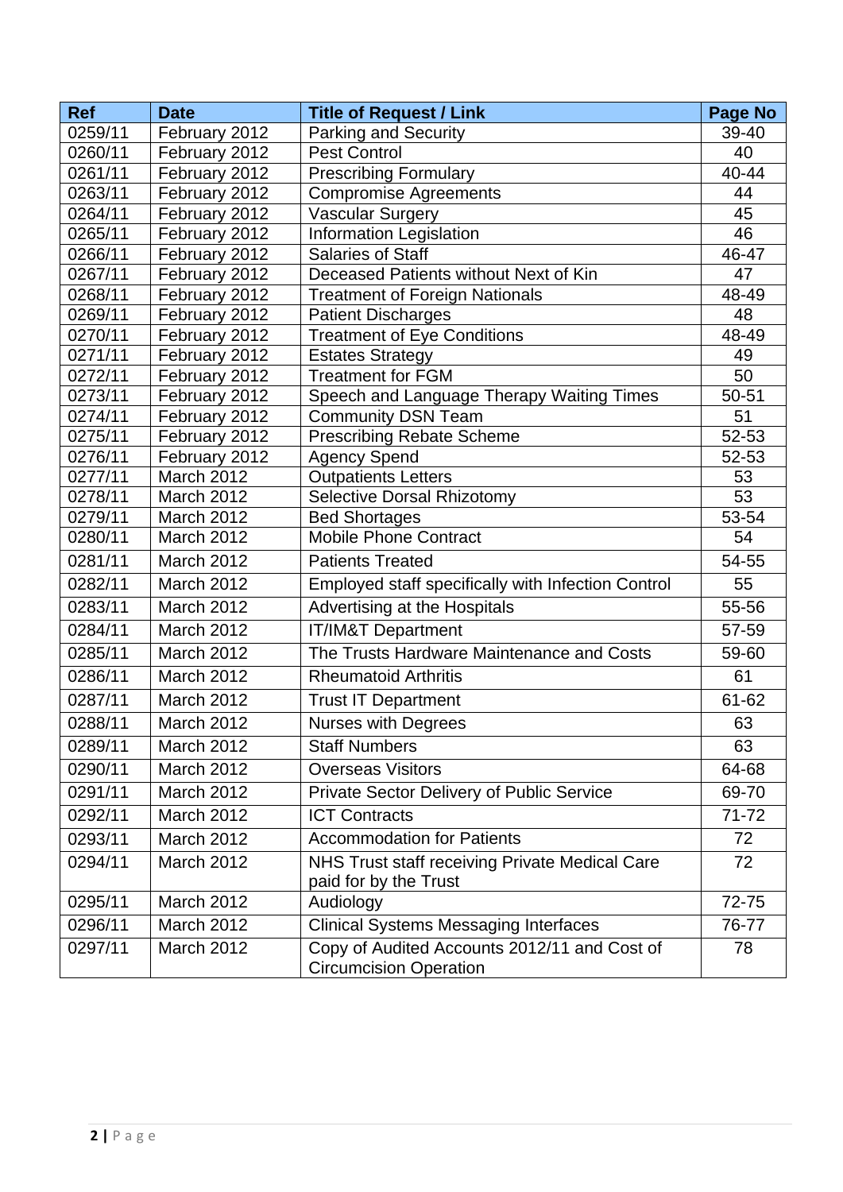| Ref | Date | Title of Request / Link | Page No |
|---|---|---|---|
| 0259/11 | February 2012 | Parking and Security | 39-40 |
| 0260/11 | February 2012 | Pest Control | 40 |
| 0261/11 | February 2012 | Prescribing Formulary | 40-44 |
| 0263/11 | February 2012 | Compromise Agreements | 44 |
| 0264/11 | February 2012 | Vascular Surgery | 45 |
| 0265/11 | February 2012 | Information Legislation | 46 |
| 0266/11 | February 2012 | Salaries of Staff | 46-47 |
| 0267/11 | February 2012 | Deceased Patients without Next of Kin | 47 |
| 0268/11 | February 2012 | Treatment of Foreign Nationals | 48-49 |
| 0269/11 | February 2012 | Patient Discharges | 48 |
| 0270/11 | February 2012 | Treatment of Eye Conditions | 48-49 |
| 0271/11 | February 2012 | Estates Strategy | 49 |
| 0272/11 | February 2012 | Treatment for FGM | 50 |
| 0273/11 | February 2012 | Speech and Language Therapy Waiting Times | 50-51 |
| 0274/11 | February 2012 | Community DSN Team | 51 |
| 0275/11 | February 2012 | Prescribing Rebate Scheme | 52-53 |
| 0276/11 | February 2012 | Agency Spend | 52-53 |
| 0277/11 | March 2012 | Outpatients Letters | 53 |
| 0278/11 | March 2012 | Selective Dorsal Rhizotomy | 53 |
| 0279/11 | March 2012 | Bed Shortages | 53-54 |
| 0280/11 | March 2012 | Mobile Phone Contract | 54 |
| 0281/11 | March 2012 | Patients Treated | 54-55 |
| 0282/11 | March 2012 | Employed staff specifically with Infection Control | 55 |
| 0283/11 | March 2012 | Advertising at the Hospitals | 55-56 |
| 0284/11 | March 2012 | IT/IM&T Department | 57-59 |
| 0285/11 | March 2012 | The Trusts Hardware Maintenance and Costs | 59-60 |
| 0286/11 | March 2012 | Rheumatoid Arthritis | 61 |
| 0287/11 | March 2012 | Trust IT Department | 61-62 |
| 0288/11 | March 2012 | Nurses with Degrees | 63 |
| 0289/11 | March 2012 | Staff Numbers | 63 |
| 0290/11 | March 2012 | Overseas Visitors | 64-68 |
| 0291/11 | March 2012 | Private Sector Delivery of Public Service | 69-70 |
| 0292/11 | March 2012 | ICT Contracts | 71-72 |
| 0293/11 | March 2012 | Accommodation for Patients | 72 |
| 0294/11 | March 2012 | NHS Trust staff receiving Private Medical Care paid for by the Trust | 72 |
| 0295/11 | March 2012 | Audiology | 72-75 |
| 0296/11 | March 2012 | Clinical Systems Messaging Interfaces | 76-77 |
| 0297/11 | March 2012 | Copy of Audited Accounts 2012/11 and Cost of Circumcision Operation | 78 |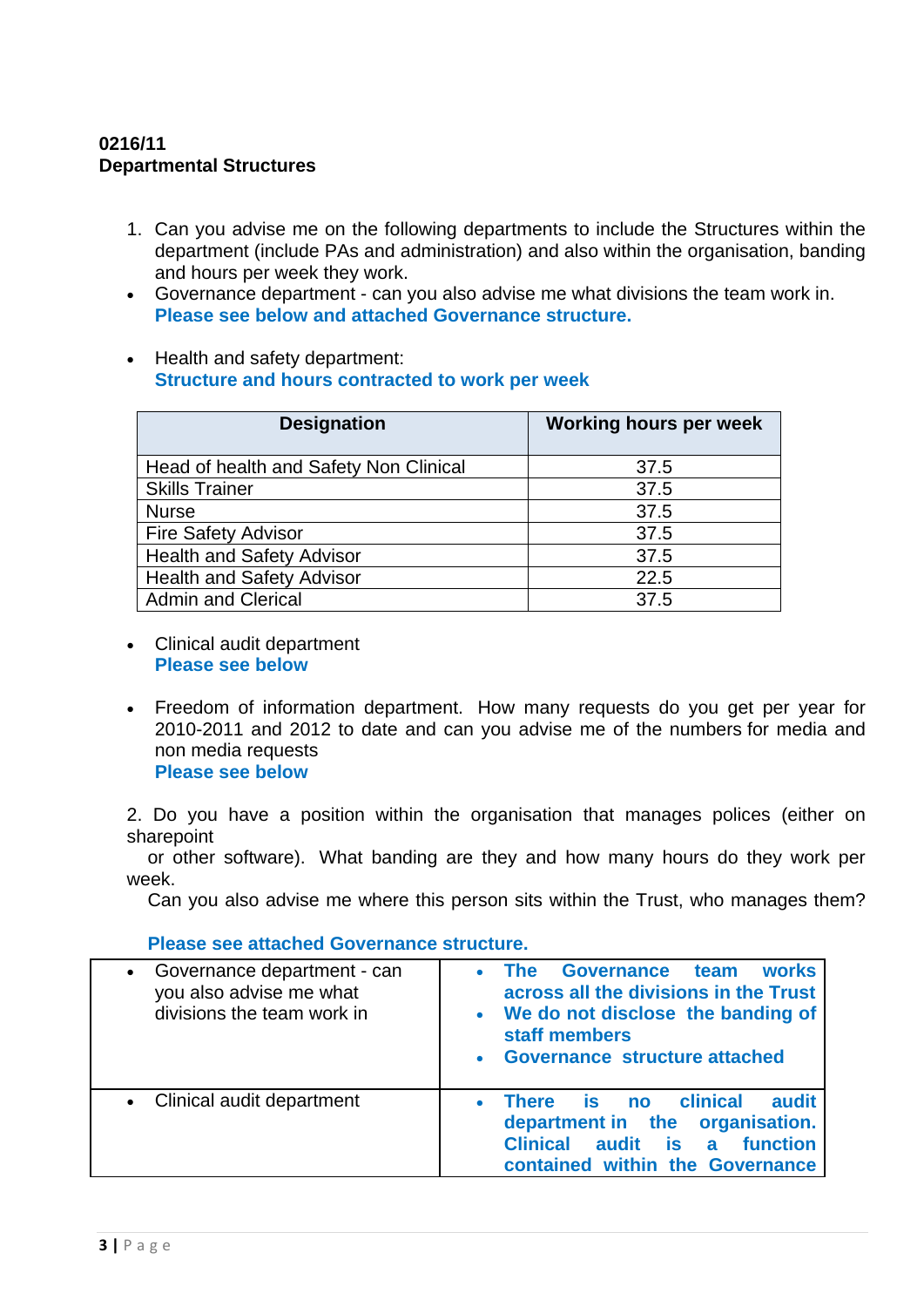**0216/11**
**Departmental Structures**

1. Can you advise me on the following departments to include the Structures within the department (include PAs and administration) and also within the organisation, banding and hours per week they work.

- Governance department - can you also advise me what divisions the team work in.
  **Please see below and attached Governance structure.**

- Health and safety department:
  **Structure and hours contracted to work per week**

| Designation | Working hours per week |
|---|---|
| Head of health and Safety Non Clinical | 37.5 |
| Skills Trainer | 37.5 |
| Nurse | 37.5 |
| Fire Safety Advisor | 37.5 |
| Health and Safety Advisor | 37.5 |
| Health and Safety Advisor | 22.5 |
| Admin and Clerical | 37.5 |

- Clinical audit department
  **Please see below**

- Freedom of information department. How many requests do you get per year for 2010-2011 and 2012 to date and can you advise me of the numbers for media and non media requests
  **Please see below**

2. Do you have a position within the organisation that manages polices (either on sharepoint or other software). What banding are they and how many hours do they work per week.
   Can you also advise me where this person sits within the Trust, who manages them?

   **Please see attached Governance structure.**

| | |
|---|---|
| • Governance department - can you also advise me what divisions the team work in | • **The Governance team works across all the divisions in the Trust**<br>• **We do not disclose the banding of staff members**<br>• **Governance structure attached** |
| • Clinical audit department | • **There is no clinical audit department in the organisation. Clinical audit is a function contained within the Governance** |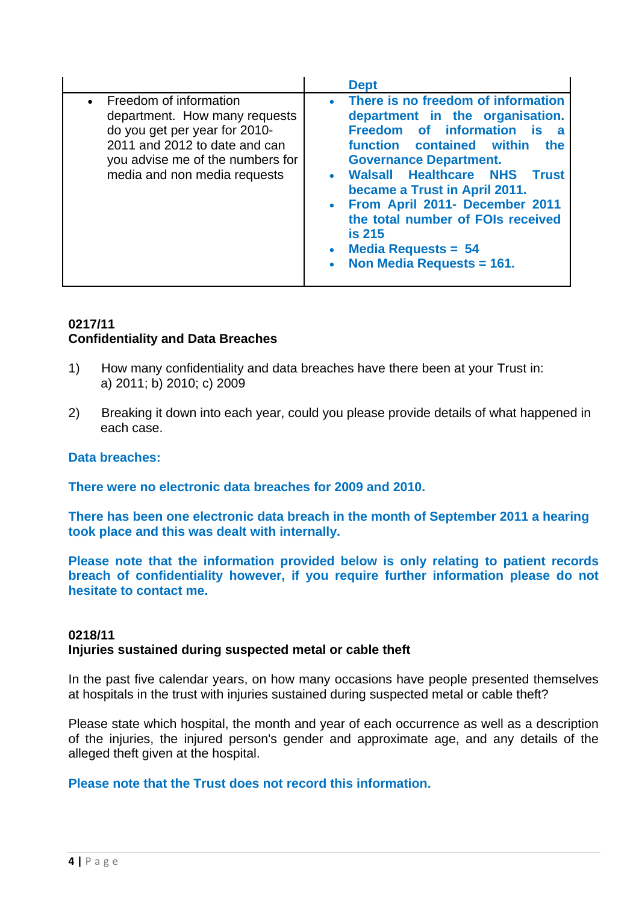| | Dept |
|---|---|
| • Freedom of information department. How many requests do you get per year for 2010-2011 and 2012 to date and can you advise me of the numbers for media and non media requests | • **There is no freedom of information department in the organisation. Freedom of information is a function contained within the Governance Department.**<br>• **Walsall Healthcare NHS Trust became a Trust in April 2011.**<br>• **From April 2011- December 2011 the total number of FOIs received is 215**<br>• **Media Requests = 54**<br>• **Non Media Requests = 161.** |

**0217/11**
**Confidentiality and Data Breaches**

1) How many confidentiality and data breaches have there been at your Trust in: a) 2011; b) 2010; c) 2009

2) Breaking it down into each year, could you please provide details of what happened in each case.

**Data breaches:**

**There were no electronic data breaches for 2009 and 2010.**

**There has been one electronic data breach in the month of September 2011 a hearing took place and this was dealt with internally.**

**Please note that the information provided below is only relating to patient records breach of confidentiality however, if you require further information please do not hesitate to contact me.**

**0218/11**
**Injuries sustained during suspected metal or cable theft**

In the past five calendar years, on how many occasions have people presented themselves at hospitals in the trust with injuries sustained during suspected metal or cable theft?

Please state which hospital, the month and year of each occurrence as well as a description of the injuries, the injured person's gender and approximate age, and any details of the alleged theft given at the hospital.

**Please note that the Trust does not record this information.**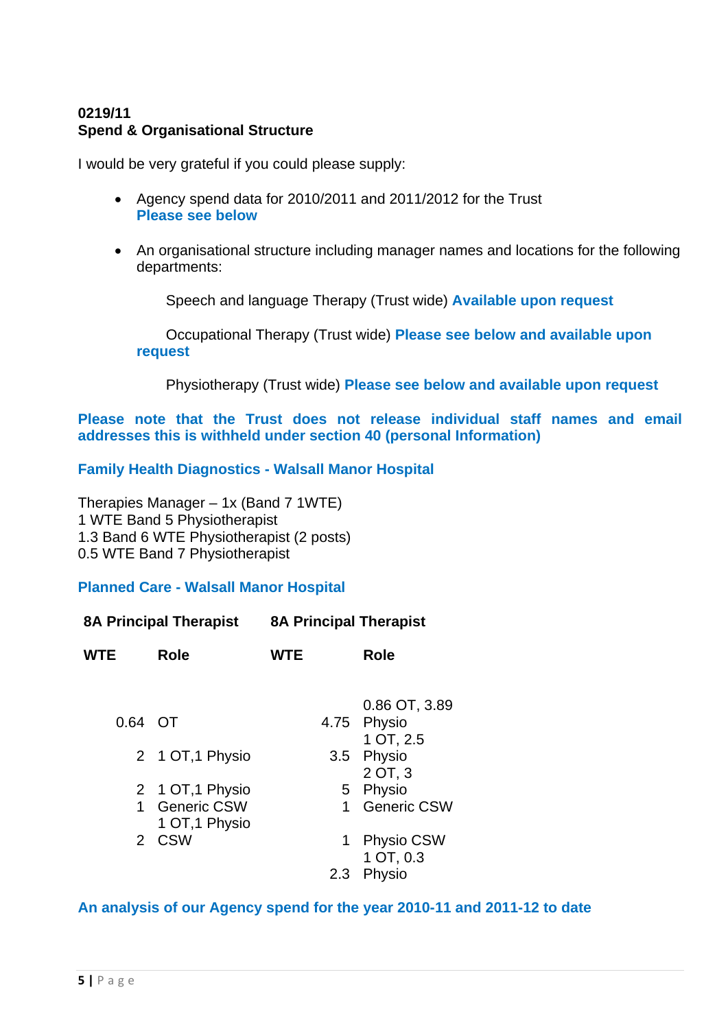**0219/11**
**Spend & Organisational Structure**

I would be very grateful if you could please supply:

- Agency spend data for 2010/2011 and 2011/2012 for the Trust
  **Please see below**

- An organisational structure including manager names and locations for the following departments:

  Speech and language Therapy (Trust wide) **Available upon request**

  Occupational Therapy (Trust wide) **Please see below and available upon request**

  Physiotherapy (Trust wide) **Please see below and available upon request**

**Please note that the Trust does not release individual staff names and email addresses this is withheld under section 40 (personal Information)**

**Family Health Diagnostics - Walsall Manor Hospital**

Therapies Manager – 1x (Band 7 1WTE)
1 WTE Band 5 Physiotherapist
1.3 Band 6 WTE Physiotherapist (2 posts)
0.5 WTE Band 7 Physiotherapist

**Planned Care - Walsall Manor Hospital**

| **8A Principal Therapist** | | **8A Principal Therapist** | |
|---|---|---|---|
| **WTE** | **Role** | **WTE** | **Role** |
| 0.64 | OT | 4.75 | 0.86 OT, 3.89 Physio |
| 2 | 1 OT,1 Physio | 3.5 | 1 OT, 2.5 Physio |
| 2 | 1 OT,1 Physio | 5 | 2 OT, 3 Physio |
| 1 | Generic CSW | 1 | Generic CSW |
| 2 | 1 OT,1 Physio CSW | 1 | Physio CSW |
| | | 2.3 | 1 OT, 0.3 Physio |

**An analysis of our Agency spend for the year 2010-11 and 2011-12 to date**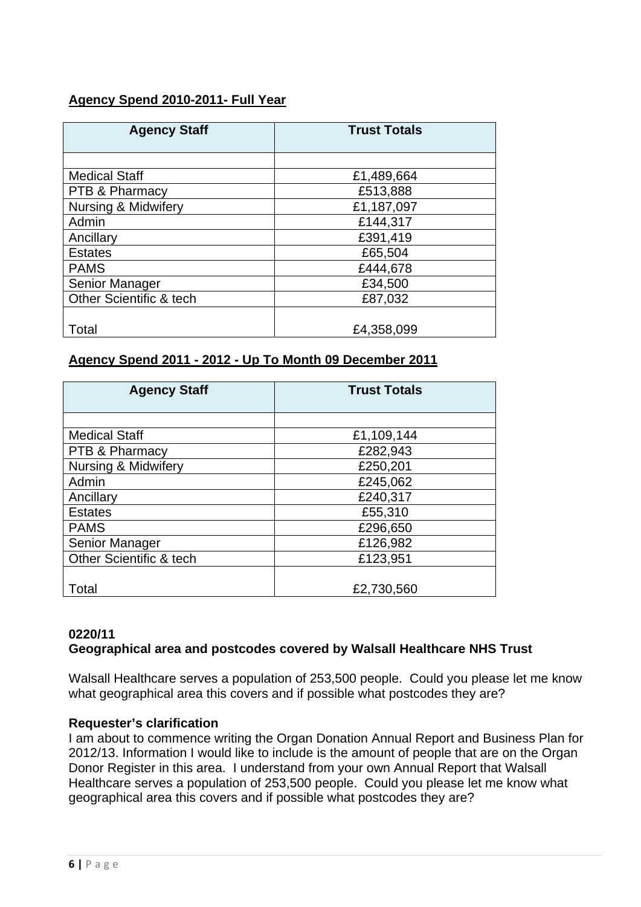**Agency Spend 2010-2011- Full Year**

| Agency Staff | Trust Totals |
|---|---|
| | |
| Medical Staff | £1,489,664 |
| PTB & Pharmacy | £513,888 |
| Nursing & Midwifery | £1,187,097 |
| Admin | £144,317 |
| Ancillary | £391,419 |
| Estates | £65,504 |
| PAMS | £444,678 |
| Senior Manager | £34,500 |
| Other Scientific & tech | £87,032 |
| Total | £4,358,099 |

**Agency Spend 2011 - 2012 - Up To Month 09 December 2011**

| Agency Staff | Trust Totals |
|---|---|
| | |
| Medical Staff | £1,109,144 |
| PTB & Pharmacy | £282,943 |
| Nursing & Midwifery | £250,201 |
| Admin | £245,062 |
| Ancillary | £240,317 |
| Estates | £55,310 |
| PAMS | £296,650 |
| Senior Manager | £126,982 |
| Other Scientific & tech | £123,951 |
| Total | £2,730,560 |

**0220/11**
**Geographical area and postcodes covered by Walsall Healthcare NHS Trust**

Walsall Healthcare serves a population of 253,500 people. Could you please let me know what geographical area this covers and if possible what postcodes they are?

**Requester's clarification**
I am about to commence writing the Organ Donation Annual Report and Business Plan for 2012/13. Information I would like to include is the amount of people that are on the Organ Donor Register in this area. I understand from your own Annual Report that Walsall Healthcare serves a population of 253,500 people. Could you please let me know what geographical area this covers and if possible what postcodes they are?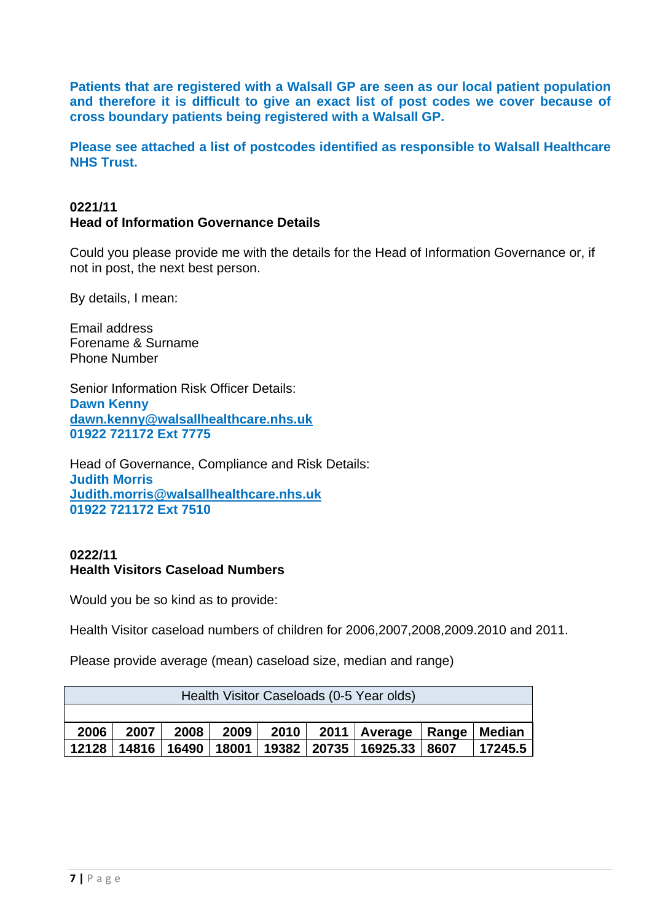**Patients that are registered with a Walsall GP are seen as our local patient population and therefore it is difficult to give an exact list of post codes we cover because of cross boundary patients being registered with a Walsall GP.**

**Please see attached a list of postcodes identified as responsible to Walsall Healthcare NHS Trust.**

**0221/11**
**Head of Information Governance Details**

Could you please provide me with the details for the Head of Information Governance or, if not in post, the next best person.

By details, I mean:

Email address
Forename & Surname
Phone Number

Senior Information Risk Officer Details:
**Dawn Kenny**
**dawn.kenny@walsallhealthcare.nhs.uk**
**01922 721172 Ext 7775**

Head of Governance, Compliance and Risk Details:
**Judith Morris**
**Judith.morris@walsallhealthcare.nhs.uk**
**01922 721172 Ext 7510**

**0222/11**
**Health Visitors Caseload Numbers**

Would you be so kind as to provide:

Health Visitor caseload numbers of children for 2006,2007,2008,2009.2010 and 2011.

Please provide average (mean) caseload size, median and range)

| Health Visitor Caseloads (0-5 Year olds) | | | | | | | | |
|---|---|---|---|---|---|---|---|---|
| **2006** | **2007** | **2008** | **2009** | **2010** | **2011** | **Average** | **Range** | **Median** |
| **12128** | **14816** | **16490** | **18001** | **19382** | **20735** | **16925.33** | **8607** | **17245.5** |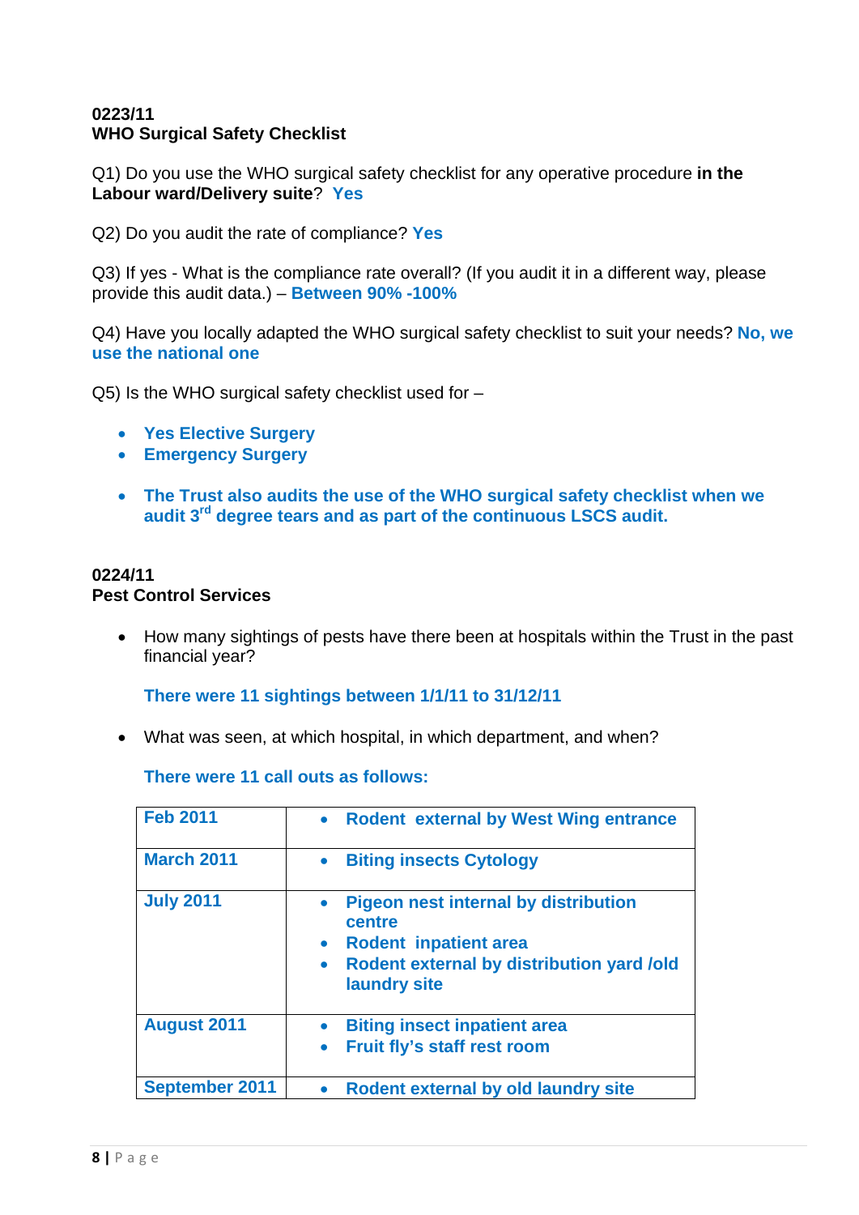**0223/11**
**WHO Surgical Safety Checklist**

Q1) Do you use the WHO surgical safety checklist for any operative procedure **in the Labour ward/Delivery suite**? **Yes**

Q2) Do you audit the rate of compliance? **Yes**

Q3) If yes - What is the compliance rate overall? (If you audit it in a different way, please provide this audit data.) – **Between 90% -100%**

Q4) Have you locally adapted the WHO surgical safety checklist to suit your needs? **No, we use the national one**

Q5) Is the WHO surgical safety checklist used for –

- **Yes Elective Surgery**
- **Emergency Surgery**

- **The Trust also audits the use of the WHO surgical safety checklist when we audit 3rd degree tears and as part of the continuous LSCS audit.**

**0224/11**
**Pest Control Services**

- How many sightings of pests have there been at hospitals within the Trust in the past financial year?

  **There were 11 sightings between 1/1/11 to 31/12/11**

- What was seen, at which hospital, in which department, and when?

  **There were 11 call outs as follows:**

| | |
|---|---|
| **Feb 2011** | • **Rodent external by West Wing entrance** |
| **March 2011** | • **Biting insects Cytology** |
| **July 2011** | • **Pigeon nest internal by distribution centre**<br>• **Rodent inpatient area**<br>• **Rodent external by distribution yard /old laundry site** |
| **August 2011** | • **Biting insect inpatient area**<br>• **Fruit fly's staff rest room** |
| **September 2011** | • **Rodent external by old laundry site** |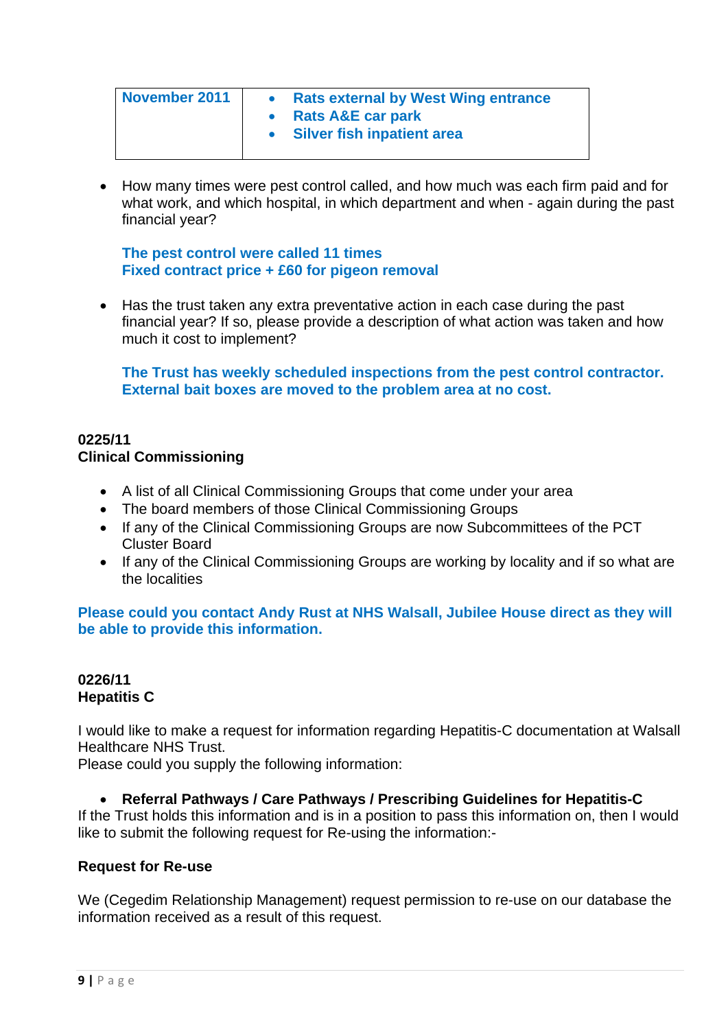| | |
|---|---|
| **November 2011** | • **Rats external by West Wing entrance**<br>• **Rats A&E car park**<br>• **Silver fish inpatient area** |

- How many times were pest control called, and how much was each firm paid and for what work, and which hospital, in which department and when - again during the past financial year?

  **The pest control were called 11 times**
  **Fixed contract price + £60 for pigeon removal**

- Has the trust taken any extra preventative action in each case during the past financial year? If so, please provide a description of what action was taken and how much it cost to implement?

  **The Trust has weekly scheduled inspections from the pest control contractor. External bait boxes are moved to the problem area at no cost.**

**0225/11**
**Clinical Commissioning**

- A list of all Clinical Commissioning Groups that come under your area
- The board members of those Clinical Commissioning Groups
- If any of the Clinical Commissioning Groups are now Subcommittees of the PCT Cluster Board
- If any of the Clinical Commissioning Groups are working by locality and if so what are the localities

**Please could you contact Andy Rust at NHS Walsall, Jubilee House direct as they will be able to provide this information.**

**0226/11**
**Hepatitis C**

I would like to make a request for information regarding Hepatitis-C documentation at Walsall Healthcare NHS Trust.
Please could you supply the following information:

- **Referral Pathways / Care Pathways / Prescribing Guidelines for Hepatitis-C**

If the Trust holds this information and is in a position to pass this information on, then I would like to submit the following request for Re-using the information:-

**Request for Re-use**

We (Cegedim Relationship Management) request permission to re-use on our database the information received as a result of this request.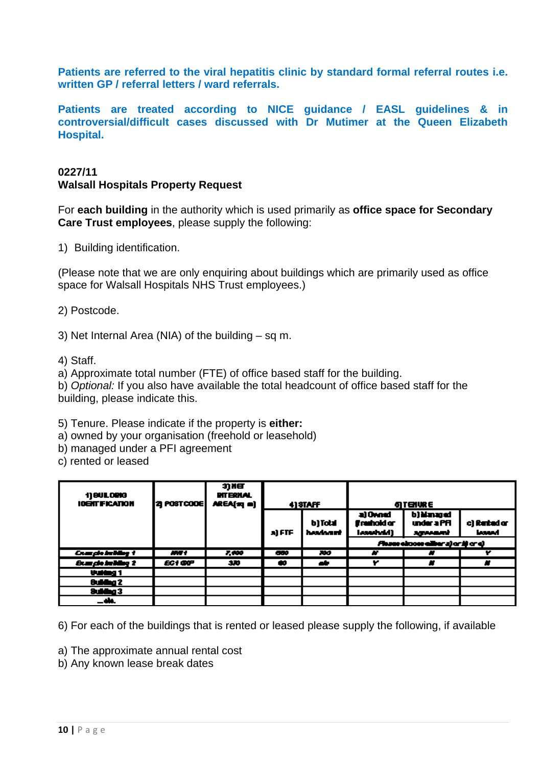**Patients are referred to the viral hepatitis clinic by standard formal referral routes i.e. written GP / referral letters / ward referrals.**

**Patients are treated according to NICE guidance / EASL guidelines & in controversial/difficult cases discussed with Dr Mutimer at the Queen Elizabeth Hospital.**

**0227/11**
**Walsall Hospitals Property Request**

For **each building** in the authority which is used primarily as **office space for Secondary Care Trust employees**, please supply the following:

1) Building identification.

(Please note that we are only enquiring about buildings which are primarily used as office space for Walsall Hospitals NHS Trust employees.)

2) Postcode.

3) Net Internal Area (NIA) of the building – sq m.

4) Staff.
a) Approximate total number (FTE) of office based staff for the building.
b) *Optional:* If you also have available the total headcount of office based staff for the building, please indicate this.

5) Tenure. Please indicate if the property is **either:**
a) owned by your organisation (freehold or leasehold)
b) managed under a PFI agreement
c) rented or leased

| 1) BUILDING IDENTIFICATION | 2) POSTCODE | 3) NET INTERNAL AREA (sq m) | 4) STAFF | | 5) TENURE | | |
|---|---|---|---|---|---|---|---|
| | | | a) FTE | b) Total headcount | a) Owned (freehold or leasehold) | b) Managed under a PFI agreement | c) Rented or leased |
| | | | | | Please choose either a) or b) or c) | | |
| *Example building 1* | *NW1* | *7,400* | *650* | *700* | *N* | *N* | *Y* |
| *Example building 2* | *EC1 0OP* | *370* | *60* | *n/a* | *Y* | *N* | *N* |
| Building 1 | | | | | | | |
| Building 2 | | | | | | | |
| Building 3 | | | | | | | |
| ...etc. | | | | | | | |

6) For each of the buildings that is rented or leased please supply the following, if available

a) The approximate annual rental cost
b) Any known lease break dates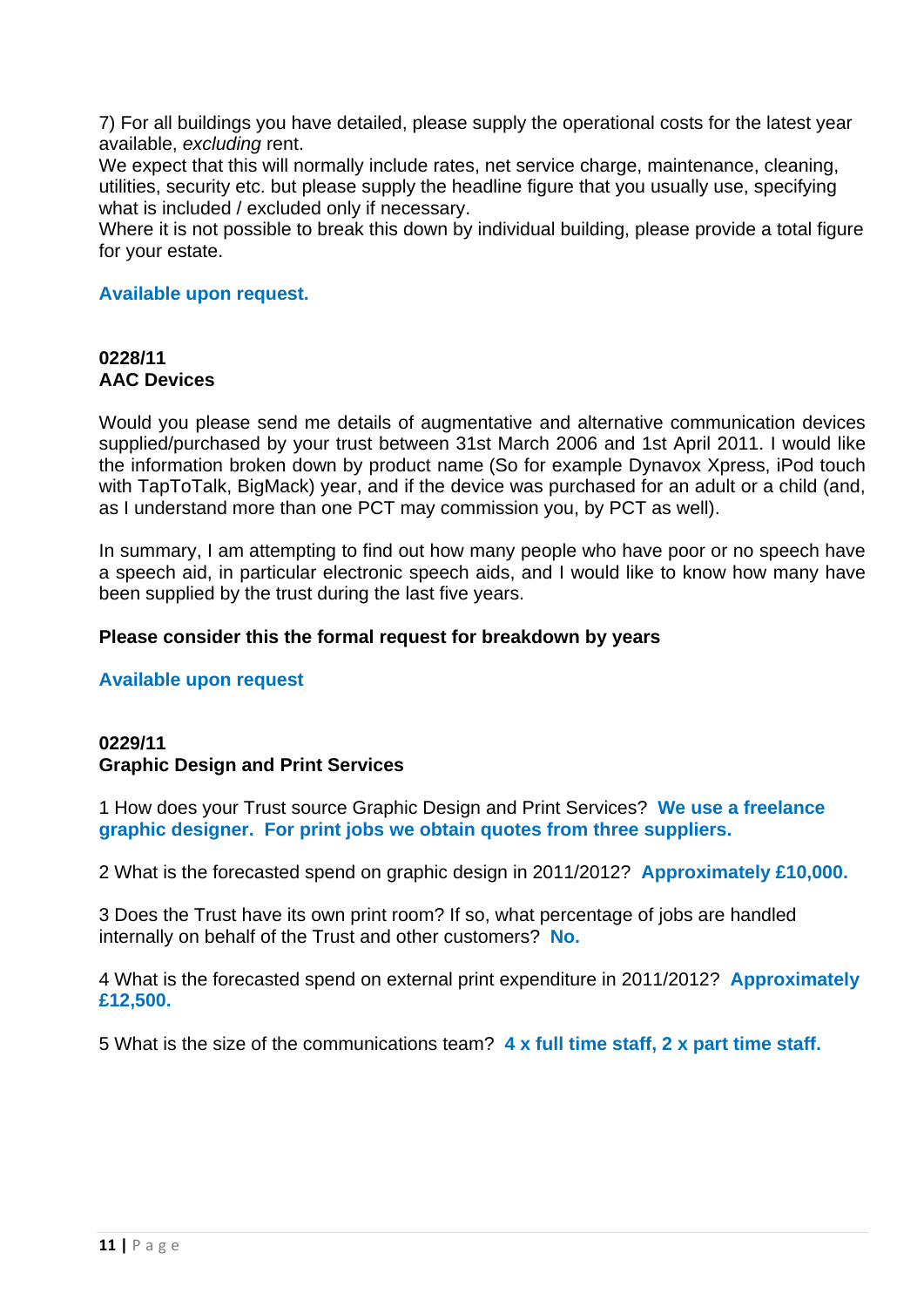7) For all buildings you have detailed, please supply the operational costs for the latest year available, *excluding* rent.
We expect that this will normally include rates, net service charge, maintenance, cleaning, utilities, security etc. but please supply the headline figure that you usually use, specifying what is included / excluded only if necessary.
Where it is not possible to break this down by individual building, please provide a total figure for your estate.

**Available upon request.**

**0228/11**
**AAC Devices**

Would you please send me details of augmentative and alternative communication devices supplied/purchased by your trust between 31st March 2006 and 1st April 2011. I would like the information broken down by product name (So for example Dynavox Xpress, iPod touch with TapToTalk, BigMack) year, and if the device was purchased for an adult or a child (and, as I understand more than one PCT may commission you, by PCT as well).

In summary, I am attempting to find out how many people who have poor or no speech have a speech aid, in particular electronic speech aids, and I would like to know how many have been supplied by the trust during the last five years.

**Please consider this the formal request for breakdown by years**

**Available upon request**

**0229/11**
**Graphic Design and Print Services**

1 How does your Trust source Graphic Design and Print Services? **We use a freelance graphic designer. For print jobs we obtain quotes from three suppliers.**

2 What is the forecasted spend on graphic design in 2011/2012? **Approximately £10,000.**

3 Does the Trust have its own print room? If so, what percentage of jobs are handled internally on behalf of the Trust and other customers? **No.**

4 What is the forecasted spend on external print expenditure in 2011/2012? **Approximately £12,500.**

5 What is the size of the communications team? **4 x full time staff, 2 x part time staff.**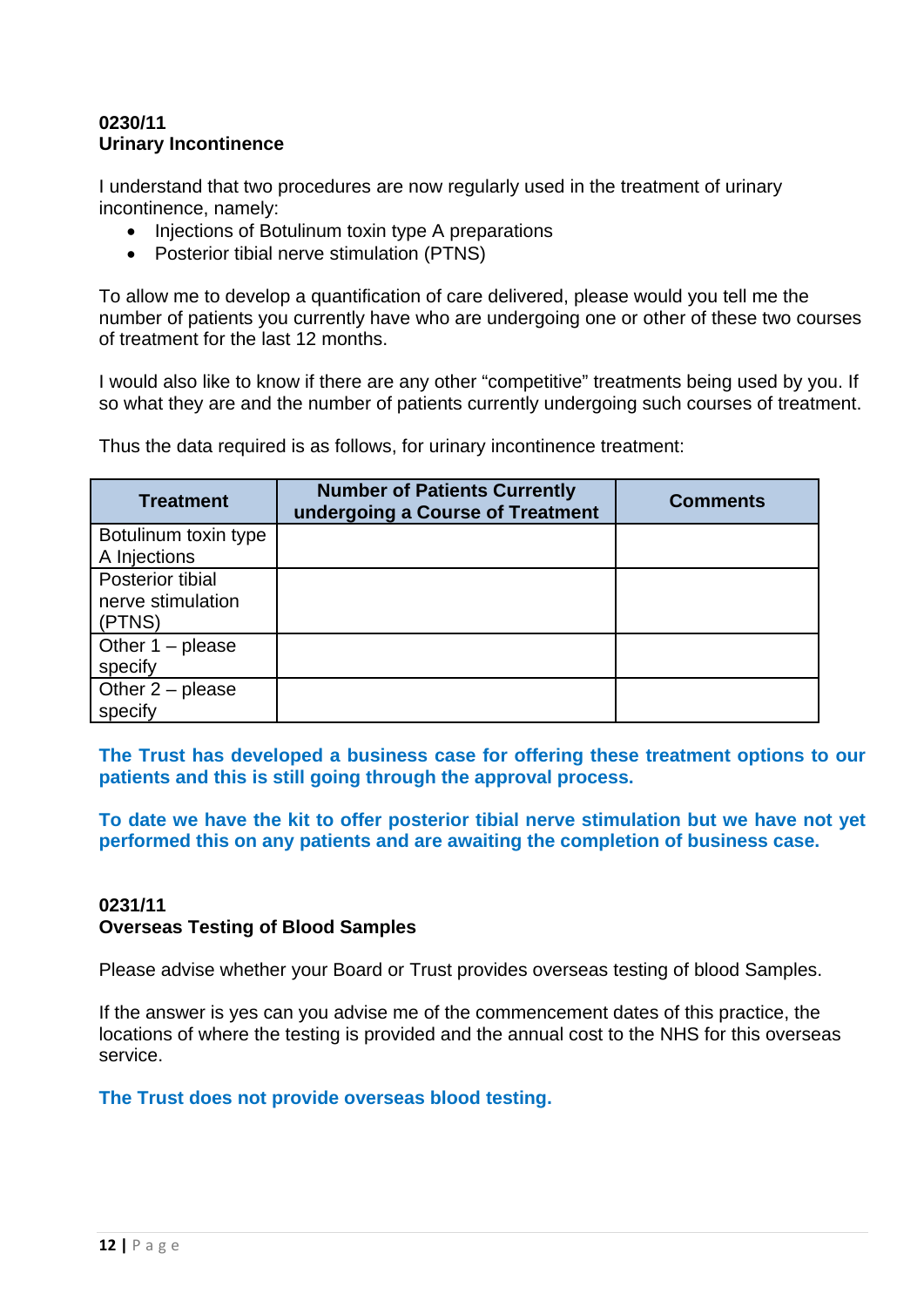**0230/11**
**Urinary Incontinence**

I understand that two procedures are now regularly used in the treatment of urinary incontinence, namely:

- Injections of Botulinum toxin type A preparations
- Posterior tibial nerve stimulation (PTNS)

To allow me to develop a quantification of care delivered, please would you tell me the number of patients you currently have who are undergoing one or other of these two courses of treatment for the last 12 months.

I would also like to know if there are any other "competitive" treatments being used by you. If so what they are and the number of patients currently undergoing such courses of treatment.

Thus the data required is as follows, for urinary incontinence treatment:

| Treatment | Number of Patients Currently undergoing a Course of Treatment | Comments |
| --- | --- | --- |
| Botulinum toxin type A Injections | | |
| Posterior tibial nerve stimulation (PTNS) | | |
| Other 1 – please specify | | |
| Other 2 – please specify | | |

**The Trust has developed a business case for offering these treatment options to our patients and this is still going through the approval process.**

**To date we have the kit to offer posterior tibial nerve stimulation but we have not yet performed this on any patients and are awaiting the completion of business case.**

**0231/11**
**Overseas Testing of Blood Samples**

Please advise whether your Board or Trust provides overseas testing of blood Samples.

If the answer is yes can you advise me of the commencement dates of this practice, the locations of where the testing is provided and the annual cost to the NHS for this overseas service.

**The Trust does not provide overseas blood testing.**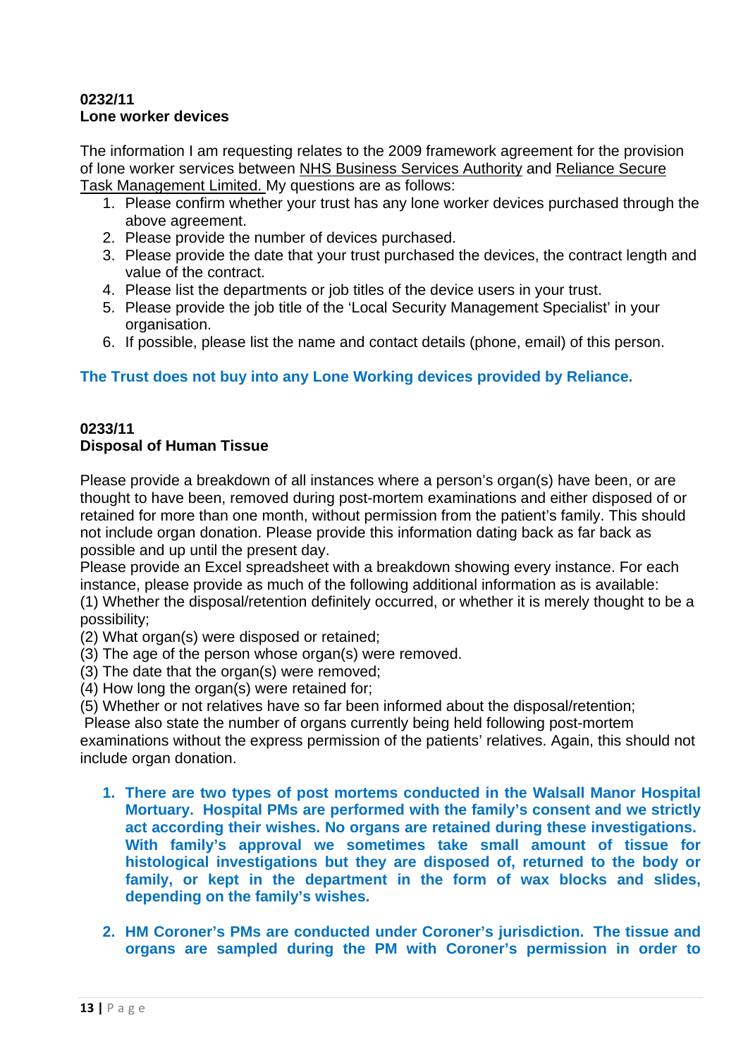**0232/11**
**Lone worker devices**

The information I am requesting relates to the 2009 framework agreement for the provision of lone worker services between NHS Business Services Authority and Reliance Secure Task Management Limited. My questions are as follows:

1. Please confirm whether your trust has any lone worker devices purchased through the above agreement.
2. Please provide the number of devices purchased.
3. Please provide the date that your trust purchased the devices, the contract length and value of the contract.
4. Please list the departments or job titles of the device users in your trust.
5. Please provide the job title of the 'Local Security Management Specialist' in your organisation.
6. If possible, please list the name and contact details (phone, email) of this person.

**The Trust does not buy into any Lone Working devices provided by Reliance.**

**0233/11**
**Disposal of Human Tissue**

Please provide a breakdown of all instances where a person's organ(s) have been, or are thought to have been, removed during post-mortem examinations and either disposed of or retained for more than one month, without permission from the patient's family. This should not include organ donation. Please provide this information dating back as far back as possible and up until the present day.
Please provide an Excel spreadsheet with a breakdown showing every instance. For each instance, please provide as much of the following additional information as is available:
(1) Whether the disposal/retention definitely occurred, or whether it is merely thought to be a possibility;
(2) What organ(s) were disposed or retained;
(3) The age of the person whose organ(s) were removed.
(3) The date that the organ(s) were removed;
(4) How long the organ(s) were retained for;
(5) Whether or not relatives have so far been informed about the disposal/retention;
Please also state the number of organs currently being held following post-mortem examinations without the express permission of the patients' relatives. Again, this should not include organ donation.

1. **There are two types of post mortems conducted in the Walsall Manor Hospital Mortuary. Hospital PMs are performed with the family's consent and we strictly act according their wishes. No organs are retained during these investigations. With family's approval we sometimes take small amount of tissue for histological investigations but they are disposed of, returned to the body or family, or kept in the department in the form of wax blocks and slides, depending on the family's wishes.**

2. **HM Coroner's PMs are conducted under Coroner's jurisdiction. The tissue and organs are sampled during the PM with Coroner's permission in order to**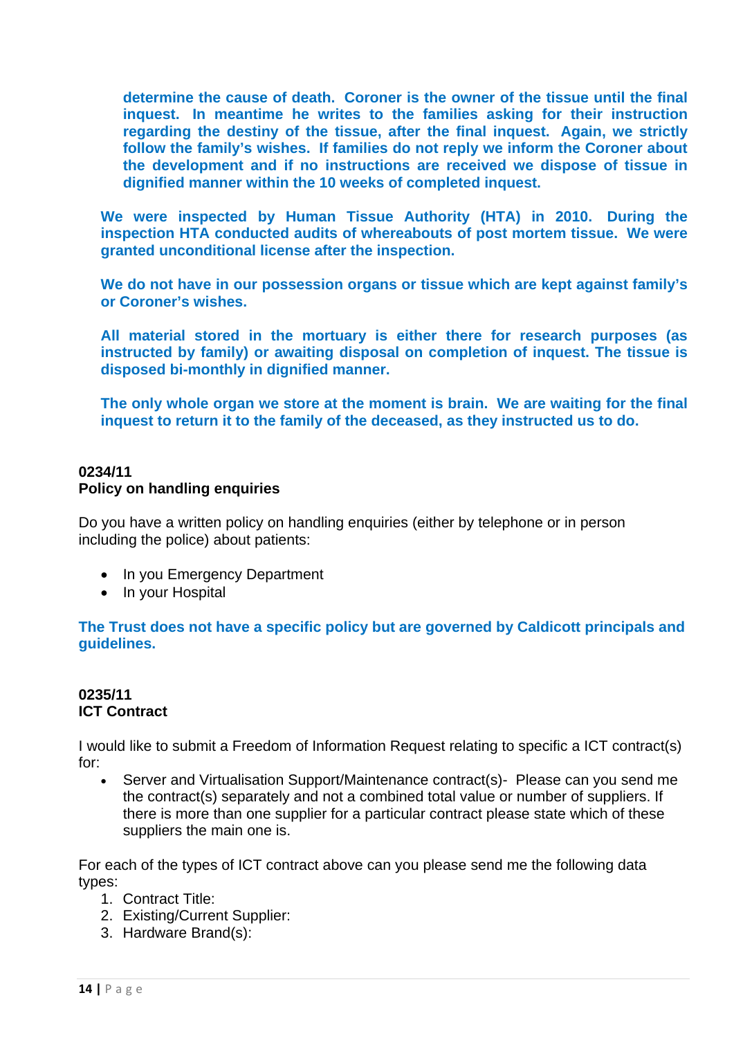**determine the cause of death. Coroner is the owner of the tissue until the final inquest. In meantime he writes to the families asking for their instruction regarding the destiny of the tissue, after the final inquest. Again, we strictly follow the family's wishes. If families do not reply we inform the Coroner about the development and if no instructions are received we dispose of tissue in dignified manner within the 10 weeks of completed inquest.**

**We were inspected by Human Tissue Authority (HTA) in 2010. During the inspection HTA conducted audits of whereabouts of post mortem tissue. We were granted unconditional license after the inspection.**

**We do not have in our possession organs or tissue which are kept against family's or Coroner's wishes.**

**All material stored in the mortuary is either there for research purposes (as instructed by family) or awaiting disposal on completion of inquest. The tissue is disposed bi-monthly in dignified manner.**

**The only whole organ we store at the moment is brain. We are waiting for the final inquest to return it to the family of the deceased, as they instructed us to do.**

**0234/11**
**Policy on handling enquiries**

Do you have a written policy on handling enquiries (either by telephone or in person including the police) about patients:

- In you Emergency Department
- In your Hospital

**The Trust does not have a specific policy but are governed by Caldicott principals and guidelines.**

**0235/11**
**ICT Contract**

I would like to submit a Freedom of Information Request relating to specific a ICT contract(s) for:

- Server and Virtualisation Support/Maintenance contract(s)- Please can you send me the contract(s) separately and not a combined total value or number of suppliers. If there is more than one supplier for a particular contract please state which of these suppliers the main one is.

For each of the types of ICT contract above can you please send me the following data types:

1. Contract Title:
2. Existing/Current Supplier:
3. Hardware Brand(s):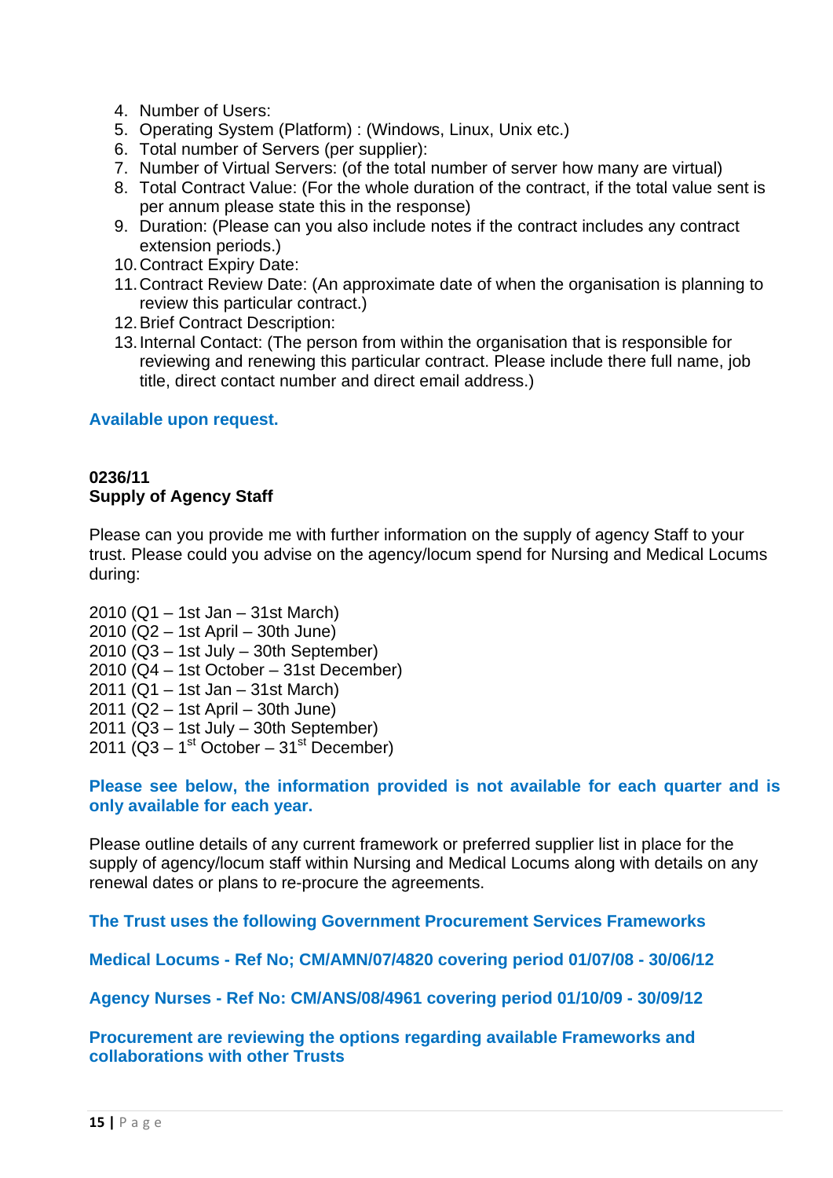4. Number of Users:
5. Operating System (Platform) : (Windows, Linux, Unix etc.)
6. Total number of Servers (per supplier):
7. Number of Virtual Servers: (of the total number of server how many are virtual)
8. Total Contract Value: (For the whole duration of the contract, if the total value sent is per annum please state this in the response)
9. Duration: (Please can you also include notes if the contract includes any contract extension periods.)
10. Contract Expiry Date:
11. Contract Review Date: (An approximate date of when the organisation is planning to review this particular contract.)
12. Brief Contract Description:
13. Internal Contact: (The person from within the organisation that is responsible for reviewing and renewing this particular contract. Please include there full name, job title, direct contact number and direct email address.)

**Available upon request.**

**0236/11**
**Supply of Agency Staff**

Please can you provide me with further information on the supply of agency Staff to your trust. Please could you advise on the agency/locum spend for Nursing and Medical Locums during:

2010 (Q1 – 1st Jan – 31st March)
2010 (Q2 – 1st April – 30th June)
2010 (Q3 – 1st July – 30th September)
2010 (Q4 – 1st October – 31st December)
2011 (Q1 – 1st Jan – 31st March)
2011 (Q2 – 1st April – 30th June)
2011 (Q3 – 1st July – 30th September)
2011 (Q3 – 1st October – 31st December)

**Please see below, the information provided is not available for each quarter and is only available for each year.**

Please outline details of any current framework or preferred supplier list in place for the supply of agency/locum staff within Nursing and Medical Locums along with details on any renewal dates or plans to re-procure the agreements.

**The Trust uses the following Government Procurement Services Frameworks**

**Medical Locums - Ref No; CM/AMN/07/4820 covering period 01/07/08 - 30/06/12**

**Agency Nurses - Ref No: CM/ANS/08/4961 covering period 01/10/09 - 30/09/12**

**Procurement are reviewing the options regarding available Frameworks and collaborations with other Trusts**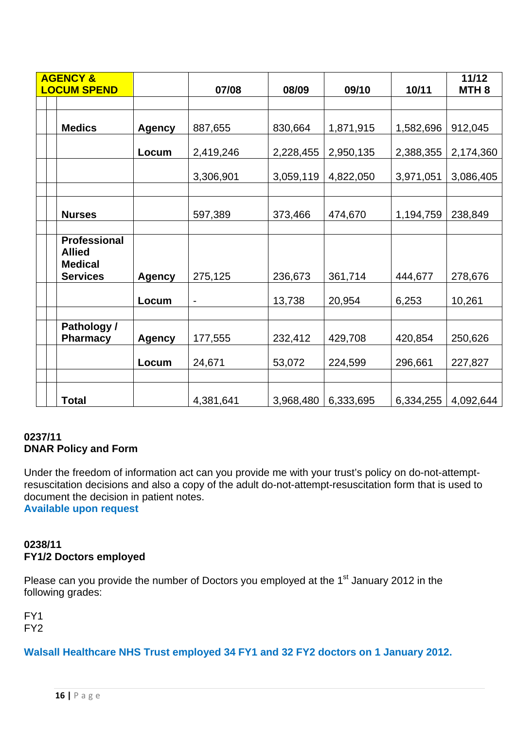| AGENCY & LOCUM SPEND | | 07/08 | 08/09 | 09/10 | 10/11 | 11/12 MTH 8 |
|---|---|---|---|---|---|---|
| Medics | Agency | 887,655 | 830,664 | 1,871,915 | 1,582,696 | 912,045 |
| | Locum | 2,419,246 | 2,228,455 | 2,950,135 | 2,388,355 | 2,174,360 |
| | | 3,306,901 | 3,059,119 | 4,822,050 | 3,971,051 | 3,086,405 |
| Nurses | | 597,389 | 373,466 | 474,670 | 1,194,759 | 238,849 |
| Professional Allied Medical Services | Agency | 275,125 | 236,673 | 361,714 | 444,677 | 278,676 |
| | Locum | - | 13,738 | 20,954 | 6,253 | 10,261 |
| Pathology / Pharmacy | Agency | 177,555 | 232,412 | 429,708 | 420,854 | 250,626 |
| | Locum | 24,671 | 53,072 | 224,599 | 296,661 | 227,827 |
| Total | | 4,381,641 | 3,968,480 | 6,333,695 | 6,334,255 | 4,092,644 |

**0237/11**
**DNAR Policy and Form**

Under the freedom of information act can you provide me with your trust's policy on do-not-attempt-resuscitation decisions and also a copy of the adult do-not-attempt-resuscitation form that is used to document the decision in patient notes.
**Available upon request**

**0238/11**
**FY1/2 Doctors employed**

Please can you provide the number of Doctors you employed at the 1st January 2012 in the following grades:

FY1
FY2

**Walsall Healthcare NHS Trust employed 34 FY1 and 32 FY2 doctors on 1 January 2012.**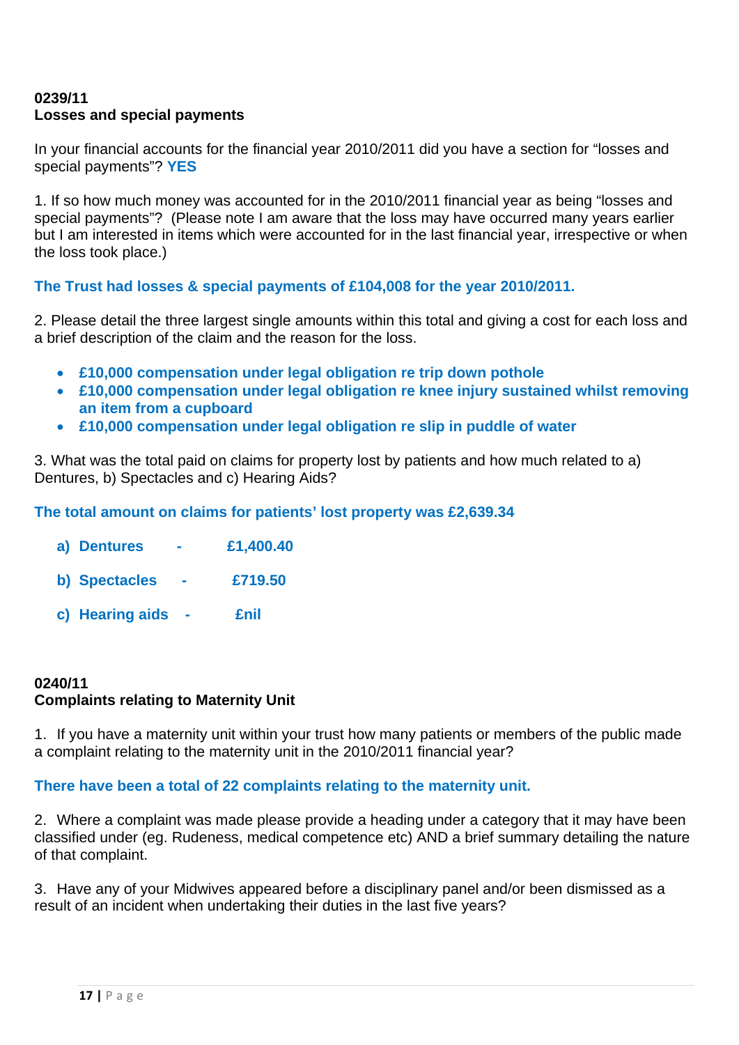**0239/11**
**Losses and special payments**

In your financial accounts for the financial year 2010/2011 did you have a section for "losses and special payments"? **YES**

1. If so how much money was accounted for in the 2010/2011 financial year as being "losses and special payments"? (Please note I am aware that the loss may have occurred many years earlier but I am interested in items which were accounted for in the last financial year, irrespective or when the loss took place.)

**The Trust had losses & special payments of £104,008 for the year 2010/2011.**

2. Please detail the three largest single amounts within this total and giving a cost for each loss and a brief description of the claim and the reason for the loss.

- **£10,000 compensation under legal obligation re trip down pothole**
- **£10,000 compensation under legal obligation re knee injury sustained whilst removing an item from a cupboard**
- **£10,000 compensation under legal obligation re slip in puddle of water**

3. What was the total paid on claims for property lost by patients and how much related to a) Dentures, b) Spectacles and c) Hearing Aids?

**The total amount on claims for patients' lost property was £2,639.34**

a) **Dentures - £1,400.40**

b) **Spectacles - £719.50**

c) **Hearing aids - £nil**

**0240/11**
**Complaints relating to Maternity Unit**

1. If you have a maternity unit within your trust how many patients or members of the public made a complaint relating to the maternity unit in the 2010/2011 financial year?

**There have been a total of 22 complaints relating to the maternity unit.**

2. Where a complaint was made please provide a heading under a category that it may have been classified under (eg. Rudeness, medical competence etc) AND a brief summary detailing the nature of that complaint.

3. Have any of your Midwives appeared before a disciplinary panel and/or been dismissed as a result of an incident when undertaking their duties in the last five years?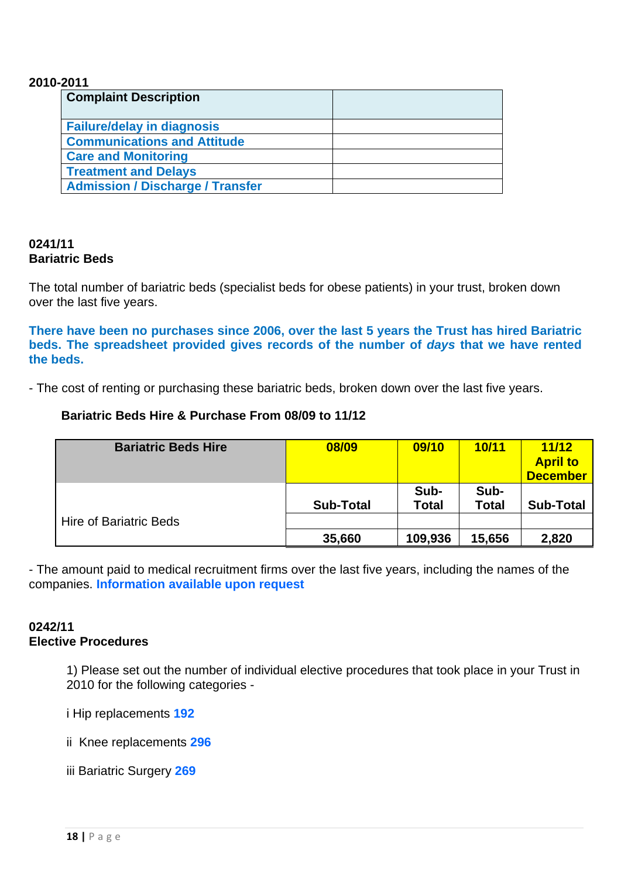**2010-2011**

| Complaint Description | |
|---|---|
| **Failure/delay in diagnosis** | |
| **Communications and Attitude** | |
| **Care and Monitoring** | |
| **Treatment and Delays** | |
| **Admission / Discharge / Transfer** | |

**0241/11**
**Bariatric Beds**

The total number of bariatric beds (specialist beds for obese patients) in your trust, broken down over the last five years.

**There have been no purchases since 2006, over the last 5 years the Trust has hired Bariatric beds. The spreadsheet provided gives records of the number of *days* that we have rented the beds.**

- The cost of renting or purchasing these bariatric beds, broken down over the last five years.

**Bariatric Beds Hire & Purchase From 08/09 to 11/12**

| Bariatric Beds Hire | 08/09 | 09/10 | 10/11 | 11/12 April to December |
|---|---|---|---|---|
| | **Sub-Total** | **Sub-Total** | **Sub-Total** | **Sub-Total** |
| Hire of Bariatric Beds | | | | |
| | **35,660** | **109,936** | **15,656** | **2,820** |

- The amount paid to medical recruitment firms over the last five years, including the names of the companies. **Information available upon request**

**0242/11**
**Elective Procedures**

1) Please set out the number of individual elective procedures that took place in your Trust in 2010 for the following categories -

i Hip replacements **192**

ii Knee replacements **296**

iii Bariatric Surgery **269**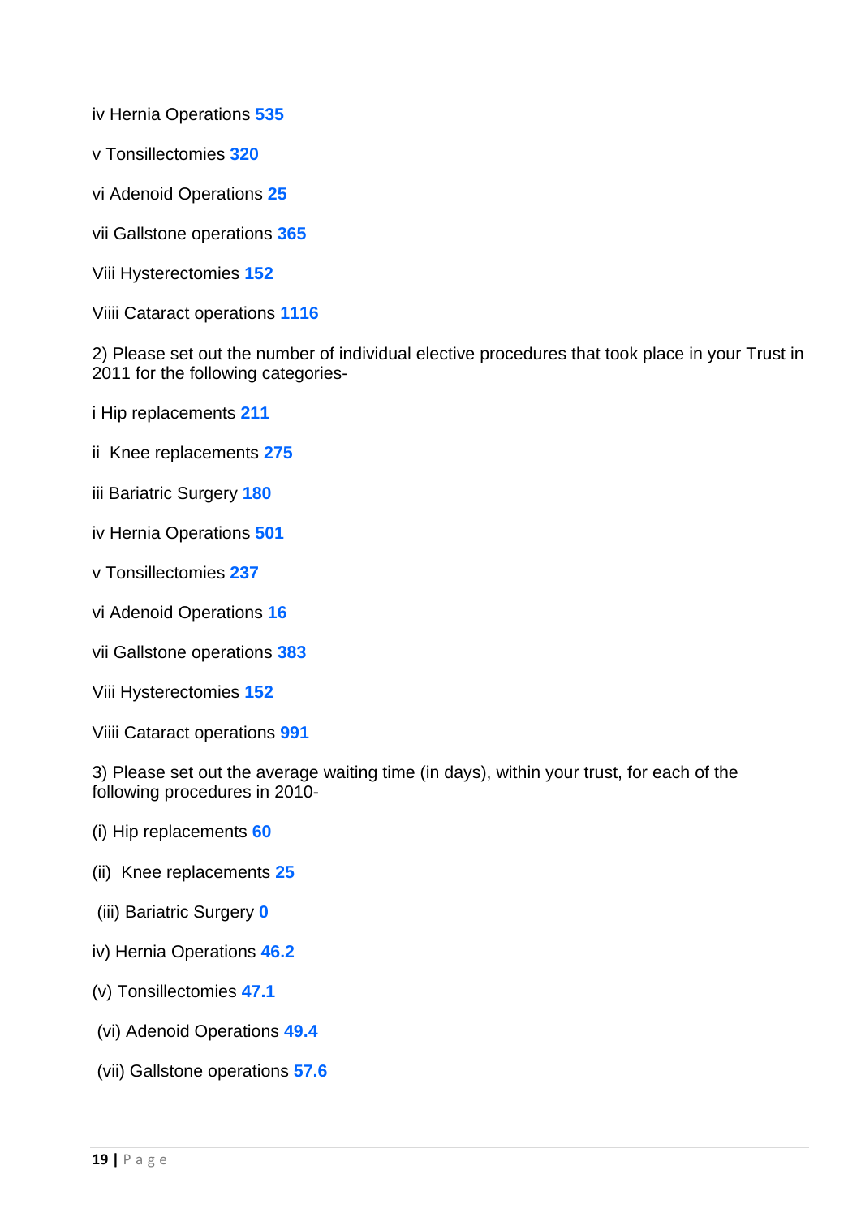iv Hernia Operations **535**

v Tonsillectomies **320**

vi Adenoid Operations **25**

vii Gallstone operations **365**

Viii Hysterectomies **152**

Viiii Cataract operations **1116**

2) Please set out the number of individual elective procedures that took place in your Trust in 2011 for the following categories-

i Hip replacements **211**

ii  Knee replacements **275**

iii Bariatric Surgery **180**

iv Hernia Operations **501**

v Tonsillectomies **237**

vi Adenoid Operations **16**

vii Gallstone operations **383**

Viii Hysterectomies **152**

Viiii Cataract operations **991**

3) Please set out the average waiting time (in days), within your trust, for each of the following procedures in 2010-

(i) Hip replacements **60**

(ii)  Knee replacements **25**

(iii) Bariatric Surgery **0**

iv) Hernia Operations **46.2**

(v) Tonsillectomies **47.1**

(vi) Adenoid Operations **49.4**

(vii) Gallstone operations **57.6**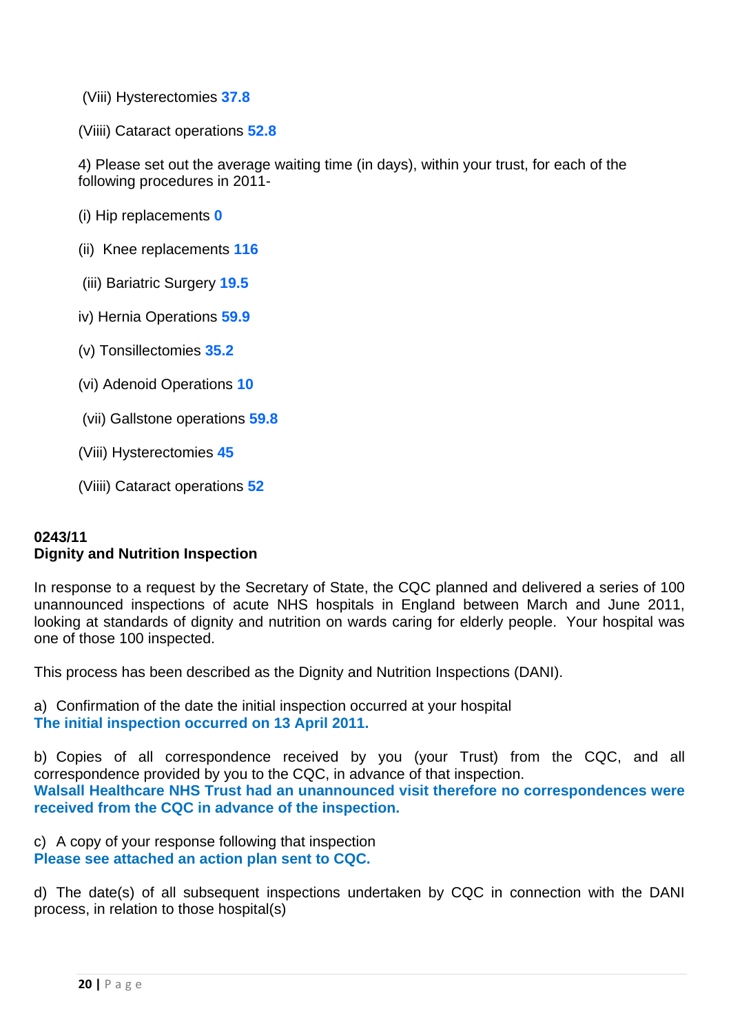(Viii) Hysterectomies **37.8**

(Viiii) Cataract operations **52.8**

4) Please set out the average waiting time (in days), within your trust, for each of the following procedures in 2011-

(i) Hip replacements **0**

(ii) Knee replacements **116**

(iii) Bariatric Surgery **19.5**

iv) Hernia Operations **59.9**

(v) Tonsillectomies **35.2**

(vi) Adenoid Operations **10**

(vii) Gallstone operations **59.8**

(Viii) Hysterectomies **45**

(Viiii) Cataract operations **52**

**0243/11**
**Dignity and Nutrition Inspection**

In response to a request by the Secretary of State, the CQC planned and delivered a series of 100 unannounced inspections of acute NHS hospitals in England between March and June 2011, looking at standards of dignity and nutrition on wards caring for elderly people. Your hospital was one of those 100 inspected.

This process has been described as the Dignity and Nutrition Inspections (DANI).

a) Confirmation of the date the initial inspection occurred at your hospital
**The initial inspection occurred on 13 April 2011.**

b) Copies of all correspondence received by you (your Trust) from the CQC, and all correspondence provided by you to the CQC, in advance of that inspection.
**Walsall Healthcare NHS Trust had an unannounced visit therefore no correspondences were received from the CQC in advance of the inspection.**

c) A copy of your response following that inspection
**Please see attached an action plan sent to CQC.**

d) The date(s) of all subsequent inspections undertaken by CQC in connection with the DANI process, in relation to those hospital(s)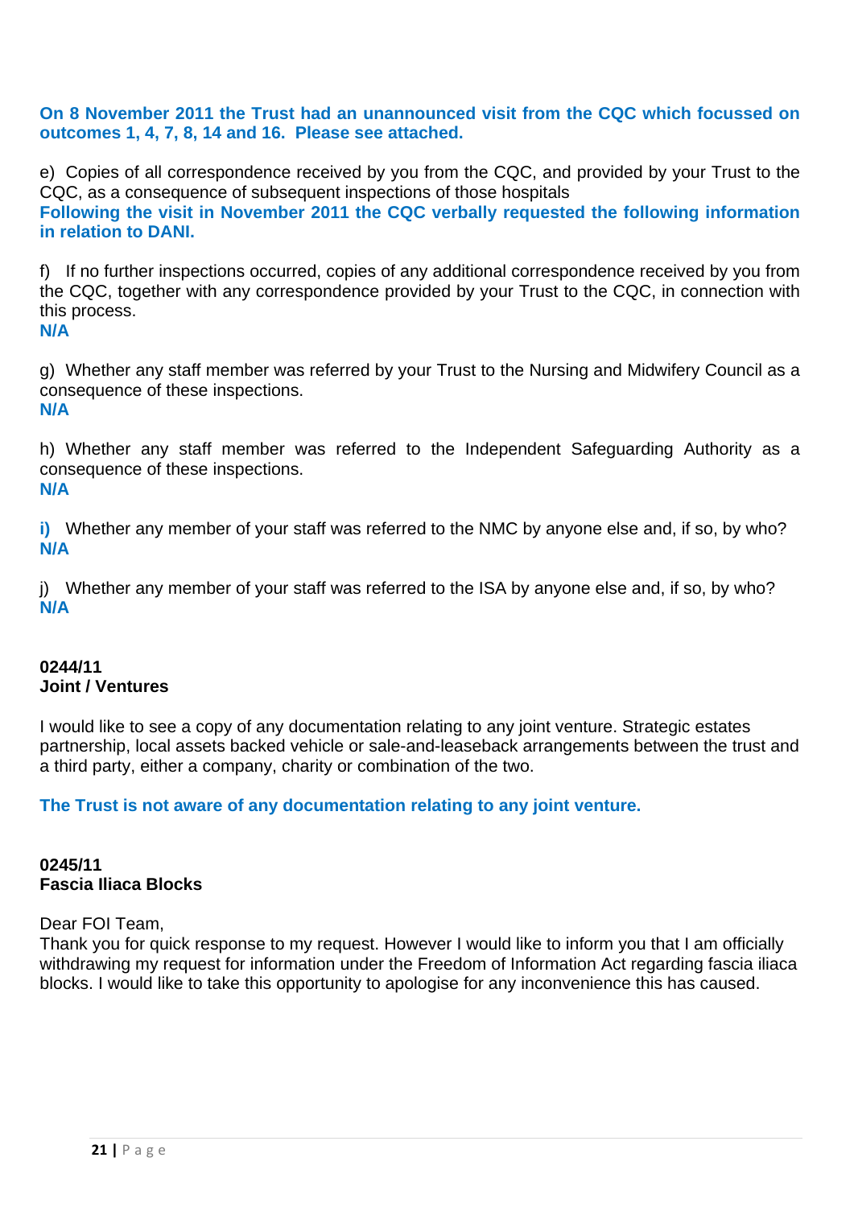**On 8 November 2011 the Trust had an unannounced visit from the CQC which focussed on outcomes 1, 4, 7, 8, 14 and 16. Please see attached.**

e) Copies of all correspondence received by you from the CQC, and provided by your Trust to the CQC, as a consequence of subsequent inspections of those hospitals
**Following the visit in November 2011 the CQC verbally requested the following information in relation to DANI.**

f) If no further inspections occurred, copies of any additional correspondence received by you from the CQC, together with any correspondence provided by your Trust to the CQC, in connection with this process.
**N/A**

g) Whether any staff member was referred by your Trust to the Nursing and Midwifery Council as a consequence of these inspections.
**N/A**

h) Whether any staff member was referred to the Independent Safeguarding Authority as a consequence of these inspections.
**N/A**

**i)** Whether any member of your staff was referred to the NMC by anyone else and, if so, by who?
**N/A**

j) Whether any member of your staff was referred to the ISA by anyone else and, if so, by who?
**N/A**

**0244/11**
**Joint / Ventures**

I would like to see a copy of any documentation relating to any joint venture. Strategic estates partnership, local assets backed vehicle or sale-and-leaseback arrangements between the trust and a third party, either a company, charity or combination of the two.

**The Trust is not aware of any documentation relating to any joint venture.**

**0245/11**
**Fascia Iliaca Blocks**

Dear FOI Team,
Thank you for quick response to my request. However I would like to inform you that I am officially withdrawing my request for information under the Freedom of Information Act regarding fascia iliaca blocks. I would like to take this opportunity to apologise for any inconvenience this has caused.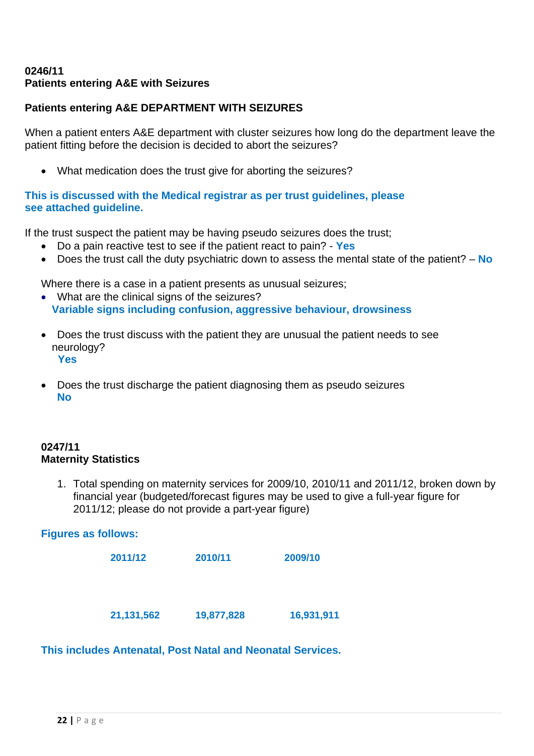**0246/11**
**Patients entering A&E with Seizures**

**Patients entering A&E DEPARTMENT WITH SEIZURES**

When a patient enters A&E department with cluster seizures how long do the department leave the patient fitting before the decision is decided to abort the seizures?

- What medication does the trust give for aborting the seizures?

**This is discussed with the Medical registrar as per trust guidelines, please see attached guideline.**

If the trust suspect the patient may be having pseudo seizures does the trust;

- Do a pain reactive test to see if the patient react to pain? - **Yes**
- Does the trust call the duty psychiatric down to assess the mental state of the patient? – **No**

Where there is a case in a patient presents as unusual seizures;

- What are the clinical signs of the seizures?
  **Variable signs including confusion, aggressive behaviour, drowsiness**

- Does the trust discuss with the patient they are unusual the patient needs to see neurology?
  **Yes**

- Does the trust discharge the patient diagnosing them as pseudo seizures
  **No**

**0247/11**
**Maternity Statistics**

1. Total spending on maternity services for 2009/10, 2010/11 and 2011/12, broken down by financial year (budgeted/forecast figures may be used to give a full-year figure for 2011/12; please do not provide a part-year figure)

**Figures as follows:**

| 2011/12 | 2010/11 | 2009/10 |
|---|---|---|
| 21,131,562 | 19,877,828 | 16,931,911 |

**This includes Antenatal, Post Natal and Neonatal Services.**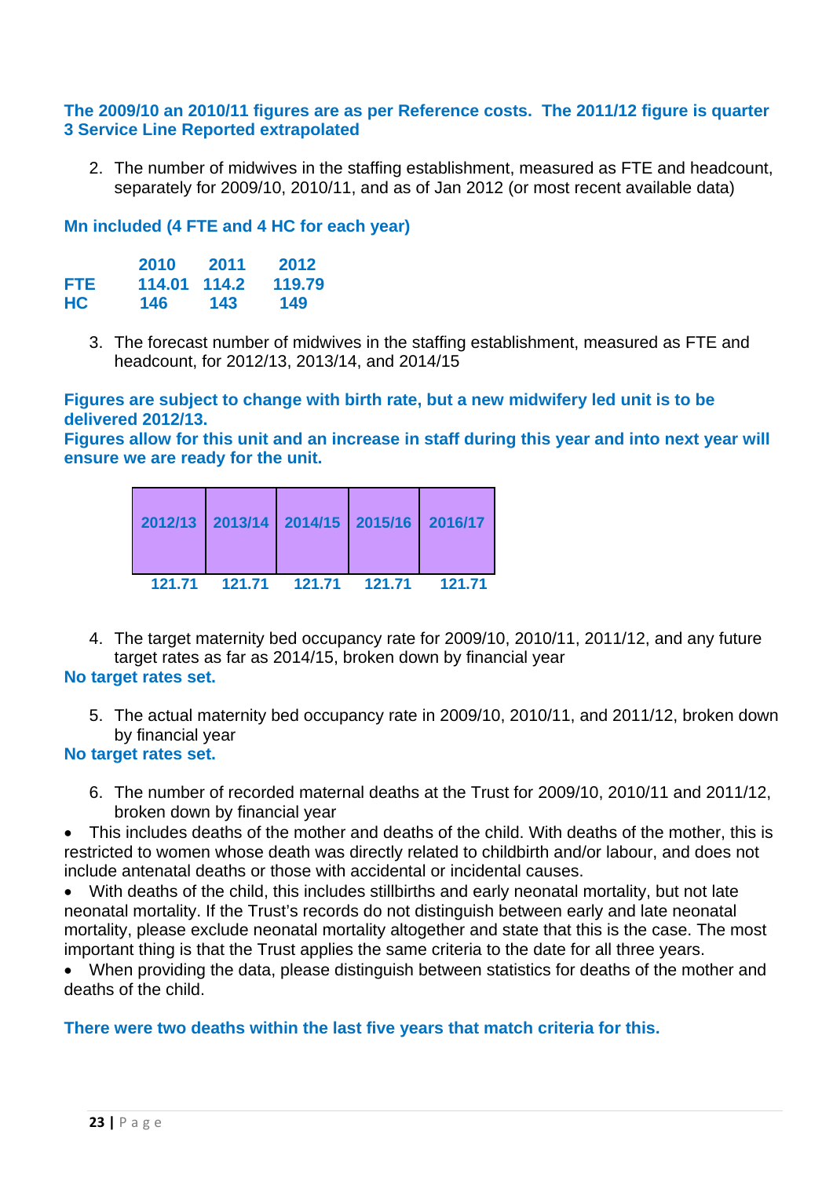**The 2009/10 an 2010/11 figures are as per Reference costs. The 2011/12 figure is quarter 3 Service Line Reported extrapolated**

2. The number of midwives in the staffing establishment, measured as FTE and headcount, separately for 2009/10, 2010/11, and as of Jan 2012 (or most recent available data)

**Mn included (4 FTE and 4 HC for each year)**

| | 2010 | 2011 | 2012 |
|---|---|---|---|
| **FTE** | 114.01 | 114.2 | 119.79 |
| **HC** | 146 | 143 | 149 |

3. The forecast number of midwives in the staffing establishment, measured as FTE and headcount, for 2012/13, 2013/14, and 2014/15

**Figures are subject to change with birth rate, but a new midwifery led unit is to be delivered 2012/13.**
**Figures allow for this unit and an increase in staff during this year and into next year will ensure we are ready for the unit.**

| 2012/13 | 2013/14 | 2014/15 | 2015/16 | 2016/17 |
|---|---|---|---|---|
| 121.71 | 121.71 | 121.71 | 121.71 | 121.71 |

4. The target maternity bed occupancy rate for 2009/10, 2010/11, 2011/12, and any future target rates as far as 2014/15, broken down by financial year

**No target rates set.**

5. The actual maternity bed occupancy rate in 2009/10, 2010/11, and 2011/12, broken down by financial year

**No target rates set.**

6. The number of recorded maternal deaths at the Trust for 2009/10, 2010/11 and 2011/12, broken down by financial year

- This includes deaths of the mother and deaths of the child. With deaths of the mother, this is restricted to women whose death was directly related to childbirth and/or labour, and does not include antenatal deaths or those with accidental or incidental causes.
- With deaths of the child, this includes stillbirths and early neonatal mortality, but not late neonatal mortality. If the Trust's records do not distinguish between early and late neonatal mortality, please exclude neonatal mortality altogether and state that this is the case. The most important thing is that the Trust applies the same criteria to the date for all three years.
- When providing the data, please distinguish between statistics for deaths of the mother and deaths of the child.

**There were two deaths within the last five years that match criteria for this.**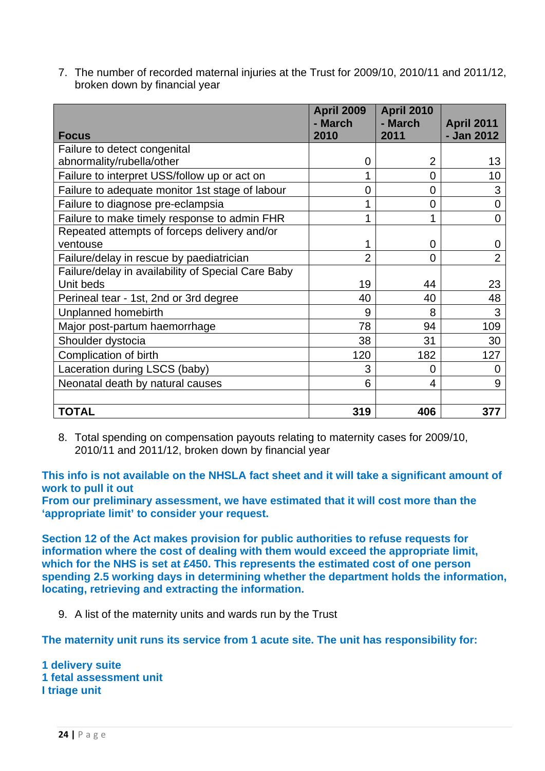7. The number of recorded maternal injuries at the Trust for 2009/10, 2010/11 and 2011/12, broken down by financial year

| Focus | April 2009 - March 2010 | April 2010 - March 2011 | April 2011 - Jan 2012 |
|---|---|---|---|
| Failure to detect congenital abnormality/rubella/other | 0 | 2 | 13 |
| Failure to interpret USS/follow up or act on | 1 | 0 | 10 |
| Failure to adequate monitor 1st stage of labour | 0 | 0 | 3 |
| Failure to diagnose pre-eclampsia | 1 | 0 | 0 |
| Failure to make timely response to admin FHR | 1 | 1 | 0 |
| Repeated attempts of forceps delivery and/or ventouse | 1 | 0 | 0 |
| Failure/delay in rescue by paediatrician | 2 | 0 | 2 |
| Failure/delay in availability of Special Care Baby Unit beds | 19 | 44 | 23 |
| Perineal tear - 1st, 2nd or 3rd degree | 40 | 40 | 48 |
| Unplanned homebirth | 9 | 8 | 3 |
| Major post-partum haemorrhage | 78 | 94 | 109 |
| Shoulder dystocia | 38 | 31 | 30 |
| Complication of birth | 120 | 182 | 127 |
| Laceration during LSCS (baby) | 3 | 0 | 0 |
| Neonatal death by natural causes | 6 | 4 | 9 |
| | | | |
| **TOTAL** | **319** | **406** | **377** |

8. Total spending on compensation payouts relating to maternity cases for 2009/10, 2010/11 and 2011/12, broken down by financial year

**This info is not available on the NHSLA fact sheet and it will take a significant amount of work to pull it out**
**From our preliminary assessment, we have estimated that it will cost more than the 'appropriate limit' to consider your request.**

**Section 12 of the Act makes provision for public authorities to refuse requests for information where the cost of dealing with them would exceed the appropriate limit, which for the NHS is set at £450. This represents the estimated cost of one person spending 2.5 working days in determining whether the department holds the information, locating, retrieving and extracting the information.**

9. A list of the maternity units and wards run by the Trust

**The maternity unit runs its service from 1 acute site. The unit has responsibility for:**

**1 delivery suite**
**1 fetal assessment unit**
**I triage unit**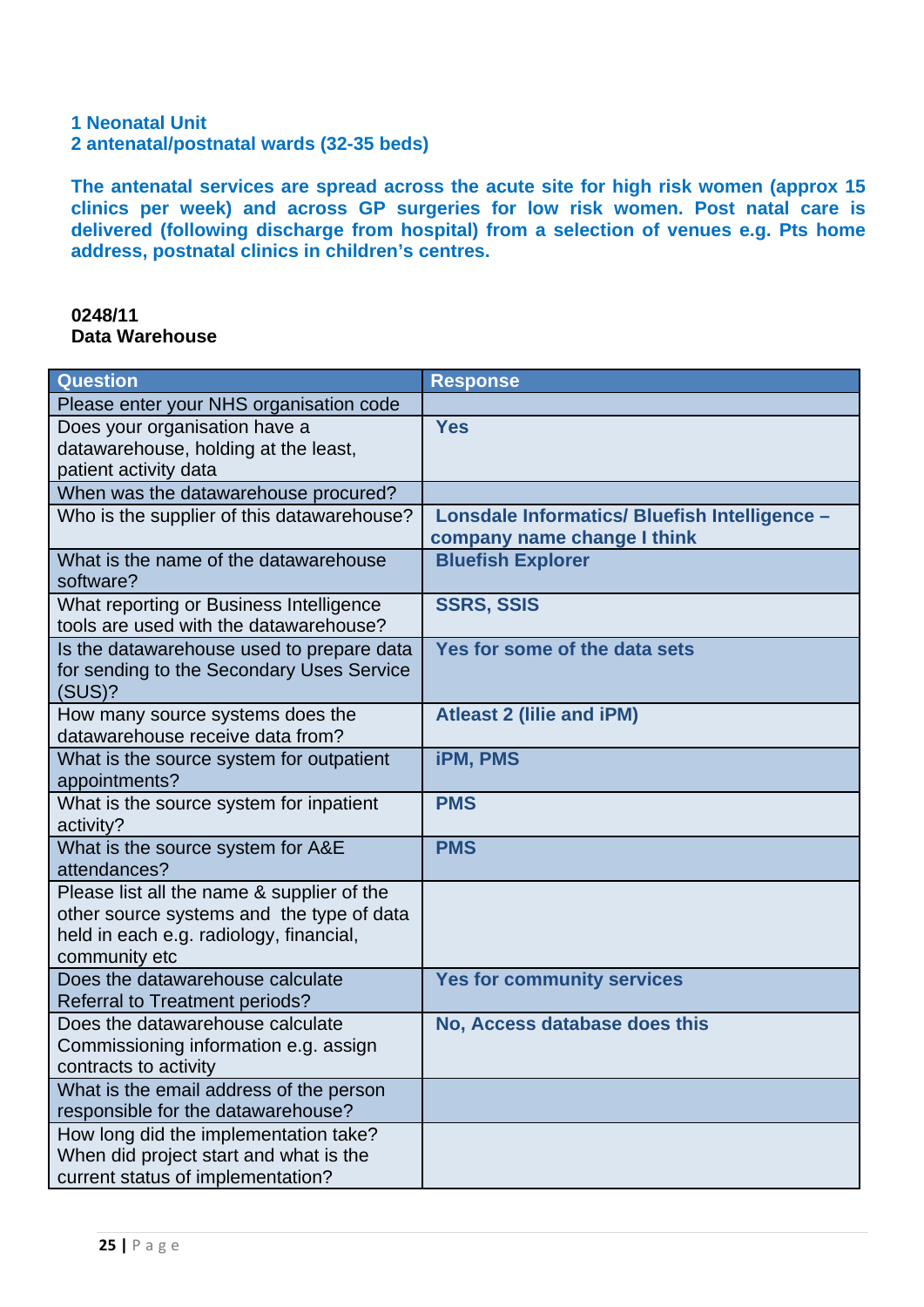**1 Neonatal Unit**
**2 antenatal/postnatal wards (32-35 beds)**

**The antenatal services are spread across the acute site for high risk women (approx 15 clinics per week) and across GP surgeries for low risk women. Post natal care is delivered (following discharge from hospital) from a selection of venues e.g. Pts home address, postnatal clinics in children's centres.**

**0248/11**
**Data Warehouse**

| Question | Response |
|---|---|
| Please enter your NHS organisation code | |
| Does your organisation have a datawarehouse, holding at the least, patient activity data | **Yes** |
| When was the datawarehouse procured? | |
| Who is the supplier of this datawarehouse? | **Lonsdale Informatics/ Bluefish Intelligence – company name change I think** |
| What is the name of the datawarehouse software? | **Bluefish Explorer** |
| What reporting or Business Intelligence tools are used with the datawarehouse? | **SSRS, SSIS** |
| Is the datawarehouse used to prepare data for sending to the Secondary Uses Service (SUS)? | **Yes for some of the data sets** |
| How many source systems does the datawarehouse receive data from? | **Atleast 2 (lilie and iPM)** |
| What is the source system for outpatient appointments? | **iPM, PMS** |
| What is the source system for inpatient activity? | **PMS** |
| What is the source system for A&E attendances? | **PMS** |
| Please list all the name & supplier of the other source systems and the type of data held in each e.g. radiology, financial, community etc | |
| Does the datawarehouse calculate Referral to Treatment periods? | **Yes for community services** |
| Does the datawarehouse calculate Commissioning information e.g. assign contracts to activity | **No, Access database does this** |
| What is the email address of the person responsible for the datawarehouse? | |
| How long did the implementation take? When did project start and what is the current status of implementation? | |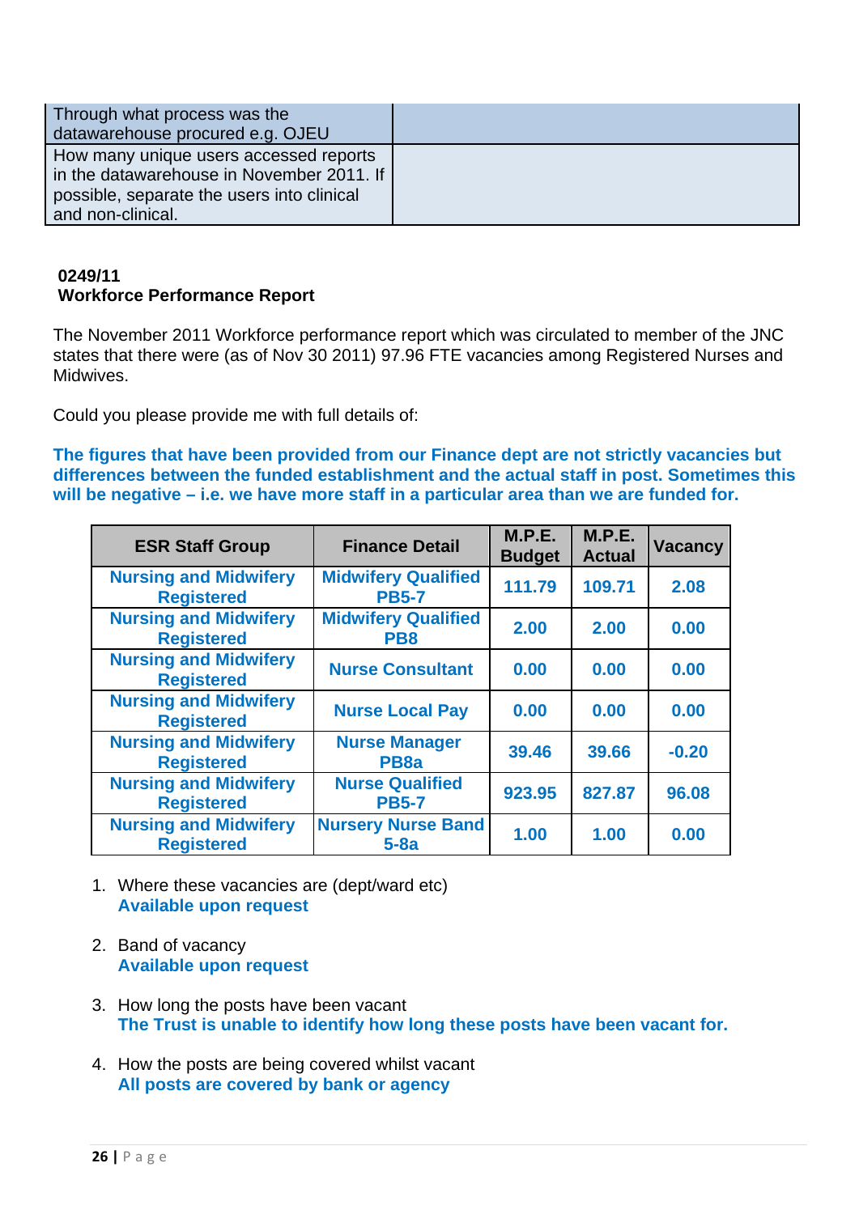| Through what process was the datawarehouse procured e.g. OJEU | |
|---|---|
| How many unique users accessed reports in the datawarehouse in November 2011. If possible, separate the users into clinical and non-clinical. | |

**0249/11**
**Workforce Performance Report**

The November 2011 Workforce performance report which was circulated to member of the JNC states that there were (as of Nov 30 2011) 97.96 FTE vacancies among Registered Nurses and Midwives.

Could you please provide me with full details of:

**The figures that have been provided from our Finance dept are not strictly vacancies but differences between the funded establishment and the actual staff in post. Sometimes this will be negative – i.e. we have more staff in a particular area than we are funded for.**

| ESR Staff Group | Finance Detail | M.P.E. Budget | M.P.E. Actual | Vacancy |
|---|---|---|---|---|
| Nursing and Midwifery Registered | Midwifery Qualified PB5-7 | 111.79 | 109.71 | 2.08 |
| Nursing and Midwifery Registered | Midwifery Qualified PB8 | 2.00 | 2.00 | 0.00 |
| Nursing and Midwifery Registered | Nurse Consultant | 0.00 | 0.00 | 0.00 |
| Nursing and Midwifery Registered | Nurse Local Pay | 0.00 | 0.00 | 0.00 |
| Nursing and Midwifery Registered | Nurse Manager PB8a | 39.46 | 39.66 | -0.20 |
| Nursing and Midwifery Registered | Nurse Qualified PB5-7 | 923.95 | 827.87 | 96.08 |
| Nursing and Midwifery Registered | Nursery Nurse Band 5-8a | 1.00 | 1.00 | 0.00 |

1. Where these vacancies are (dept/ward etc)
   **Available upon request**

2. Band of vacancy
   **Available upon request**

3. How long the posts have been vacant
   **The Trust is unable to identify how long these posts have been vacant for.**

4. How the posts are being covered whilst vacant
   **All posts are covered by bank or agency**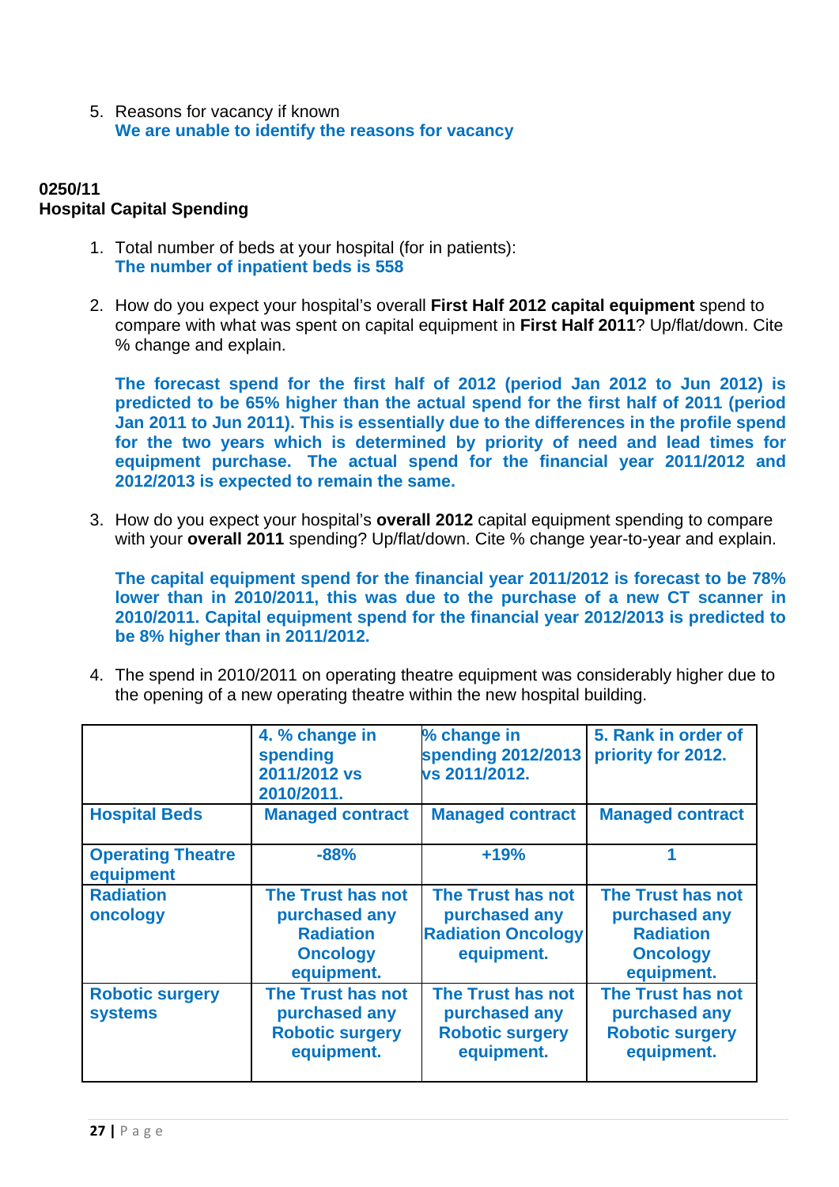5. Reasons for vacancy if known
   **We are unable to identify the reasons for vacancy**

**0250/11**
**Hospital Capital Spending**

1. Total number of beds at your hospital (for in patients):
   **The number of inpatient beds is 558**

2. How do you expect your hospital's overall **First Half 2012 capital equipment** spend to compare with what was spent on capital equipment in **First Half 2011**? Up/flat/down. Cite % change and explain.

   **The forecast spend for the first half of 2012 (period Jan 2012 to Jun 2012) is predicted to be 65% higher than the actual spend for the first half of 2011 (period Jan 2011 to Jun 2011). This is essentially due to the differences in the profile spend for the two years which is determined by priority of need and lead times for equipment purchase. The actual spend for the financial year 2011/2012 and 2012/2013 is expected to remain the same.**

3. How do you expect your hospital's **overall 2012** capital equipment spending to compare with your **overall 2011** spending? Up/flat/down. Cite % change year-to-year and explain.

   **The capital equipment spend for the financial year 2011/2012 is forecast to be 78% lower than in 2010/2011, this was due to the purchase of a new CT scanner in 2010/2011. Capital equipment spend for the financial year 2012/2013 is predicted to be 8% higher than in 2011/2012.**

4. The spend in 2010/2011 on operating theatre equipment was considerably higher due to the opening of a new operating theatre within the new hospital building.

| | 4. % change in spending 2011/2012 vs 2010/2011. | % change in spending 2012/2013 vs 2011/2012. | 5. Rank in order of priority for 2012. |
|---|---|---|---|
| Hospital Beds | Managed contract | Managed contract | Managed contract |
| Operating Theatre equipment | -88% | +19% | 1 |
| Radiation oncology | The Trust has not purchased any Radiation Oncology equipment. | The Trust has not purchased any Radiation Oncology equipment. | The Trust has not purchased any Radiation Oncology equipment. |
| Robotic surgery systems | The Trust has not purchased any Robotic surgery equipment. | The Trust has not purchased any Robotic surgery equipment. | The Trust has not purchased any Robotic surgery equipment. |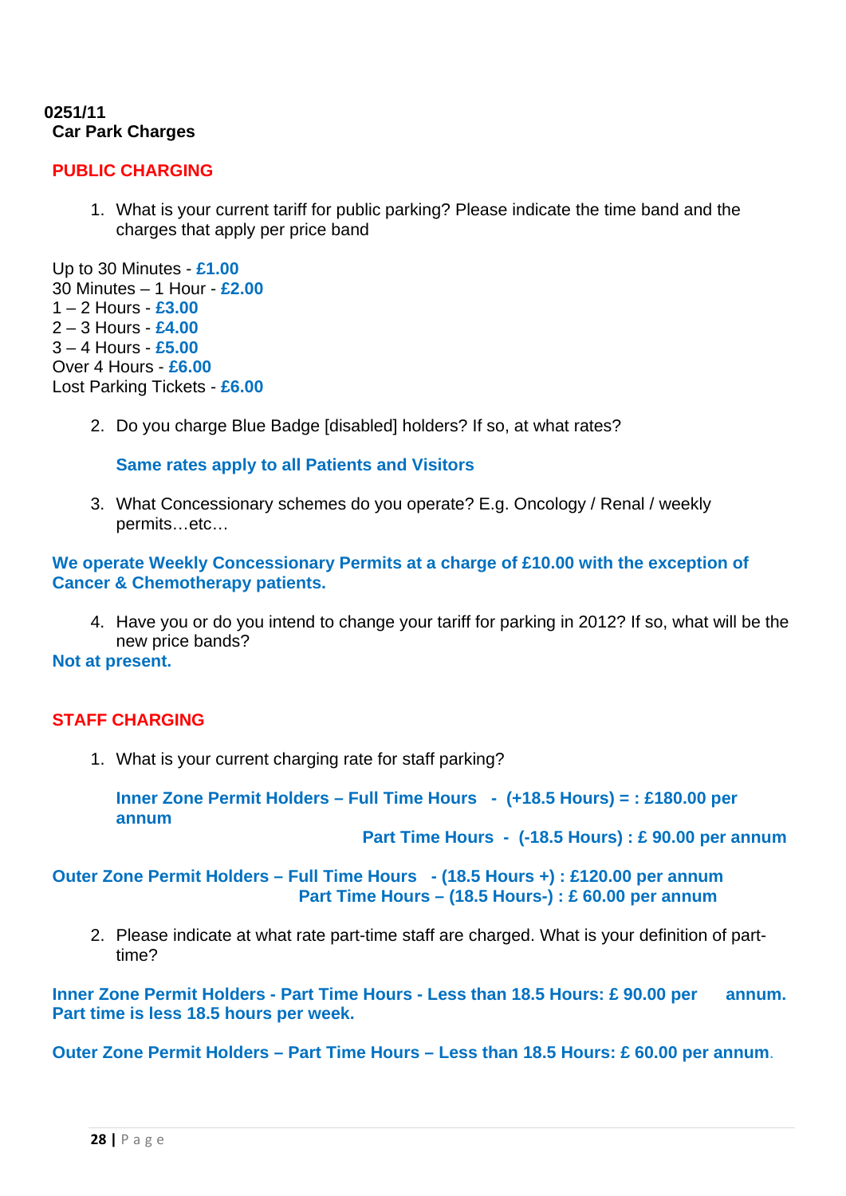**0251/11**
**Car Park Charges**

## PUBLIC CHARGING

1. What is your current tariff for public parking? Please indicate the time band and the charges that apply per price band

Up to 30 Minutes - **£1.00**
30 Minutes – 1 Hour - **£2.00**
1 – 2 Hours - **£3.00**
2 – 3 Hours - **£4.00**
3 – 4 Hours - **£5.00**
Over 4 Hours - **£6.00**
Lost Parking Tickets - **£6.00**

2. Do you charge Blue Badge [disabled] holders? If so, at what rates?

   **Same rates apply to all Patients and Visitors**

3. What Concessionary schemes do you operate? E.g. Oncology / Renal / weekly permits…etc…

**We operate Weekly Concessionary Permits at a charge of £10.00 with the exception of Cancer & Chemotherapy patients.**

4. Have you or do you intend to change your tariff for parking in 2012? If so, what will be the new price bands?

**Not at present.**

## STAFF CHARGING

1. What is your current charging rate for staff parking?

   **Inner Zone Permit Holders – Full Time Hours - (+18.5 Hours) = : £180.00 per annum**
   **Part Time Hours - (-18.5 Hours) : £ 90.00 per annum**

**Outer Zone Permit Holders – Full Time Hours - (18.5 Hours +) : £120.00 per annum**
**Part Time Hours – (18.5 Hours-) : £ 60.00 per annum**

2. Please indicate at what rate part-time staff are charged. What is your definition of part-time?

**Inner Zone Permit Holders - Part Time Hours - Less than 18.5 Hours: £ 90.00 per annum. Part time is less 18.5 hours per week.**

**Outer Zone Permit Holders – Part Time Hours – Less than 18.5 Hours: £ 60.00 per annum.**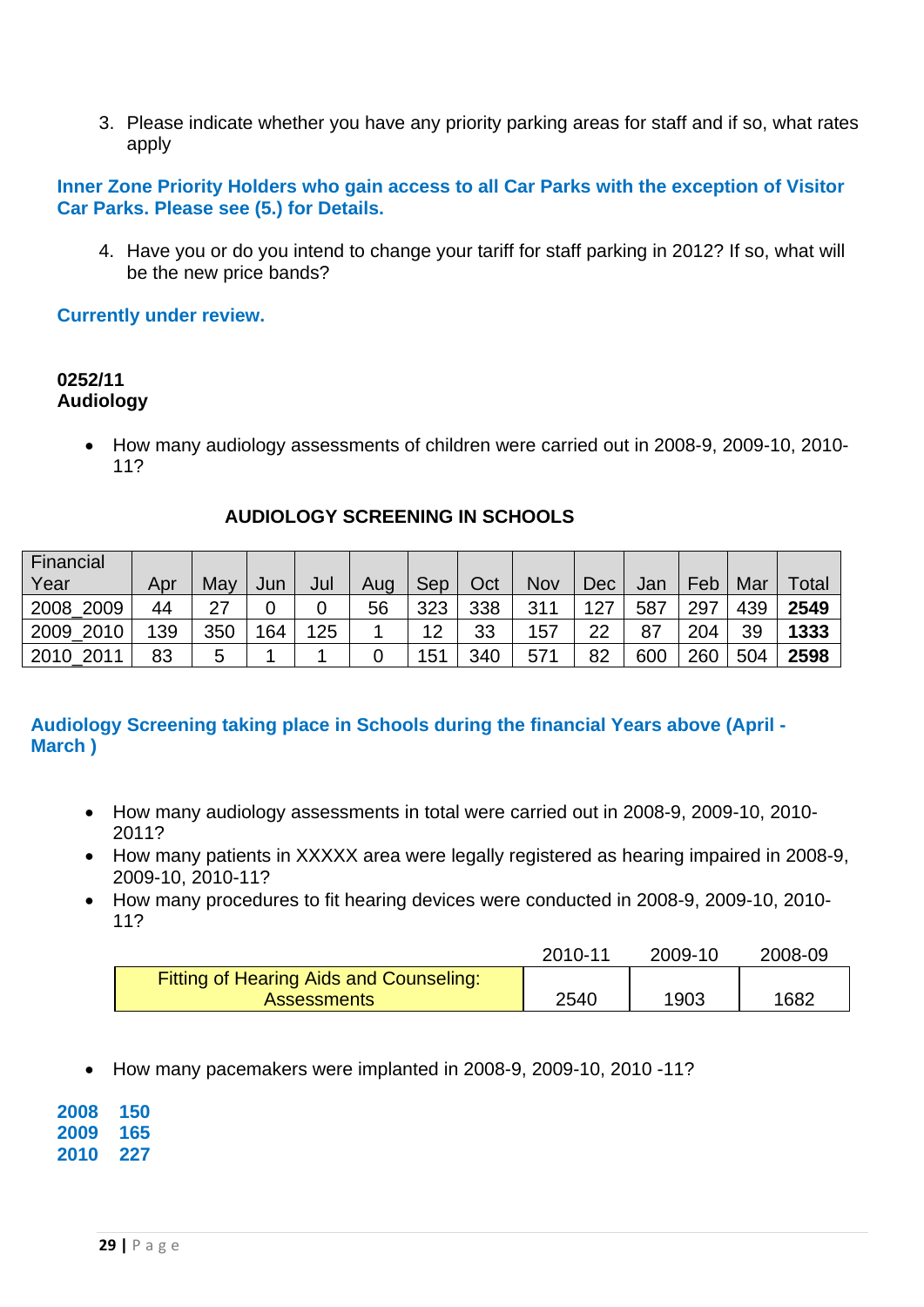3. Please indicate whether you have any priority parking areas for staff and if so, what rates apply

**Inner Zone Priority Holders who gain access to all Car Parks with the exception of Visitor Car Parks. Please see (5.) for Details.**

4. Have you or do you intend to change your tariff for staff parking in 2012? If so, what will be the new price bands?

**Currently under review.**

**0252/11**
**Audiology**

- How many audiology assessments of children were carried out in 2008-9, 2009-10, 2010-11?

**AUDIOLOGY SCREENING IN SCHOOLS**

| Financial Year | Apr | May | Jun | Jul | Aug | Sep | Oct | Nov | Dec | Jan | Feb | Mar | Total |
|---|---|---|---|---|---|---|---|---|---|---|---|---|---|
| 2008_2009 | 44 | 27 | 0 | 0 | 56 | 323 | 338 | 311 | 127 | 587 | 297 | 439 | **2549** |
| 2009_2010 | 139 | 350 | 164 | 125 | 1 | 12 | 33 | 157 | 22 | 87 | 204 | 39 | **1333** |
| 2010_2011 | 83 | 5 | 1 | 1 | 0 | 151 | 340 | 571 | 82 | 600 | 260 | 504 | **2598** |

**Audiology Screening taking place in Schools during the financial Years above (April - March )**

- How many audiology assessments in total were carried out in 2008-9, 2009-10, 2010-2011?
- How many patients in XXXXX area were legally registered as hearing impaired in 2008-9, 2009-10, 2010-11?
- How many procedures to fit hearing devices were conducted in 2008-9, 2009-10, 2010-11?

| | 2010-11 | 2009-10 | 2008-09 |
|---|---|---|---|
| Fitting of Hearing Aids and Counseling: Assessments | 2540 | 1903 | 1682 |

- How many pacemakers were implanted in 2008-9, 2009-10, 2010 -11?

**2008 150**
**2009 165**
**2010 227**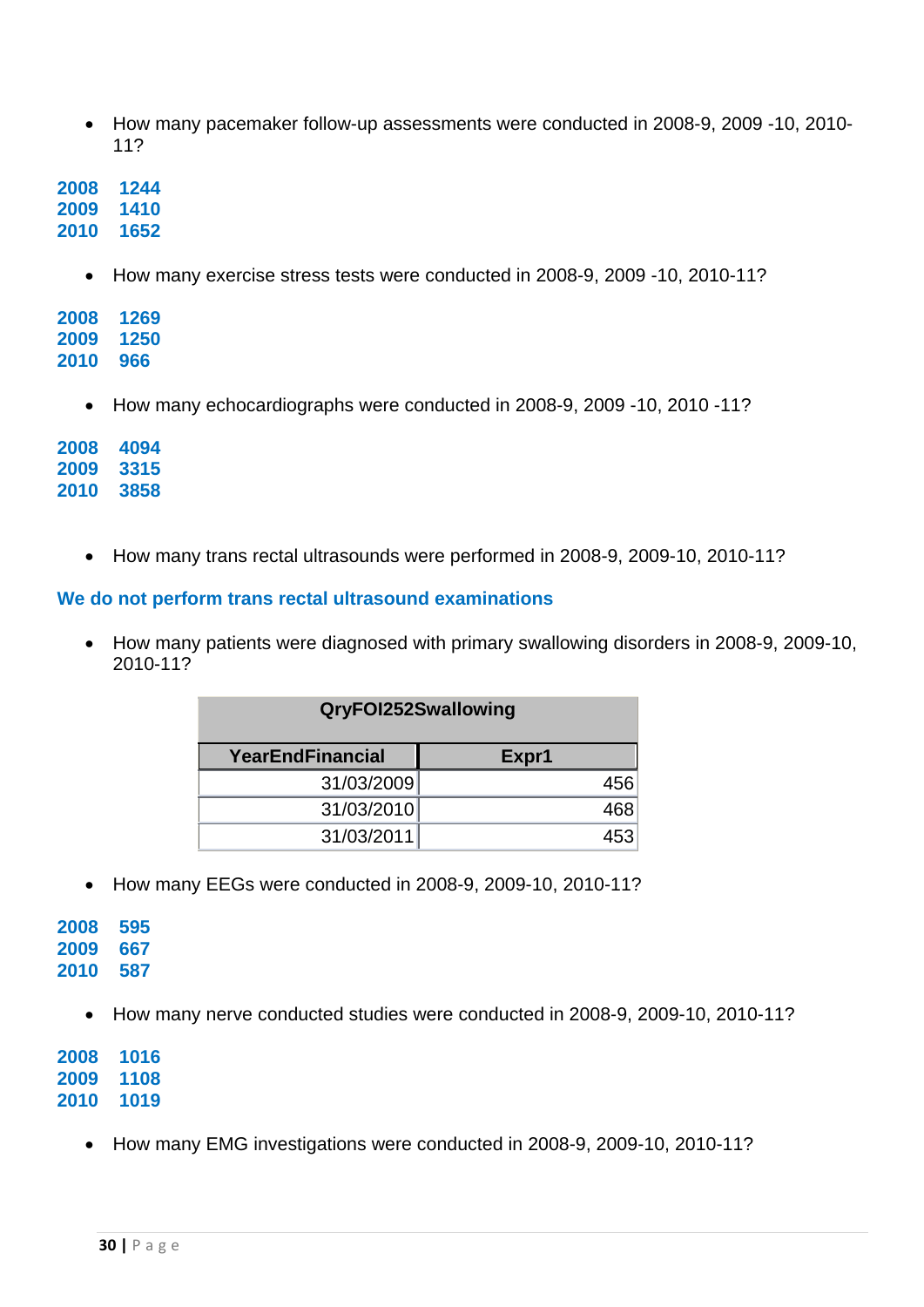- How many pacemaker follow-up assessments were conducted in 2008-9, 2009 -10, 2010-11?

**2008 1244**
**2009 1410**
**2010 1652**

- How many exercise stress tests were conducted in 2008-9, 2009 -10, 2010-11?

**2008 1269**
**2009 1250**
**2010 966**

- How many echocardiographs were conducted in 2008-9, 2009 -10, 2010 -11?

**2008 4094**
**2009 3315**
**2010 3858**

- How many trans rectal ultrasounds were performed in 2008-9, 2009-10, 2010-11?

**We do not perform trans rectal ultrasound examinations**

- How many patients were diagnosed with primary swallowing disorders in 2008-9, 2009-10, 2010-11?

| QryFOI252Swallowing | |
|---|---|
| **YearEndFinancial** | **Expr1** |
| 31/03/2009 | 456 |
| 31/03/2010 | 468 |
| 31/03/2011 | 453 |

- How many EEGs were conducted in 2008-9, 2009-10, 2010-11?

**2008 595**
**2009 667**
**2010 587**

- How many nerve conducted studies were conducted in 2008-9, 2009-10, 2010-11?

**2008 1016**
**2009 1108**
**2010 1019**

- How many EMG investigations were conducted in 2008-9, 2009-10, 2010-11?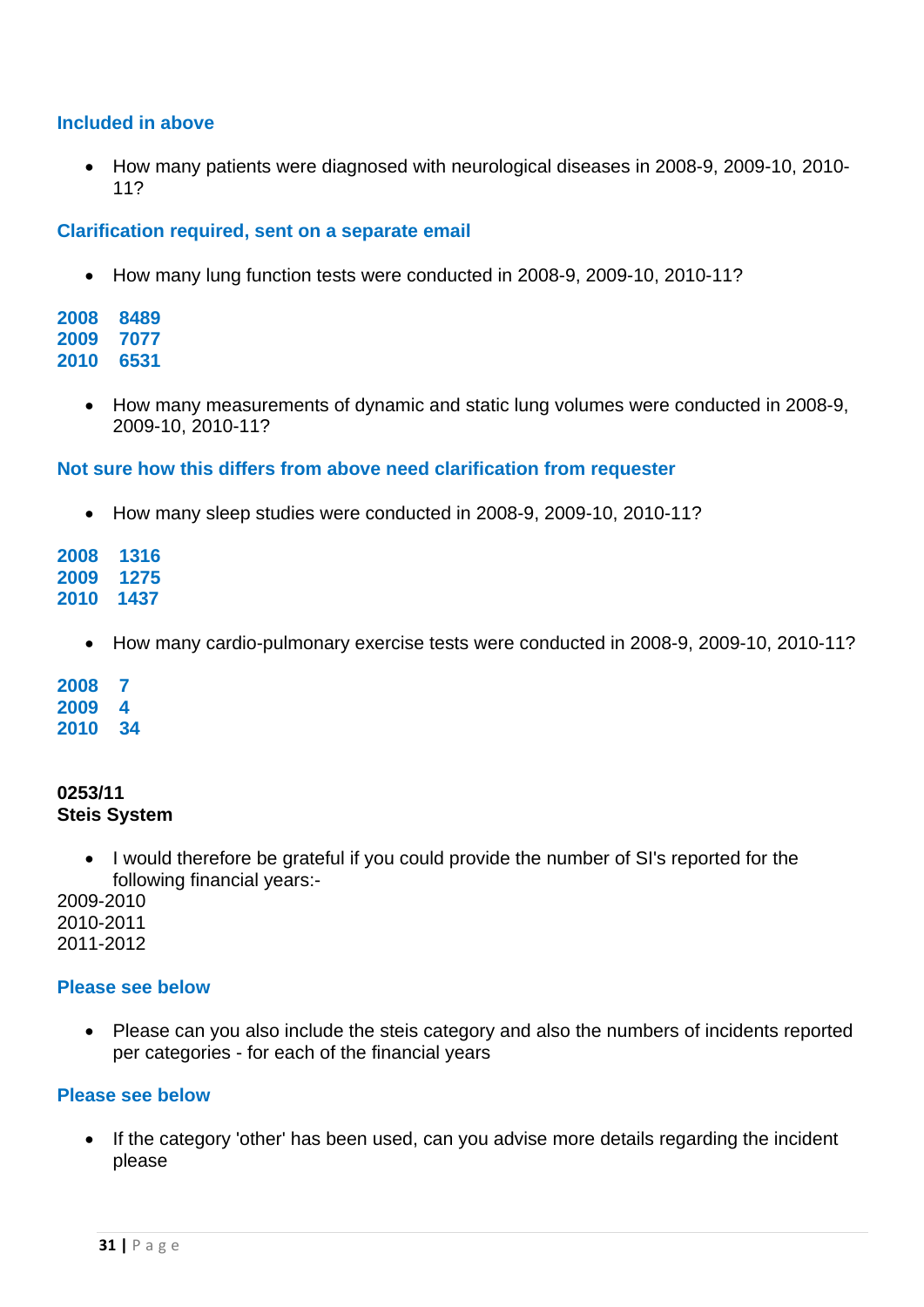**Included in above**

- How many patients were diagnosed with neurological diseases in 2008-9, 2009-10, 2010-11?

**Clarification required, sent on a separate email**

- How many lung function tests were conducted in 2008-9, 2009-10, 2010-11?

**2008 8489**
**2009 7077**
**2010 6531**

- How many measurements of dynamic and static lung volumes were conducted in 2008-9, 2009-10, 2010-11?

**Not sure how this differs from above need clarification from requester**

- How many sleep studies were conducted in 2008-9, 2009-10, 2010-11?

**2008 1316**
**2009 1275**
**2010 1437**

- How many cardio-pulmonary exercise tests were conducted in 2008-9, 2009-10, 2010-11?

**2008 7**
**2009 4**
**2010 34**

**0253/11**
**Steis System**

- I would therefore be grateful if you could provide the number of SI's reported for the following financial years:-

2009-2010
2010-2011
2011-2012

**Please see below**

- Please can you also include the steis category and also the numbers of incidents reported per categories - for each of the financial years

**Please see below**

- If the category 'other' has been used, can you advise more details regarding the incident please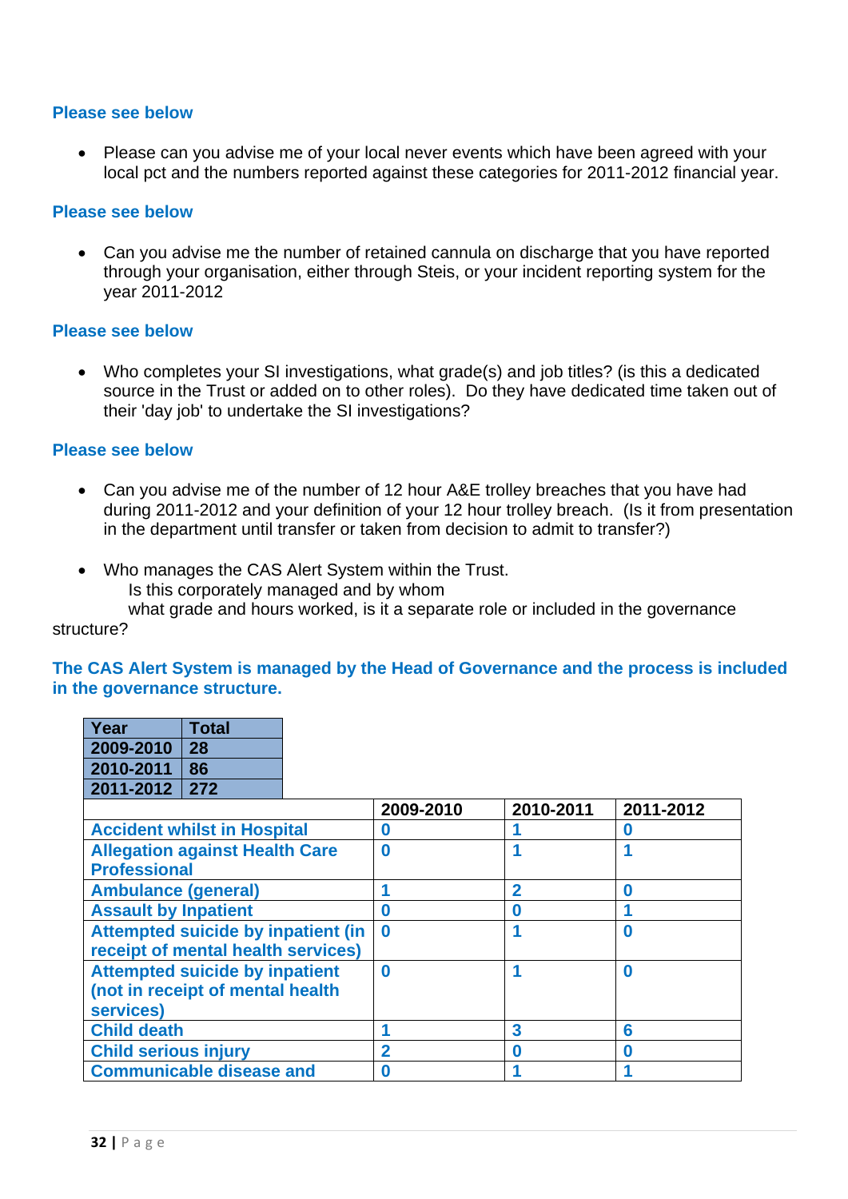**Please see below**

- Please can you advise me of your local never events which have been agreed with your local pct and the numbers reported against these categories for 2011-2012 financial year.

**Please see below**

- Can you advise me the number of retained cannula on discharge that you have reported through your organisation, either through Steis, or your incident reporting system for the year 2011-2012

**Please see below**

- Who completes your SI investigations, what grade(s) and job titles? (is this a dedicated source in the Trust or added on to other roles). Do they have dedicated time taken out of their 'day job' to undertake the SI investigations?

**Please see below**

- Can you advise me of the number of 12 hour A&E trolley breaches that you have had during 2011-2012 and your definition of your 12 hour trolley breach. (Is it from presentation in the department until transfer or taken from decision to admit to transfer?)

- Who manages the CAS Alert System within the Trust.
  Is this corporately managed and by whom
  what grade and hours worked, is it a separate role or included in the governance structure?

**The CAS Alert System is managed by the Head of Governance and the process is included in the governance structure.**

| Year | Total |
|---|---|
| 2009-2010 | 28 |
| 2010-2011 | 86 |
| 2011-2012 | 272 |

| | 2009-2010 | 2010-2011 | 2011-2012 |
|---|---|---|---|
| **Accident whilst in Hospital** | **0** | **1** | **0** |
| **Allegation against Health Care Professional** | **0** | **1** | **1** |
| **Ambulance (general)** | **1** | **2** | **0** |
| **Assault by Inpatient** | **0** | **0** | **1** |
| **Attempted suicide by inpatient (in receipt of mental health services)** | **0** | **1** | **0** |
| **Attempted suicide by inpatient (not in receipt of mental health services)** | **0** | **1** | **0** |
| **Child death** | **1** | **3** | **6** |
| **Child serious injury** | **2** | **0** | **0** |
| **Communicable disease and** | **0** | **1** | **1** |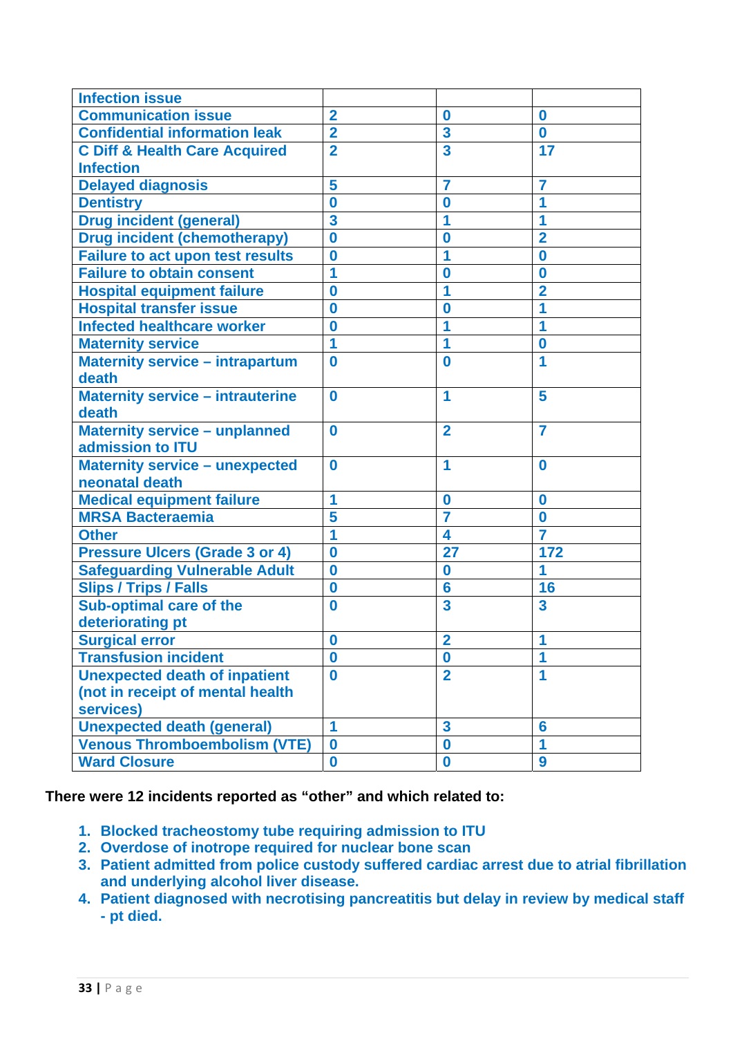| | | | |
|---|---|---|---|
| **Infection issue** | | | |
| **Communication issue** | **2** | **0** | **0** |
| **Confidential information leak** | **2** | **3** | **0** |
| **C Diff & Health Care Acquired Infection** | **2** | **3** | **17** |
| **Delayed diagnosis** | **5** | **7** | **7** |
| **Dentistry** | **0** | **0** | **1** |
| **Drug incident (general)** | **3** | **1** | **1** |
| **Drug incident (chemotherapy)** | **0** | **0** | **2** |
| **Failure to act upon test results** | **0** | **1** | **0** |
| **Failure to obtain consent** | **1** | **0** | **0** |
| **Hospital equipment failure** | **0** | **1** | **2** |
| **Hospital transfer issue** | **0** | **0** | **1** |
| **Infected healthcare worker** | **0** | **1** | **1** |
| **Maternity service** | **1** | **1** | **0** |
| **Maternity service – intrapartum death** | **0** | **0** | **1** |
| **Maternity service – intrauterine death** | **0** | **1** | **5** |
| **Maternity service – unplanned admission to ITU** | **0** | **2** | **7** |
| **Maternity service – unexpected neonatal death** | **0** | **1** | **0** |
| **Medical equipment failure** | **1** | **0** | **0** |
| **MRSA Bacteraemia** | **5** | **7** | **0** |
| **Other** | **1** | **4** | **7** |
| **Pressure Ulcers (Grade 3 or 4)** | **0** | **27** | **172** |
| **Safeguarding Vulnerable Adult** | **0** | **0** | **1** |
| **Slips / Trips / Falls** | **0** | **6** | **16** |
| **Sub-optimal care of the deteriorating pt** | **0** | **3** | **3** |
| **Surgical error** | **0** | **2** | **1** |
| **Transfusion incident** | **0** | **0** | **1** |
| **Unexpected death of inpatient (not in receipt of mental health services)** | **0** | **2** | **1** |
| **Unexpected death (general)** | **1** | **3** | **6** |
| **Venous Thromboembolism (VTE)** | **0** | **0** | **1** |
| **Ward Closure** | **0** | **0** | **9** |

**There were 12 incidents reported as "other" and which related to:**

1. **Blocked tracheostomy tube requiring admission to ITU**
2. **Overdose of inotrope required for nuclear bone scan**
3. **Patient admitted from police custody suffered cardiac arrest due to atrial fibrillation and underlying alcohol liver disease.**
4. **Patient diagnosed with necrotising pancreatitis but delay in review by medical staff - pt died.**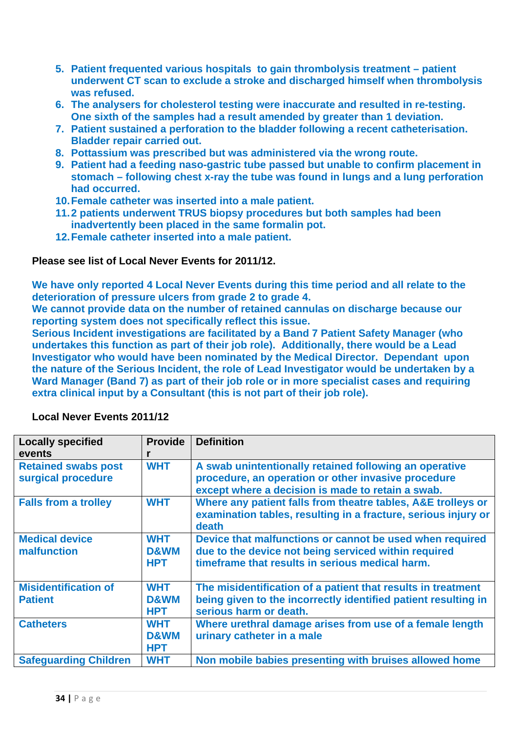5. **Patient frequented various hospitals  to gain thrombolysis treatment – patient underwent CT scan to exclude a stroke and discharged himself when thrombolysis was refused.**
6. **The analysers for cholesterol testing were inaccurate and resulted in re-testing. One sixth of the samples had a result amended by greater than 1 deviation.**
7. **Patient sustained a perforation to the bladder following a recent catheterisation. Bladder repair carried out.**
8. **Pottassium was prescribed but was administered via the wrong route.**
9. **Patient had a feeding naso-gastric tube passed but unable to confirm placement in stomach – following chest x-ray the tube was found in lungs and a lung perforation had occurred.**
10. **Female catheter was inserted into a male patient.**
11. **2 patients underwent TRUS biopsy procedures but both samples had been inadvertently been placed in the same formalin pot.**
12. **Female catheter inserted into a male patient.**

**Please see list of Local Never Events for 2011/12.**

**We have only reported 4 Local Never Events during this time period and all relate to the deterioration of pressure ulcers from grade 2 to grade 4.**
**We cannot provide data on the number of retained cannulas on discharge because our reporting system does not specifically reflect this issue.**
**Serious Incident investigations are facilitated by a Band 7 Patient Safety Manager (who undertakes this function as part of their job role). Additionally, there would be a Lead Investigator who would have been nominated by the Medical Director. Dependant upon the nature of the Serious Incident, the role of Lead Investigator would be undertaken by a Ward Manager (Band 7) as part of their job role or in more specialist cases and requiring extra clinical input by a Consultant (this is not part of their job role).**

**Local Never Events 2011/12**

| Locally specified events | Provider | Definition |
|---|---|---|
| Retained swabs post surgical procedure | WHT | A swab unintentionally retained following an operative procedure, an operation or other invasive procedure except where a decision is made to retain a swab. |
| Falls from a trolley | WHT | Where any patient falls from theatre tables, A&E trolleys or examination tables, resulting in a fracture, serious injury or death |
| Medical device malfunction | WHT D&WM HPT | Device that malfunctions or cannot be used when required due to the device not being serviced within required timeframe that results in serious medical harm. |
| Misidentification of Patient | WHT D&WM HPT | The misidentification of a patient that results in treatment being given to the incorrectly identified patient resulting in serious harm or death. |
| Catheters | WHT D&WM HPT | Where urethral damage arises from use of a female length urinary catheter in a male |
| Safeguarding Children | WHT | Non mobile babies presenting with bruises allowed home |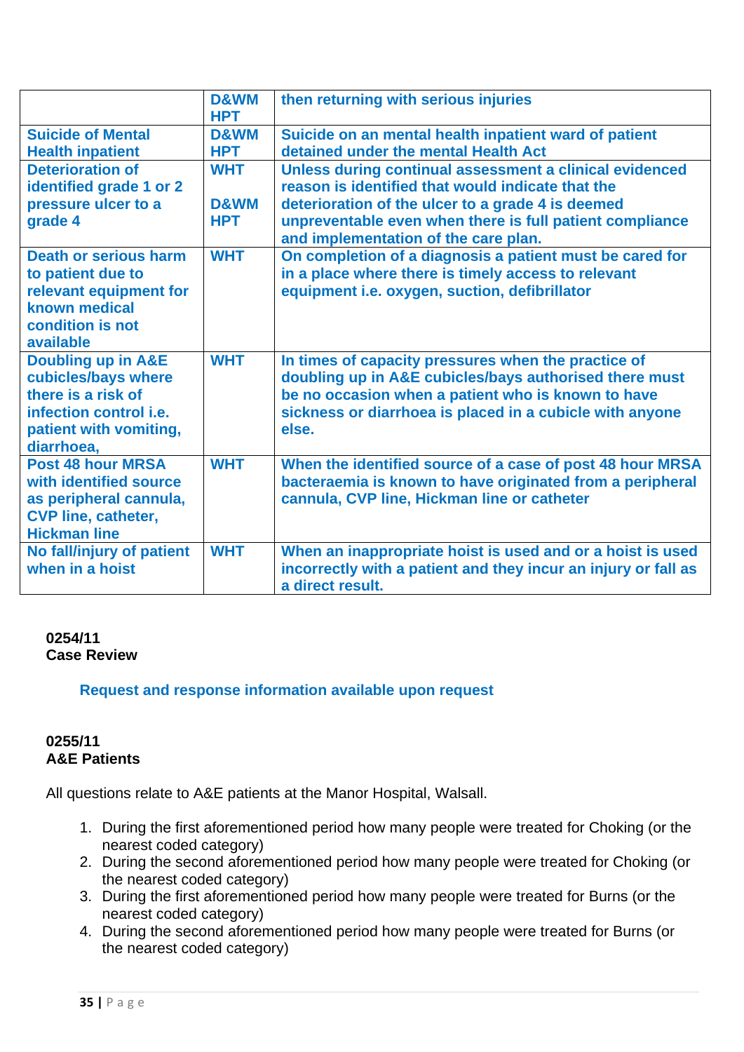| | | |
|---|---|---|
| | D&WM HPT | then returning with serious injuries |
| Suicide of Mental Health inpatient | D&WM HPT | Suicide on an mental health inpatient ward of patient detained under the mental Health Act |
| Deterioration of identified grade 1 or 2 pressure ulcer to a grade 4 | WHT<br><br>D&WM HPT | Unless during continual assessment a clinical evidenced reason is identified that would indicate that the deterioration of the ulcer to a grade 4 is deemed unpreventable even when there is full patient compliance and implementation of the care plan. |
| Death or serious harm to patient due to relevant equipment for known medical condition is not available | WHT | On completion of a diagnosis a patient must be cared for in a place where there is timely access to relevant equipment i.e. oxygen, suction, defibrillator |
| Doubling up in A&E cubicles/bays where there is a risk of infection control i.e. patient with vomiting, diarrhoea, | WHT | In times of capacity pressures when the practice of doubling up in A&E cubicles/bays authorised there must be no occasion when a patient who is known to have sickness or diarrhoea is placed in a cubicle with anyone else. |
| Post 48 hour MRSA with identified source as peripheral cannula, CVP line, catheter, Hickman line | WHT | When the identified source of a case of post 48 hour MRSA bacteraemia is known to have originated from a peripheral cannula, CVP line, Hickman line or catheter |
| No fall/injury of patient when in a hoist | WHT | When an inappropriate hoist is used and or a hoist is used incorrectly with a patient and they incur an injury or fall as a direct result. |

**0254/11**
**Case Review**

**Request and response information available upon request**

**0255/11**
**A&E Patients**

All questions relate to A&E patients at the Manor Hospital, Walsall.

1. During the first aforementioned period how many people were treated for Choking (or the nearest coded category)
2. During the second aforementioned period how many people were treated for Choking (or the nearest coded category)
3. During the first aforementioned period how many people were treated for Burns (or the nearest coded category)
4. During the second aforementioned period how many people were treated for Burns (or the nearest coded category)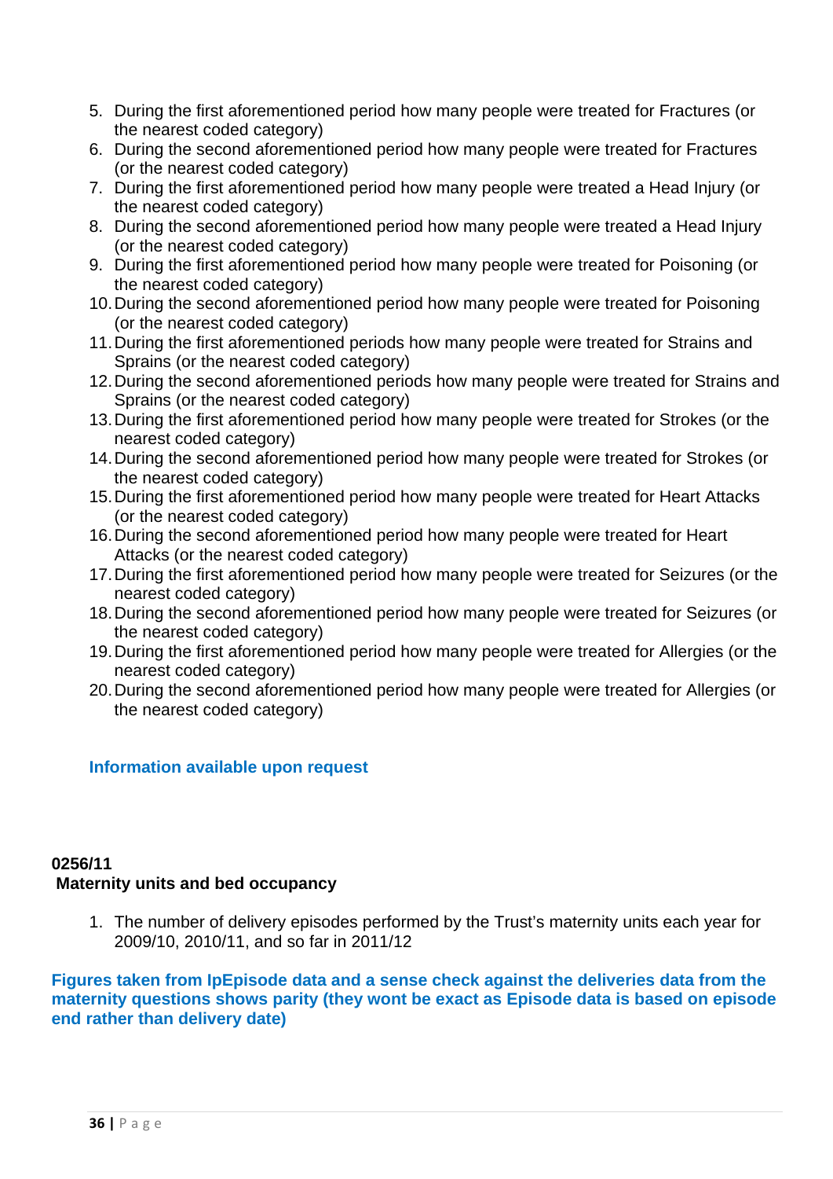5. During the first aforementioned period how many people were treated for Fractures (or the nearest coded category)
6. During the second aforementioned period how many people were treated for Fractures (or the nearest coded category)
7. During the first aforementioned period how many people were treated a Head Injury (or the nearest coded category)
8. During the second aforementioned period how many people were treated a Head Injury (or the nearest coded category)
9. During the first aforementioned period how many people were treated for Poisoning (or the nearest coded category)
10. During the second aforementioned period how many people were treated for Poisoning (or the nearest coded category)
11. During the first aforementioned periods how many people were treated for Strains and Sprains (or the nearest coded category)
12. During the second aforementioned periods how many people were treated for Strains and Sprains (or the nearest coded category)
13. During the first aforementioned period how many people were treated for Strokes (or the nearest coded category)
14. During the second aforementioned period how many people were treated for Strokes (or the nearest coded category)
15. During the first aforementioned period how many people were treated for Heart Attacks (or the nearest coded category)
16. During the second aforementioned period how many people were treated for Heart Attacks (or the nearest coded category)
17. During the first aforementioned period how many people were treated for Seizures (or the nearest coded category)
18. During the second aforementioned period how many people were treated for Seizures (or the nearest coded category)
19. During the first aforementioned period how many people were treated for Allergies (or the nearest coded category)
20. During the second aforementioned period how many people were treated for Allergies (or the nearest coded category)

**Information available upon request**

**0256/11**

**Maternity units and bed occupancy**

1. The number of delivery episodes performed by the Trust's maternity units each year for 2009/10, 2010/11, and so far in 2011/12

**Figures taken from IpEpisode data and a sense check against the deliveries data from the maternity questions shows parity (they wont be exact as Episode data is based on episode end rather than delivery date)**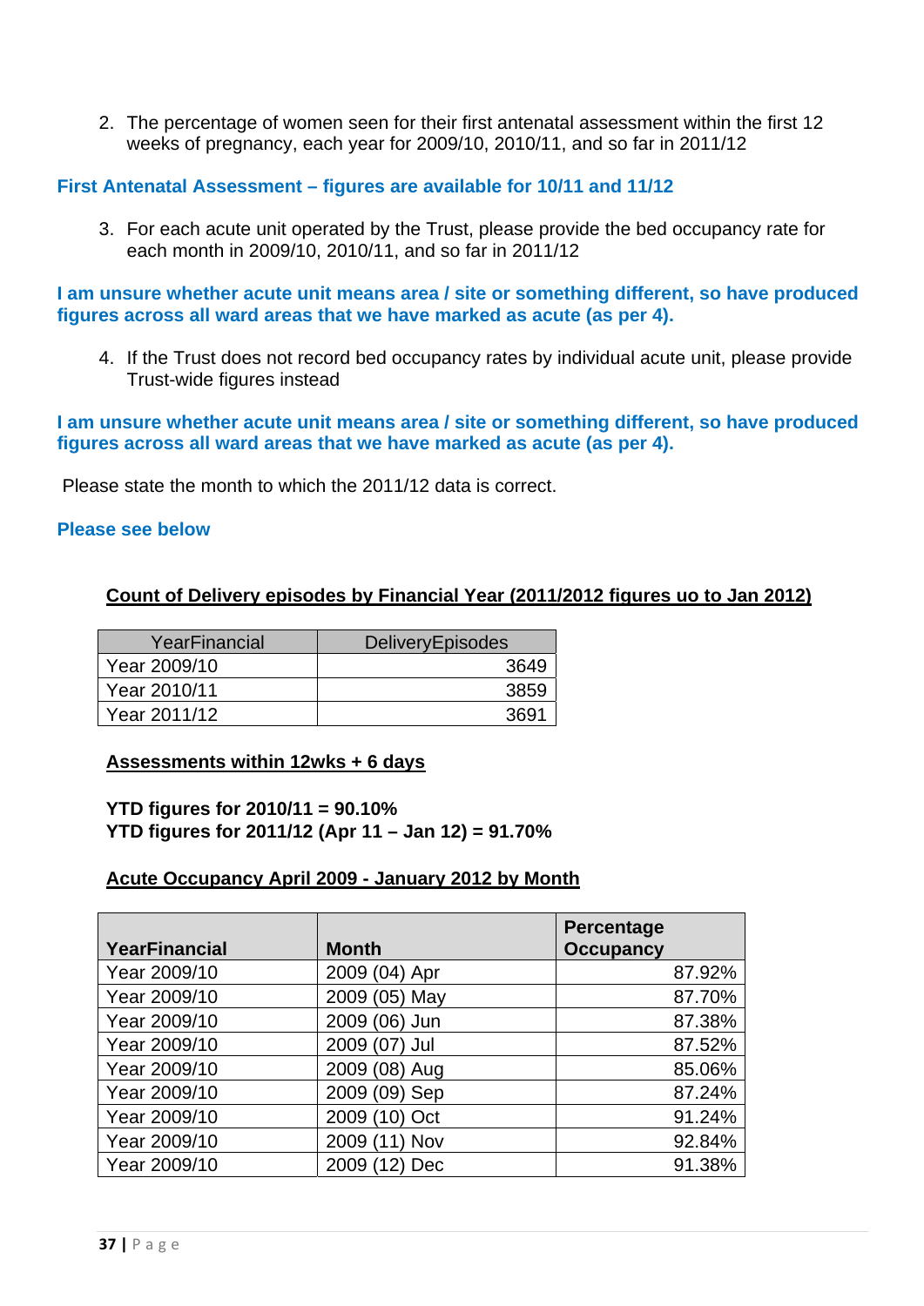2. The percentage of women seen for their first antenatal assessment within the first 12 weeks of pregnancy, each year for 2009/10, 2010/11, and so far in 2011/12

**First Antenatal Assessment – figures are available for 10/11 and 11/12**

3. For each acute unit operated by the Trust, please provide the bed occupancy rate for each month in 2009/10, 2010/11, and so far in 2011/12

**I am unsure whether acute unit means area / site or something different, so have produced figures across all ward areas that we have marked as acute (as per 4).**

4. If the Trust does not record bed occupancy rates by individual acute unit, please provide Trust-wide figures instead

**I am unsure whether acute unit means area / site or something different, so have produced figures across all ward areas that we have marked as acute (as per 4).**

Please state the month to which the 2011/12 data is correct.

**Please see below**

**Count of Delivery episodes by Financial Year (2011/2012 figures uo to Jan 2012)**

| YearFinancial | DeliveryEpisodes |
|---|---|
| Year 2009/10 | 3649 |
| Year 2010/11 | 3859 |
| Year 2011/12 | 3691 |

**Assessments within 12wks + 6 days**

**YTD figures for 2010/11 = 90.10%**
**YTD figures for 2011/12 (Apr 11 – Jan 12) = 91.70%**

**Acute Occupancy April 2009 - January 2012 by Month**

| YearFinancial | Month | Percentage Occupancy |
|---|---|---|
| Year 2009/10 | 2009 (04) Apr | 87.92% |
| Year 2009/10 | 2009 (05) May | 87.70% |
| Year 2009/10 | 2009 (06) Jun | 87.38% |
| Year 2009/10 | 2009 (07) Jul | 87.52% |
| Year 2009/10 | 2009 (08) Aug | 85.06% |
| Year 2009/10 | 2009 (09) Sep | 87.24% |
| Year 2009/10 | 2009 (10) Oct | 91.24% |
| Year 2009/10 | 2009 (11) Nov | 92.84% |
| Year 2009/10 | 2009 (12) Dec | 91.38% |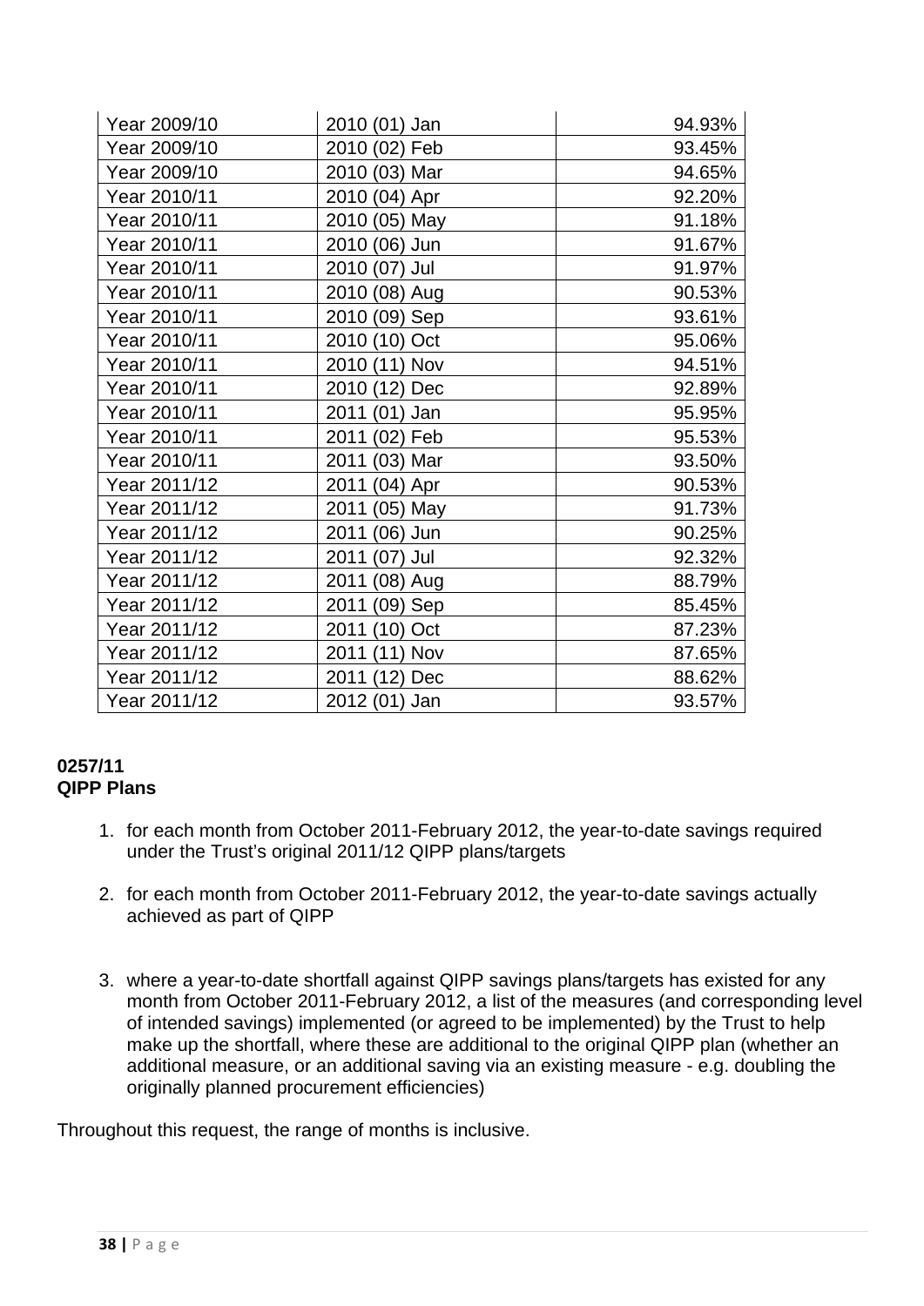| | | |
|---|---|---|
| Year 2009/10 | 2010 (01) Jan | 94.93% |
| Year 2009/10 | 2010 (02) Feb | 93.45% |
| Year 2009/10 | 2010 (03) Mar | 94.65% |
| Year 2010/11 | 2010 (04) Apr | 92.20% |
| Year 2010/11 | 2010 (05) May | 91.18% |
| Year 2010/11 | 2010 (06) Jun | 91.67% |
| Year 2010/11 | 2010 (07) Jul | 91.97% |
| Year 2010/11 | 2010 (08) Aug | 90.53% |
| Year 2010/11 | 2010 (09) Sep | 93.61% |
| Year 2010/11 | 2010 (10) Oct | 95.06% |
| Year 2010/11 | 2010 (11) Nov | 94.51% |
| Year 2010/11 | 2010 (12) Dec | 92.89% |
| Year 2010/11 | 2011 (01) Jan | 95.95% |
| Year 2010/11 | 2011 (02) Feb | 95.53% |
| Year 2010/11 | 2011 (03) Mar | 93.50% |
| Year 2011/12 | 2011 (04) Apr | 90.53% |
| Year 2011/12 | 2011 (05) May | 91.73% |
| Year 2011/12 | 2011 (06) Jun | 90.25% |
| Year 2011/12 | 2011 (07) Jul | 92.32% |
| Year 2011/12 | 2011 (08) Aug | 88.79% |
| Year 2011/12 | 2011 (09) Sep | 85.45% |
| Year 2011/12 | 2011 (10) Oct | 87.23% |
| Year 2011/12 | 2011 (11) Nov | 87.65% |
| Year 2011/12 | 2011 (12) Dec | 88.62% |
| Year 2011/12 | 2012 (01) Jan | 93.57% |

**0257/11**
**QIPP Plans**

1. for each month from October 2011-February 2012, the year-to-date savings required under the Trust's original 2011/12 QIPP plans/targets

2. for each month from October 2011-February 2012, the year-to-date savings actually achieved as part of QIPP

3. where a year-to-date shortfall against QIPP savings plans/targets has existed for any month from October 2011-February 2012, a list of the measures (and corresponding level of intended savings) implemented (or agreed to be implemented) by the Trust to help make up the shortfall, where these are additional to the original QIPP plan (whether an additional measure, or an additional saving via an existing measure - e.g. doubling the originally planned procurement efficiencies)

Throughout this request, the range of months is inclusive.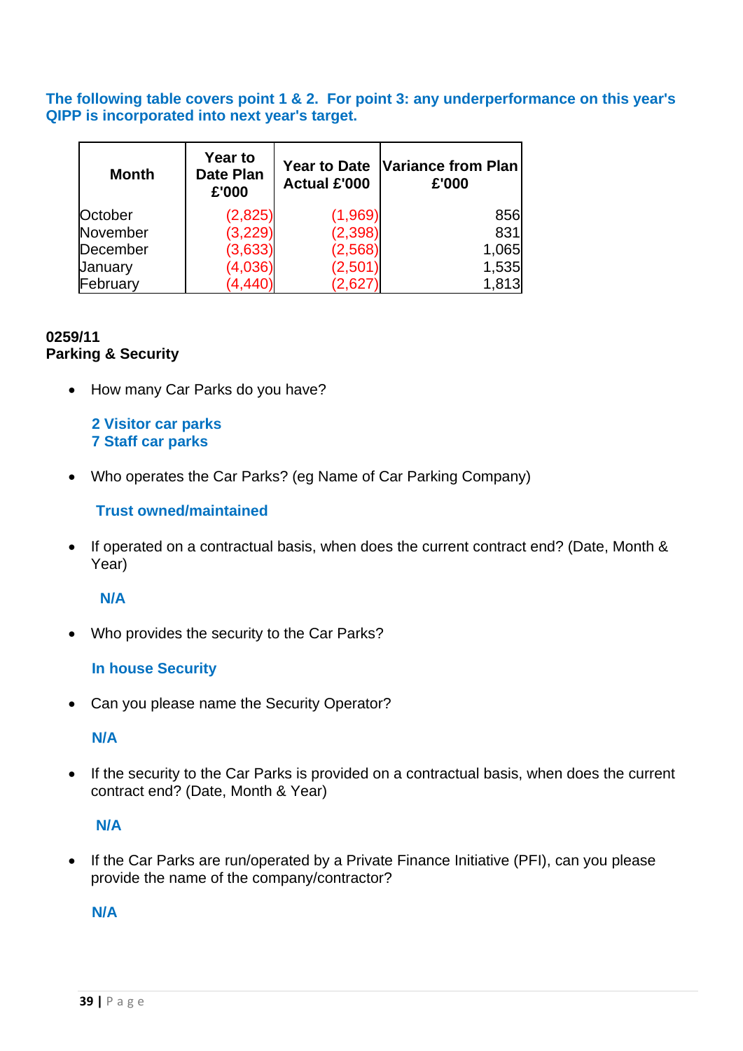**The following table covers point 1 & 2. For point 3: any underperformance on this year's QIPP is incorporated into next year's target.**

| Month | Year to Date Plan £'000 | Year to Date Actual £'000 | Variance from Plan £'000 |
|---|---|---|---|
| October | (2,825) | (1,969) | 856 |
| November | (3,229) | (2,398) | 831 |
| December | (3,633) | (2,568) | 1,065 |
| January | (4,036) | (2,501) | 1,535 |
| February | (4,440) | (2,627) | 1,813 |

**0259/11**
**Parking & Security**

- How many Car Parks do you have?

  **2 Visitor car parks**
  **7 Staff car parks**

- Who operates the Car Parks? (eg Name of Car Parking Company)

  **Trust owned/maintained**

- If operated on a contractual basis, when does the current contract end? (Date, Month & Year)

  **N/A**

- Who provides the security to the Car Parks?

  **In house Security**

- Can you please name the Security Operator?

  **N/A**

- If the security to the Car Parks is provided on a contractual basis, when does the current contract end? (Date, Month & Year)

  **N/A**

- If the Car Parks are run/operated by a Private Finance Initiative (PFI), can you please provide the name of the company/contractor?

  **N/A**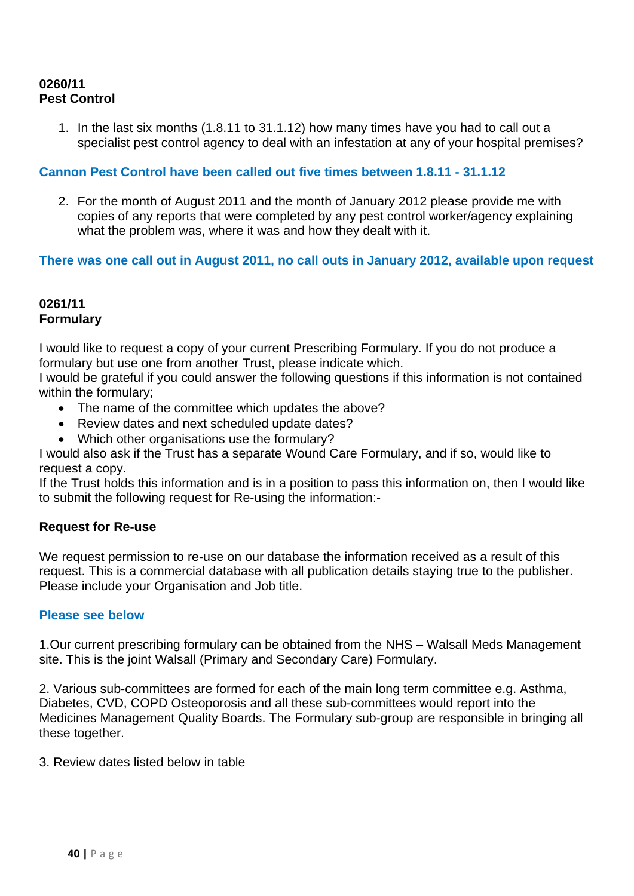**0260/11**
**Pest Control**

1. In the last six months (1.8.11 to 31.1.12) how many times have you had to call out a specialist pest control agency to deal with an infestation at any of your hospital premises?

**Cannon Pest Control have been called out five times between 1.8.11 - 31.1.12**

2. For the month of August 2011 and the month of January 2012 please provide me with copies of any reports that were completed by any pest control worker/agency explaining what the problem was, where it was and how they dealt with it.

**There was one call out in August 2011, no call outs in January 2012, available upon request**

**0261/11**
**Formulary**

I would like to request a copy of your current Prescribing Formulary. If you do not produce a formulary but use one from another Trust, please indicate which.
I would be grateful if you could answer the following questions if this information is not contained within the formulary;

- The name of the committee which updates the above?
- Review dates and next scheduled update dates?
- Which other organisations use the formulary?

I would also ask if the Trust has a separate Wound Care Formulary, and if so, would like to request a copy.
If the Trust holds this information and is in a position to pass this information on, then I would like to submit the following request for Re-using the information:-

**Request for Re-use**

We request permission to re-use on our database the information received as a result of this request. This is a commercial database with all publication details staying true to the publisher. Please include your Organisation and Job title.

**Please see below**

1.Our current prescribing formulary can be obtained from the NHS – Walsall Meds Management site. This is the joint Walsall (Primary and Secondary Care) Formulary.

2. Various sub-committees are formed for each of the main long term committee e.g. Asthma, Diabetes, CVD, COPD Osteoporosis and all these sub-committees would report into the Medicines Management Quality Boards. The Formulary sub-group are responsible in bringing all these together.

3. Review dates listed below in table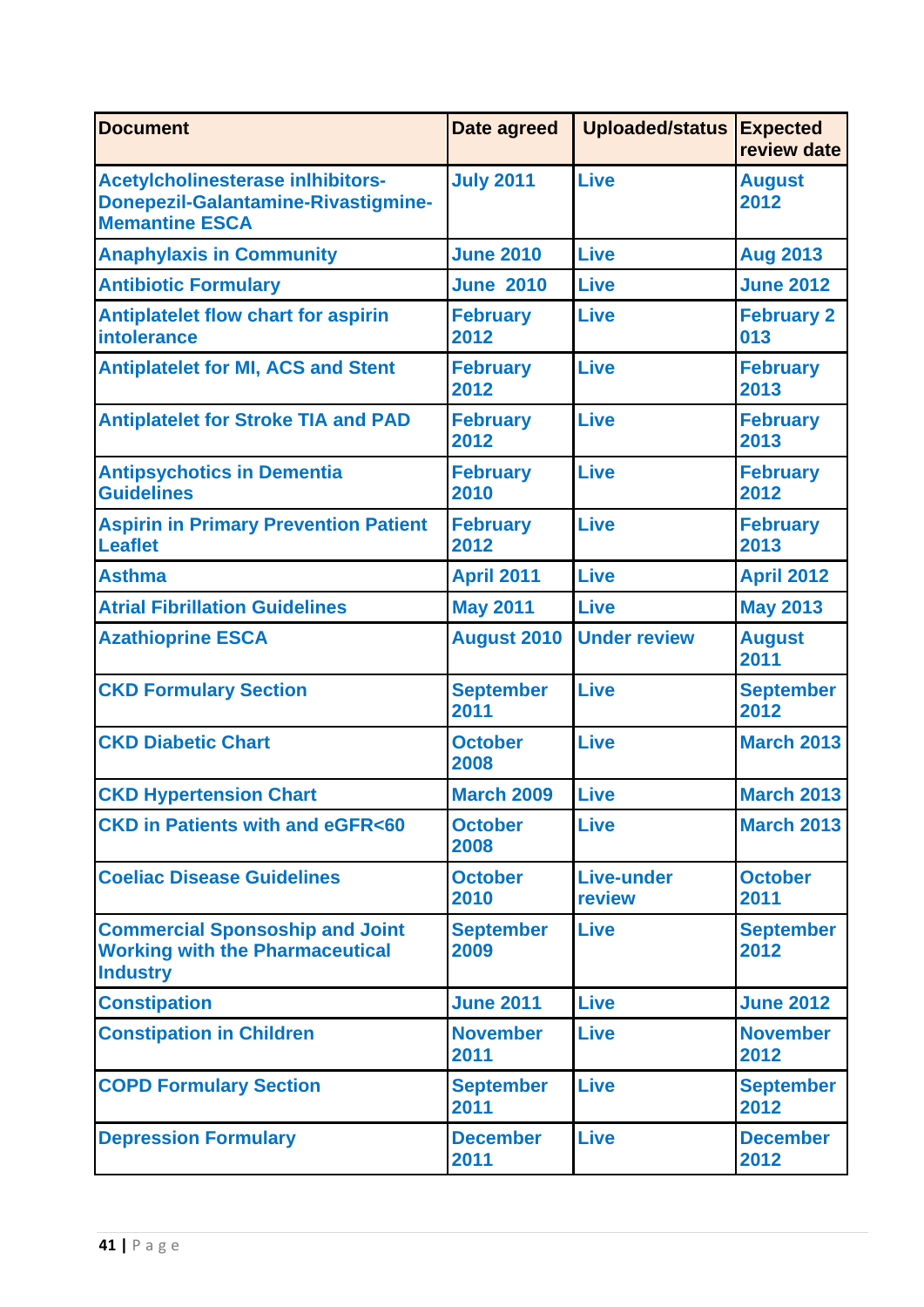| Document | Date agreed | Uploaded/status | Expected review date |
|---|---|---|---|
| Acetylcholinesterase inlhibitors-Donepezil-Galantamine-Rivastigmine-Memantine ESCA | July 2011 | Live | August 2012 |
| Anaphylaxis in Community | June 2010 | Live | Aug 2013 |
| Antibiotic Formulary | June 2010 | Live | June 2012 |
| Antiplatelet flow chart for aspirin intolerance | February 2012 | Live | February 2 013 |
| Antiplatelet for MI, ACS and Stent | February 2012 | Live | February 2013 |
| Antiplatelet for Stroke TIA and PAD | February 2012 | Live | February 2013 |
| Antipsychotics in Dementia Guidelines | February 2010 | Live | February 2012 |
| Aspirin in Primary Prevention Patient Leaflet | February 2012 | Live | February 2013 |
| Asthma | April 2011 | Live | April 2012 |
| Atrial Fibrillation Guidelines | May 2011 | Live | May 2013 |
| Azathioprine ESCA | August 2010 | Under review | August 2011 |
| CKD Formulary Section | September 2011 | Live | September 2012 |
| CKD Diabetic Chart | October 2008 | Live | March 2013 |
| CKD Hypertension Chart | March 2009 | Live | March 2013 |
| CKD in Patients with and eGFR<60 | October 2008 | Live | March 2013 |
| Coeliac Disease Guidelines | October 2010 | Live-under review | October 2011 |
| Commercial Sponsoship and Joint Working with the Pharmaceutical Industry | September 2009 | Live | September 2012 |
| Constipation | June 2011 | Live | June 2012 |
| Constipation in Children | November 2011 | Live | November 2012 |
| COPD Formulary Section | September 2011 | Live | September 2012 |
| Depression Formulary | December 2011 | Live | December 2012 |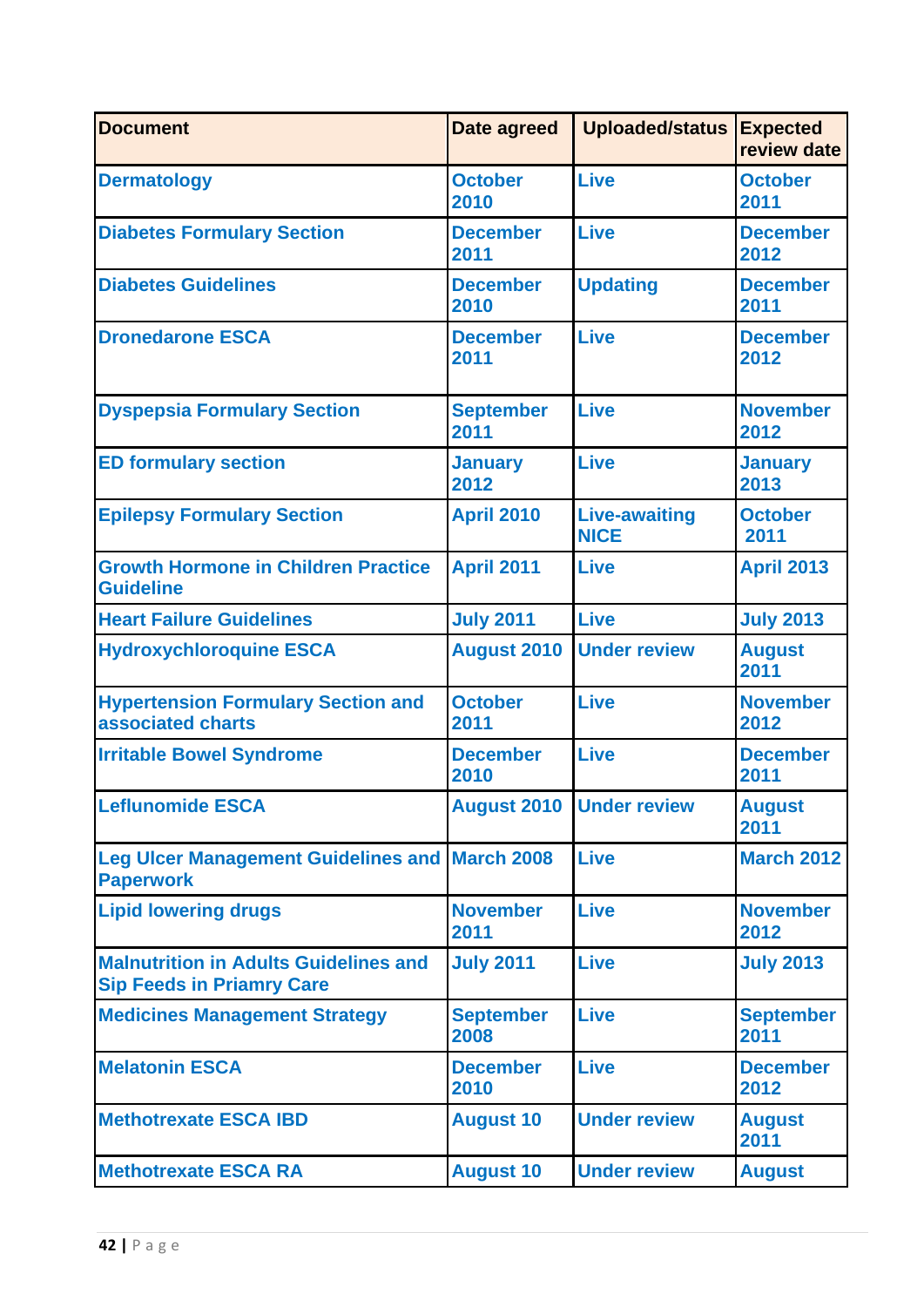| Document | Date agreed | Uploaded/status | Expected review date |
|---|---|---|---|
| Dermatology | October 2010 | Live | October 2011 |
| Diabetes Formulary Section | December 2011 | Live | December 2012 |
| Diabetes Guidelines | December 2010 | Updating | December 2011 |
| Dronedarone ESCA | December 2011 | Live | December 2012 |
| Dyspepsia Formulary Section | September 2011 | Live | November 2012 |
| ED formulary section | January 2012 | Live | January 2013 |
| Epilepsy Formulary Section | April 2010 | Live-awaiting NICE | October 2011 |
| Growth Hormone in Children Practice Guideline | April 2011 | Live | April 2013 |
| Heart Failure Guidelines | July 2011 | Live | July 2013 |
| Hydroxychloroquine ESCA | August 2010 | Under review | August 2011 |
| Hypertension Formulary Section and associated charts | October 2011 | Live | November 2012 |
| Irritable Bowel Syndrome | December 2010 | Live | December 2011 |
| Leflunomide ESCA | August 2010 | Under review | August 2011 |
| Leg Ulcer Management Guidelines and Paperwork | March 2008 | Live | March 2012 |
| Lipid lowering drugs | November 2011 | Live | November 2012 |
| Malnutrition in Adults Guidelines and Sip Feeds in Priamry Care | July 2011 | Live | July 2013 |
| Medicines Management Strategy | September 2008 | Live | September 2011 |
| Melatonin ESCA | December 2010 | Live | December 2012 |
| Methotrexate ESCA IBD | August 10 | Under review | August 2011 |
| Methotrexate ESCA RA | August 10 | Under review | August |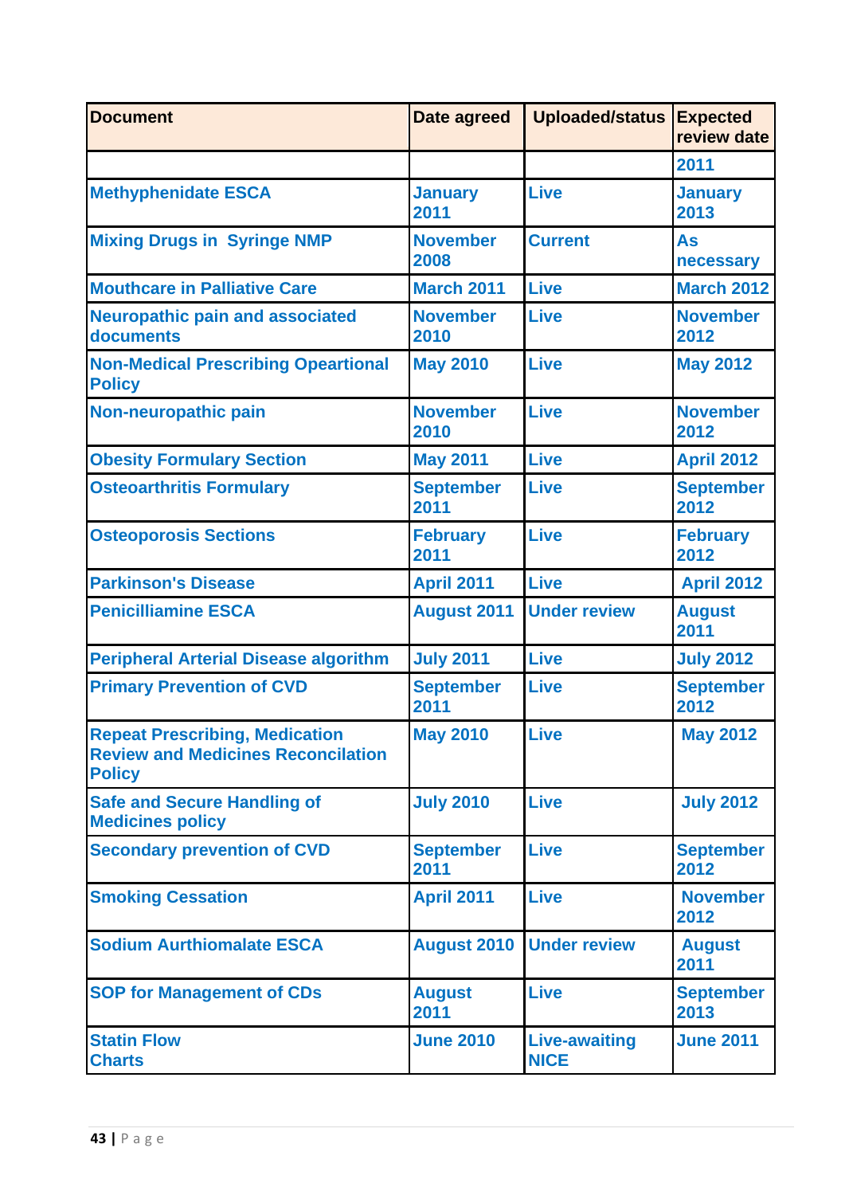| Document | Date agreed | Uploaded/status | Expected review date |
|---|---|---|---|
| | | | 2011 |
| Methyphenidate ESCA | January 2011 | Live | January 2013 |
| Mixing Drugs in Syringe NMP | November 2008 | Current | As necessary |
| Mouthcare in Palliative Care | March 2011 | Live | March 2012 |
| Neuropathic pain and associated documents | November 2010 | Live | November 2012 |
| Non-Medical Prescribing Opeartional Policy | May 2010 | Live | May 2012 |
| Non-neuropathic pain | November 2010 | Live | November 2012 |
| Obesity Formulary Section | May 2011 | Live | April 2012 |
| Osteoarthritis Formulary | September 2011 | Live | September 2012 |
| Osteoporosis Sections | February 2011 | Live | February 2012 |
| Parkinson's Disease | April 2011 | Live | April 2012 |
| Penicilliamine ESCA | August 2011 | Under review | August 2011 |
| Peripheral Arterial Disease algorithm | July 2011 | Live | July 2012 |
| Primary Prevention of CVD | September 2011 | Live | September 2012 |
| Repeat Prescribing, Medication Review and Medicines Reconcilation Policy | May 2010 | Live | May 2012 |
| Safe and Secure Handling of Medicines policy | July 2010 | Live | July 2012 |
| Secondary prevention of CVD | September 2011 | Live | September 2012 |
| Smoking Cessation | April 2011 | Live | November 2012 |
| Sodium Aurthiomalate ESCA | August 2010 | Under review | August 2011 |
| SOP for Management of CDs | August 2011 | Live | September 2013 |
| Statin Flow Charts | June 2010 | Live-awaiting NICE | June 2011 |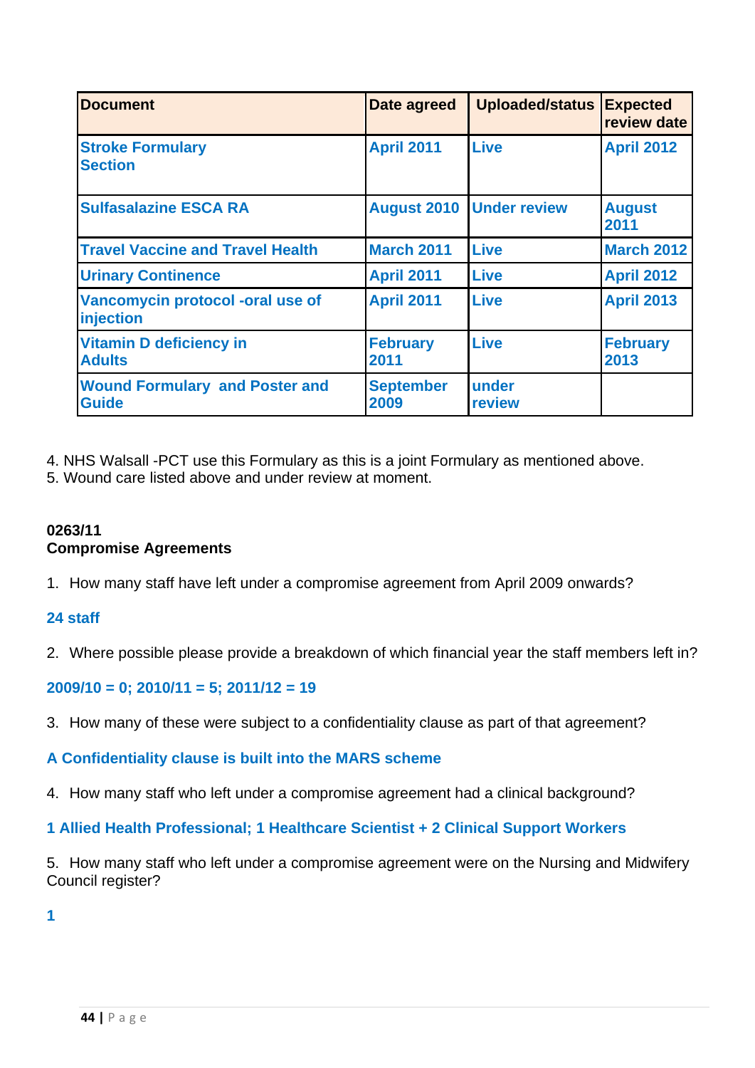| Document | Date agreed | Uploaded/status | Expected review date |
|---|---|---|---|
| Stroke Formulary Section | April 2011 | Live | April 2012 |
| Sulfasalazine ESCA RA | August 2010 | Under review | August 2011 |
| Travel Vaccine and Travel Health | March 2011 | Live | March 2012 |
| Urinary Continence | April 2011 | Live | April 2012 |
| Vancomycin protocol -oral use of injection | April 2011 | Live | April 2013 |
| Vitamin D deficiency in Adults | February 2011 | Live | February 2013 |
| Wound Formulary and Poster and Guide | September 2009 | under review | |

4. NHS Walsall -PCT use this Formulary as this is a joint Formulary as mentioned above.
5. Wound care listed above and under review at moment.

**0263/11**
**Compromise Agreements**

1. How many staff have left under a compromise agreement from April 2009 onwards?

**24 staff**

2. Where possible please provide a breakdown of which financial year the staff members left in?

**2009/10 = 0; 2010/11 = 5; 2011/12 = 19**

3. How many of these were subject to a confidentiality clause as part of that agreement?

**A Confidentiality clause is built into the MARS scheme**

4. How many staff who left under a compromise agreement had a clinical background?

**1 Allied Health Professional; 1 Healthcare Scientist + 2 Clinical Support Workers**

5. How many staff who left under a compromise agreement were on the Nursing and Midwifery Council register?

**1**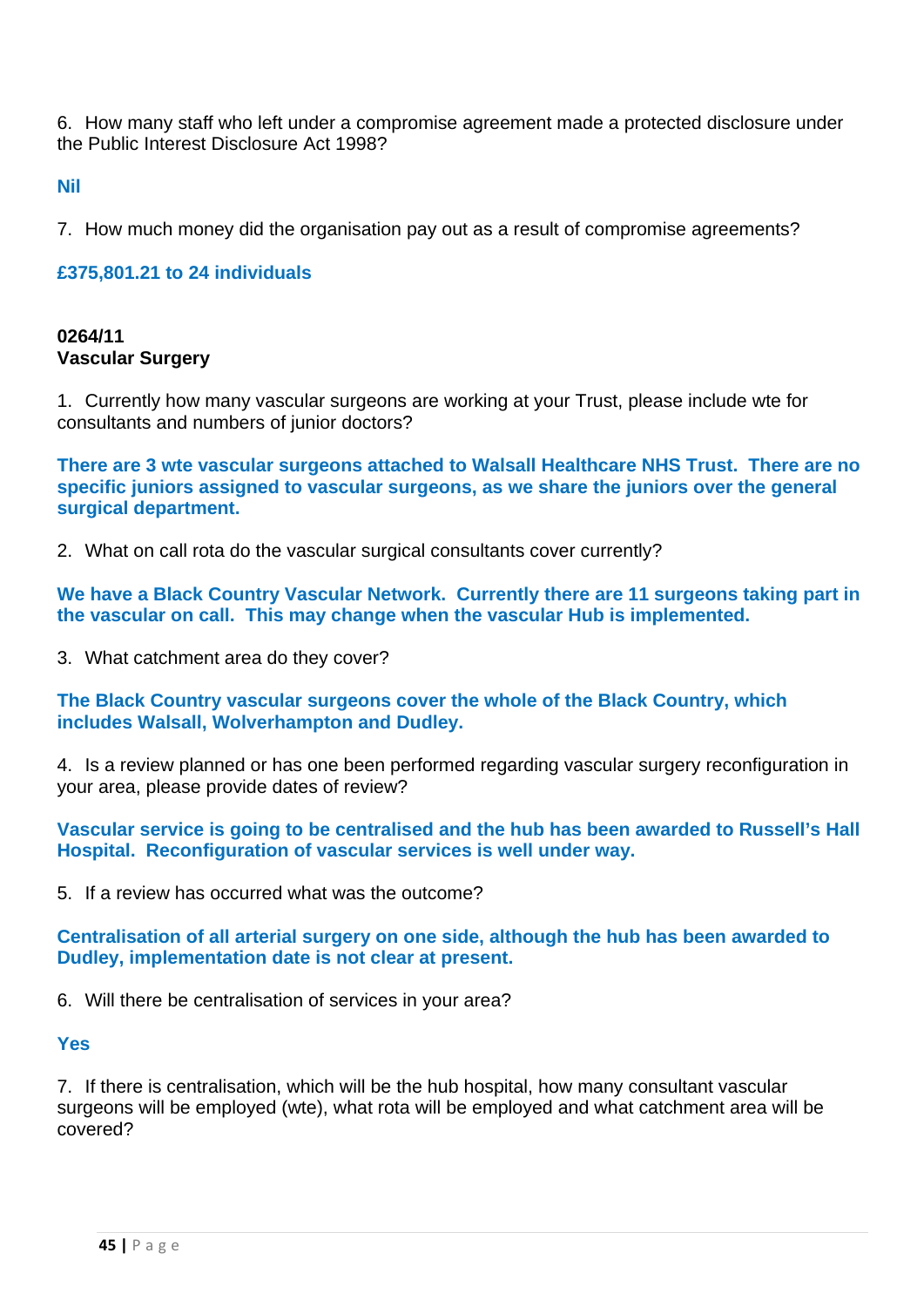6. How many staff who left under a compromise agreement made a protected disclosure under the Public Interest Disclosure Act 1998?

**Nil**

7. How much money did the organisation pay out as a result of compromise agreements?

**£375,801.21 to 24 individuals**

**0264/11**
**Vascular Surgery**

1. Currently how many vascular surgeons are working at your Trust, please include wte for consultants and numbers of junior doctors?

**There are 3 wte vascular surgeons attached to Walsall Healthcare NHS Trust. There are no specific juniors assigned to vascular surgeons, as we share the juniors over the general surgical department.**

2. What on call rota do the vascular surgical consultants cover currently?

**We have a Black Country Vascular Network. Currently there are 11 surgeons taking part in the vascular on call. This may change when the vascular Hub is implemented.**

3. What catchment area do they cover?

**The Black Country vascular surgeons cover the whole of the Black Country, which includes Walsall, Wolverhampton and Dudley.**

4. Is a review planned or has one been performed regarding vascular surgery reconfiguration in your area, please provide dates of review?

**Vascular service is going to be centralised and the hub has been awarded to Russell's Hall Hospital. Reconfiguration of vascular services is well under way.**

5. If a review has occurred what was the outcome?

**Centralisation of all arterial surgery on one side, although the hub has been awarded to Dudley, implementation date is not clear at present.**

6. Will there be centralisation of services in your area?

**Yes**

7. If there is centralisation, which will be the hub hospital, how many consultant vascular surgeons will be employed (wte), what rota will be employed and what catchment area will be covered?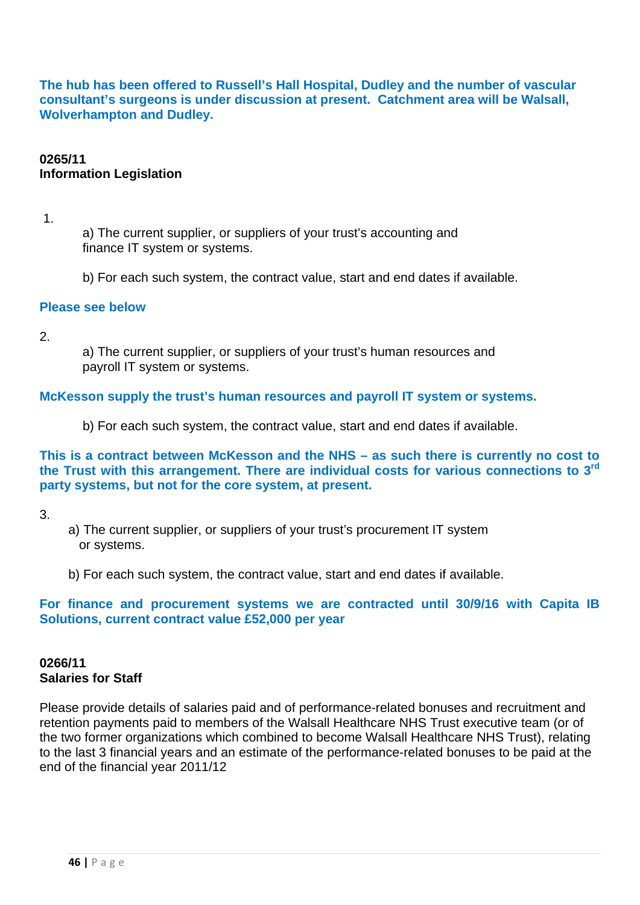**The hub has been offered to Russell's Hall Hospital, Dudley and the number of vascular consultant's surgeons is under discussion at present. Catchment area will be Walsall, Wolverhampton and Dudley.**

**0265/11**
**Information Legislation**

1.

a) The current supplier, or suppliers of your trust's accounting and finance IT system or systems.

b) For each such system, the contract value, start and end dates if available.

**Please see below**

2.

a) The current supplier, or suppliers of your trust's human resources and payroll IT system or systems.

**McKesson supply the trust's human resources and payroll IT system or systems.**

b) For each such system, the contract value, start and end dates if available.

**This is a contract between McKesson and the NHS – as such there is currently no cost to the Trust with this arrangement. There are individual costs for various connections to 3rd party systems, but not for the core system, at present.**

3.

a) The current supplier, or suppliers of your trust's procurement IT system or systems.

b) For each such system, the contract value, start and end dates if available.

**For finance and procurement systems we are contracted until 30/9/16 with Capita IB Solutions, current contract value £52,000 per year**

**0266/11**
**Salaries for Staff**

Please provide details of salaries paid and of performance-related bonuses and recruitment and retention payments paid to members of the Walsall Healthcare NHS Trust executive team (or of the two former organizations which combined to become Walsall Healthcare NHS Trust), relating to the last 3 financial years and an estimate of the performance-related bonuses to be paid at the end of the financial year 2011/12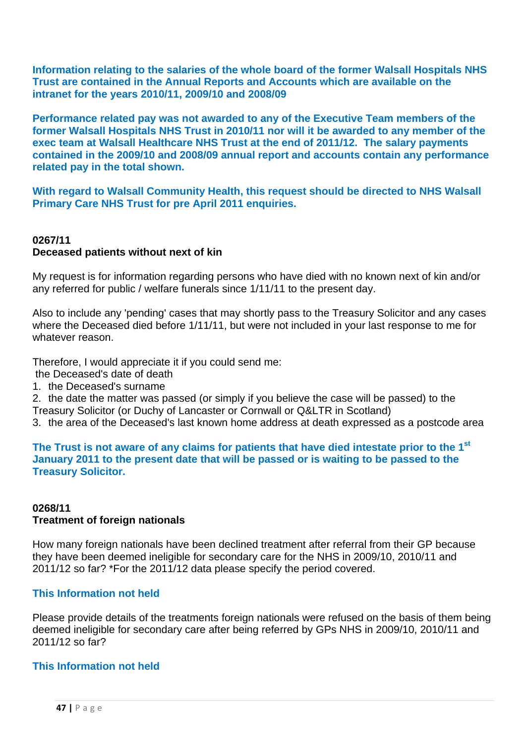**Information relating to the salaries of the whole board of the former Walsall Hospitals NHS Trust are contained in the Annual Reports and Accounts which are available on the intranet for the years 2010/11, 2009/10 and 2008/09**

**Performance related pay was not awarded to any of the Executive Team members of the former Walsall Hospitals NHS Trust in 2010/11 nor will it be awarded to any member of the exec team at Walsall Healthcare NHS Trust at the end of 2011/12. The salary payments contained in the 2009/10 and 2008/09 annual report and accounts contain any performance related pay in the total shown.**

**With regard to Walsall Community Health, this request should be directed to NHS Walsall Primary Care NHS Trust for pre April 2011 enquiries.**

**0267/11**
**Deceased patients without next of kin**

My request is for information regarding persons who have died with no known next of kin and/or any referred for public / welfare funerals since 1/11/11 to the present day.

Also to include any 'pending' cases that may shortly pass to the Treasury Solicitor and any cases where the Deceased died before 1/11/11, but were not included in your last response to me for whatever reason.

Therefore, I would appreciate it if you could send me:
the Deceased's date of death
1. the Deceased's surname
2. the date the matter was passed (or simply if you believe the case will be passed) to the Treasury Solicitor (or Duchy of Lancaster or Cornwall or Q&LTR in Scotland)
3. the area of the Deceased's last known home address at death expressed as a postcode area

**The Trust is not aware of any claims for patients that have died intestate prior to the 1st January 2011 to the present date that will be passed or is waiting to be passed to the Treasury Solicitor.**

**0268/11**
**Treatment of foreign nationals**

How many foreign nationals have been declined treatment after referral from their GP because they have been deemed ineligible for secondary care for the NHS in 2009/10, 2010/11 and 2011/12 so far? *For the 2011/12 data please specify the period covered.

**This Information not held**

Please provide details of the treatments foreign nationals were refused on the basis of them being deemed ineligible for secondary care after being referred by GPs NHS in 2009/10, 2010/11 and 2011/12 so far?

**This Information not held**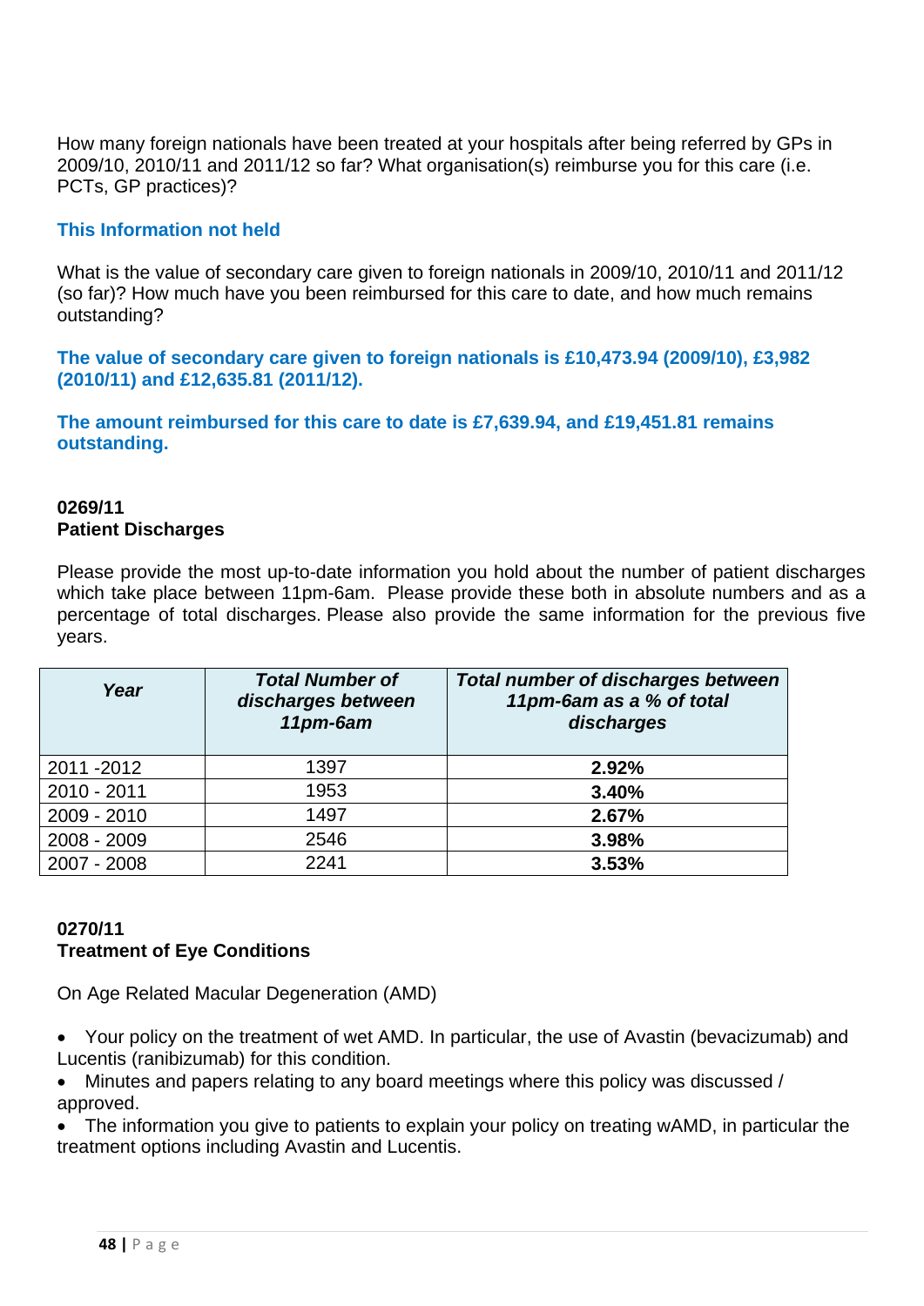How many foreign nationals have been treated at your hospitals after being referred by GPs in 2009/10, 2010/11 and 2011/12 so far? What organisation(s) reimburse you for this care (i.e. PCTs, GP practices)?

**This Information not held**

What is the value of secondary care given to foreign nationals in 2009/10, 2010/11 and 2011/12 (so far)? How much have you been reimbursed for this care to date, and how much remains outstanding?

**The value of secondary care given to foreign nationals is £10,473.94 (2009/10), £3,982 (2010/11) and £12,635.81 (2011/12).**

**The amount reimbursed for this care to date is £7,639.94, and £19,451.81 remains outstanding.**

**0269/11**
**Patient Discharges**

Please provide the most up-to-date information you hold about the number of patient discharges which take place between 11pm-6am. Please provide these both in absolute numbers and as a percentage of total discharges. Please also provide the same information for the previous five years.

| *Year* | *Total Number of discharges between 11pm-6am* | *Total number of discharges between 11pm-6am as a % of total discharges* |
|---|---|---|
| 2011 -2012 | 1397 | **2.92%** |
| 2010 - 2011 | 1953 | **3.40%** |
| 2009 - 2010 | 1497 | **2.67%** |
| 2008 - 2009 | 2546 | **3.98%** |
| 2007 - 2008 | 2241 | **3.53%** |

**0270/11**
**Treatment of Eye Conditions**

On Age Related Macular Degeneration (AMD)

- Your policy on the treatment of wet AMD. In particular, the use of Avastin (bevacizumab) and Lucentis (ranibizumab) for this condition.
- Minutes and papers relating to any board meetings where this policy was discussed / approved.
- The information you give to patients to explain your policy on treating wAMD, in particular the treatment options including Avastin and Lucentis.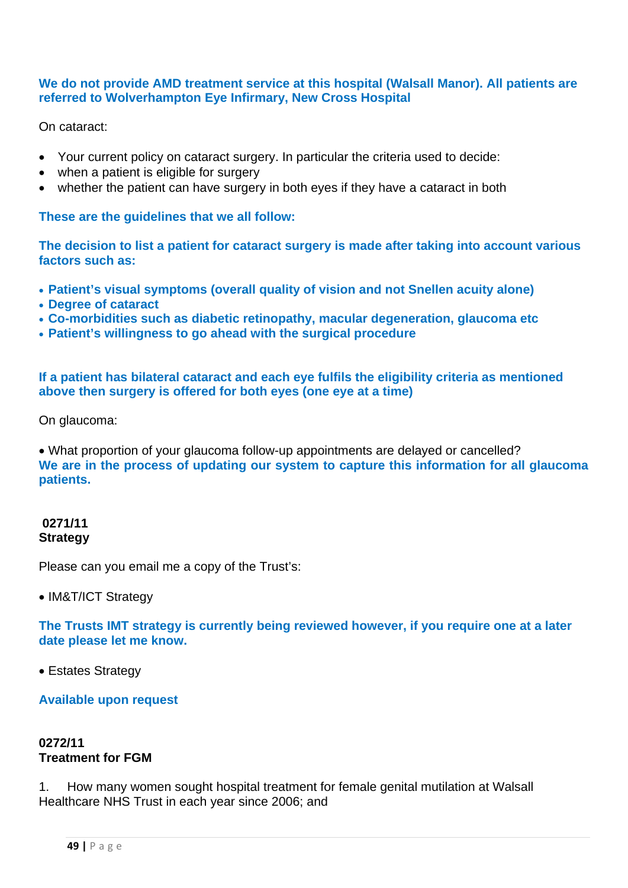**We do not provide AMD treatment service at this hospital (Walsall Manor). All patients are referred to Wolverhampton Eye Infirmary, New Cross Hospital**

On cataract:

- Your current policy on cataract surgery. In particular the criteria used to decide:
- when a patient is eligible for surgery
- whether the patient can have surgery in both eyes if they have a cataract in both

**These are the guidelines that we all follow:**

**The decision to list a patient for cataract surgery is made after taking into account various factors such as:**

- **Patient's visual symptoms (overall quality of vision and not Snellen acuity alone)**
- **Degree of cataract**
- **Co-morbidities such as diabetic retinopathy, macular degeneration, glaucoma etc**
- **Patient's willingness to go ahead with the surgical procedure**

**If a patient has bilateral cataract and each eye fulfils the eligibility criteria as mentioned above then surgery is offered for both eyes (one eye at a time)**

On glaucoma:

• What proportion of your glaucoma follow-up appointments are delayed or cancelled?
**We are in the process of updating our system to capture this information for all glaucoma patients.**

**0271/11**
**Strategy**

Please can you email me a copy of the Trust's:

• IM&T/ICT Strategy

**The Trusts IMT strategy is currently being reviewed however, if you require one at a later date please let me know.**

• Estates Strategy

**Available upon request**

**0272/11**
**Treatment for FGM**

1. How many women sought hospital treatment for female genital mutilation at Walsall Healthcare NHS Trust in each year since 2006; and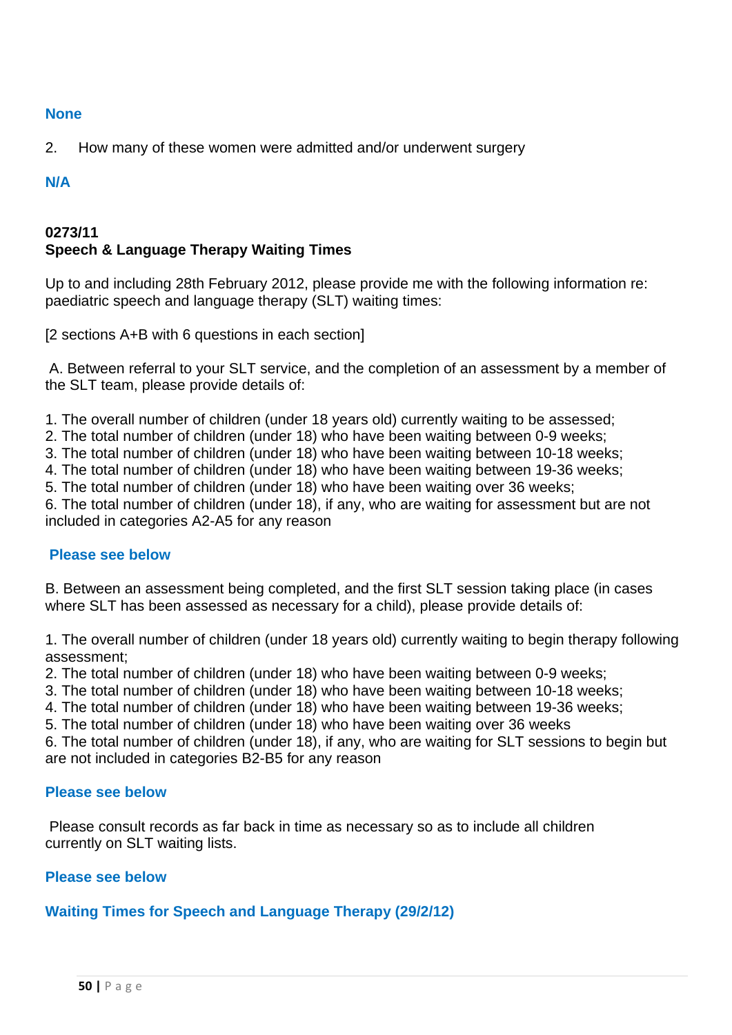**None**

2. How many of these women were admitted and/or underwent surgery

**N/A**

**0273/11**
**Speech & Language Therapy Waiting Times**

Up to and including 28th February 2012, please provide me with the following information re: paediatric speech and language therapy (SLT) waiting times:

[2 sections A+B with 6 questions in each section]

A. Between referral to your SLT service, and the completion of an assessment by a member of the SLT team, please provide details of:

1. The overall number of children (under 18 years old) currently waiting to be assessed;
2. The total number of children (under 18) who have been waiting between 0-9 weeks;
3. The total number of children (under 18) who have been waiting between 10-18 weeks;
4. The total number of children (under 18) who have been waiting between 19-36 weeks;
5. The total number of children (under 18) who have been waiting over 36 weeks;
6. The total number of children (under 18), if any, who are waiting for assessment but are not included in categories A2-A5 for any reason

**Please see below**

B. Between an assessment being completed, and the first SLT session taking place (in cases where SLT has been assessed as necessary for a child), please provide details of:

1. The overall number of children (under 18 years old) currently waiting to begin therapy following assessment;
2. The total number of children (under 18) who have been waiting between 0-9 weeks;
3. The total number of children (under 18) who have been waiting between 10-18 weeks;
4. The total number of children (under 18) who have been waiting between 19-36 weeks;
5. The total number of children (under 18) who have been waiting over 36 weeks
6. The total number of children (under 18), if any, who are waiting for SLT sessions to begin but are not included in categories B2-B5 for any reason

**Please see below**

Please consult records as far back in time as necessary so as to include all children currently on SLT waiting lists.

**Please see below**

**Waiting Times for Speech and Language Therapy (29/2/12)**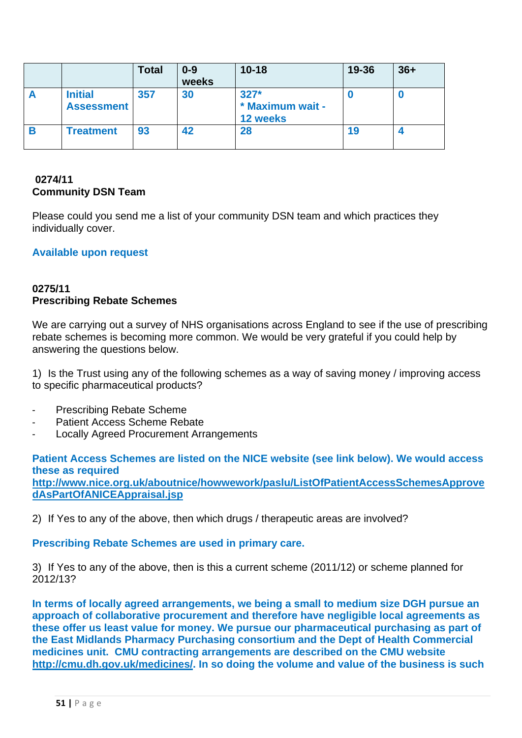| | | Total | 0-9 weeks | 10-18 | 19-36 | 36+ |
|---|---|---|---|---|---|---|
| **A** | **Initial Assessment** | **357** | **30** | **327*** **\* Maximum wait - 12 weeks** | **0** | **0** |
| **B** | **Treatment** | **93** | **42** | **28** | **19** | **4** |

**0274/11**
**Community DSN Team**

Please could you send me a list of your community DSN team and which practices they individually cover.

**Available upon request**

**0275/11**
**Prescribing Rebate Schemes**

We are carrying out a survey of NHS organisations across England to see if the use of prescribing rebate schemes is becoming more common. We would be very grateful if you could help by answering the questions below.

1) Is the Trust using any of the following schemes as a way of saving money / improving access to specific pharmaceutical products?

- Prescribing Rebate Scheme
- Patient Access Scheme Rebate
- Locally Agreed Procurement Arrangements

**Patient Access Schemes are listed on the NICE website (see link below). We would access these as required**
**http://www.nice.org.uk/aboutnice/howwework/paslu/ListOfPatientAccessSchemesApprovedAsPartOfANICEAppraisal.jsp**

2) If Yes to any of the above, then which drugs / therapeutic areas are involved?

**Prescribing Rebate Schemes are used in primary care.**

3) If Yes to any of the above, then is this a current scheme (2011/12) or scheme planned for 2012/13?

**In terms of locally agreed arrangements, we being a small to medium size DGH pursue an approach of collaborative procurement and therefore have negligible local agreements as these offer us least value for money. We pursue our pharmaceutical purchasing as part of the East Midlands Pharmacy Purchasing consortium and the Dept of Health Commercial medicines unit. CMU contracting arrangements are described on the CMU website http://cmu.dh.gov.uk/medicines/. In so doing the volume and value of the business is such**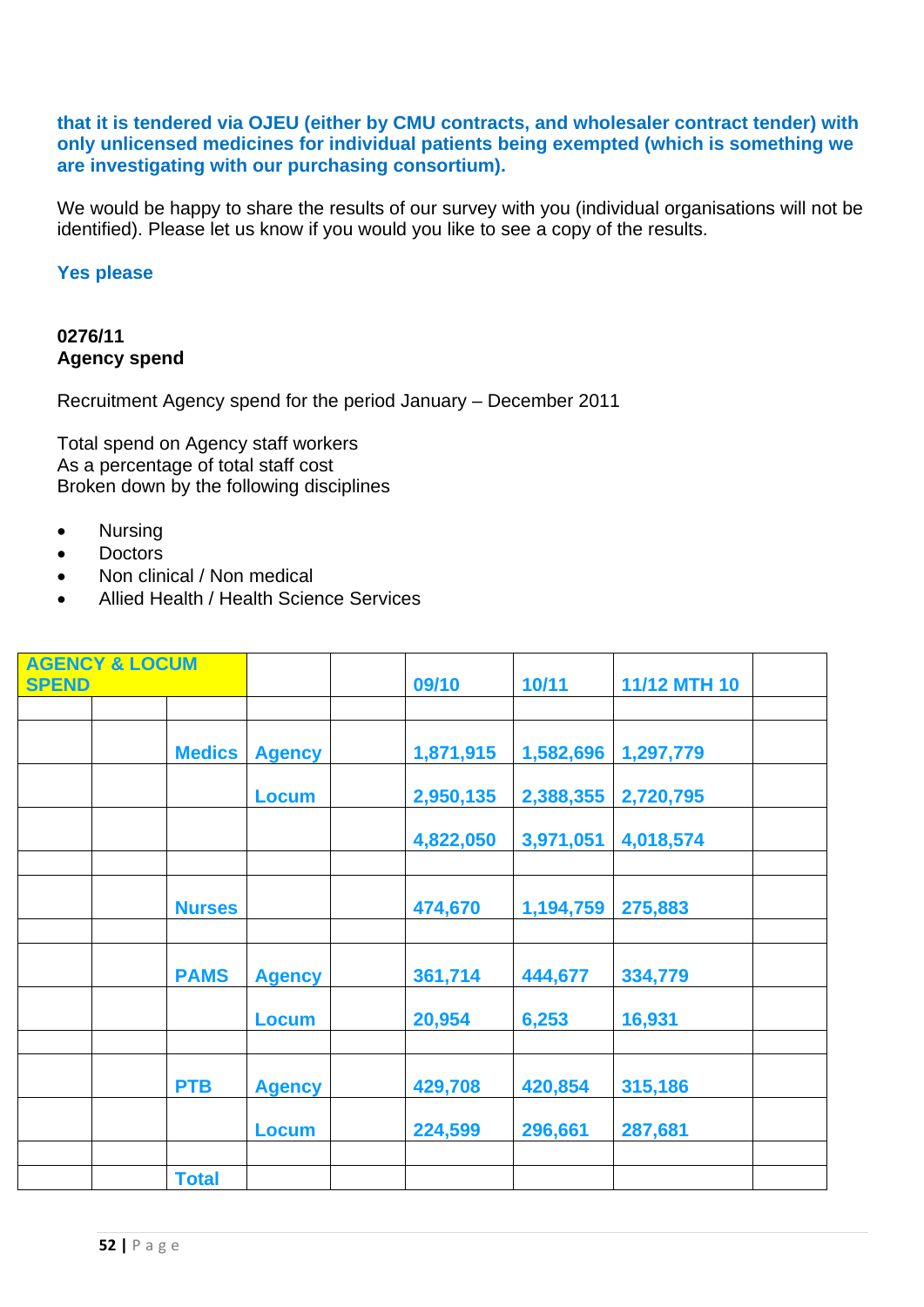**that it is tendered via OJEU (either by CMU contracts, and wholesaler contract tender) with only unlicensed medicines for individual patients being exempted (which is something we are investigating with our purchasing consortium).**

We would be happy to share the results of our survey with you (individual organisations will not be identified). Please let us know if you would you like to see a copy of the results.

**Yes please**

**0276/11**
**Agency spend**

Recruitment Agency spend for the period January – December 2011

Total spend on Agency staff workers
As a percentage of total staff cost
Broken down by the following disciplines

- Nursing
- Doctors
- Non clinical / Non medical
- Allied Health / Health Science Services

| AGENCY & LOCUM SPEND | | | | | 09/10 | 10/11 | 11/12 MTH 10 | |
|---|---|---|---|---|---|---|---|---|
| | | | | | | | | |
| | | Medics | Agency | | 1,871,915 | 1,582,696 | 1,297,779 | |
| | | | Locum | | 2,950,135 | 2,388,355 | 2,720,795 | |
| | | | | | 4,822,050 | 3,971,051 | 4,018,574 | |
| | | | | | | | | |
| | | Nurses | | | 474,670 | 1,194,759 | 275,883 | |
| | | | | | | | | |
| | | PAMS | Agency | | 361,714 | 444,677 | 334,779 | |
| | | | Locum | | 20,954 | 6,253 | 16,931 | |
| | | | | | | | | |
| | | PTB | Agency | | 429,708 | 420,854 | 315,186 | |
| | | | Locum | | 224,599 | 296,661 | 287,681 | |
| | | | | | | | | |
| | | Total | | | | | | |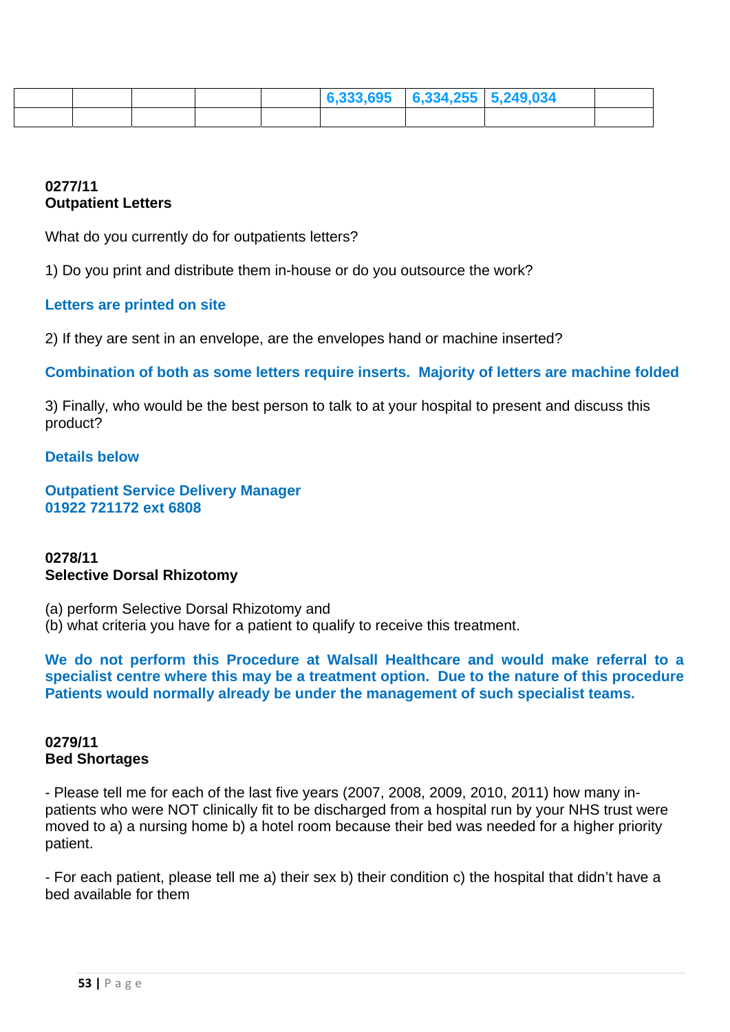| | | | | | | | | |
|---|---|---|---|---|---|---|---|---|
| | | | | | **6,333,695** | **6,334,255** | **5,249,034** | |
| | | | | | | | | |

**0277/11**
**Outpatient Letters**

What do you currently do for outpatients letters?

1) Do you print and distribute them in-house or do you outsource the work?

**Letters are printed on site**

2) If they are sent in an envelope, are the envelopes hand or machine inserted?

**Combination of both as some letters require inserts. Majority of letters are machine folded**

3) Finally, who would be the best person to talk to at your hospital to present and discuss this product?

**Details below**

**Outpatient Service Delivery Manager**
**01922 721172 ext 6808**

**0278/11**
**Selective Dorsal Rhizotomy**

(a) perform Selective Dorsal Rhizotomy and
(b) what criteria you have for a patient to qualify to receive this treatment.

**We do not perform this Procedure at Walsall Healthcare and would make referral to a specialist centre where this may be a treatment option. Due to the nature of this procedure Patients would normally already be under the management of such specialist teams.**

**0279/11**
**Bed Shortages**

- Please tell me for each of the last five years (2007, 2008, 2009, 2010, 2011) how many in-patients who were NOT clinically fit to be discharged from a hospital run by your NHS trust were moved to a) a nursing home b) a hotel room because their bed was needed for a higher priority patient.

- For each patient, please tell me a) their sex b) their condition c) the hospital that didn't have a bed available for them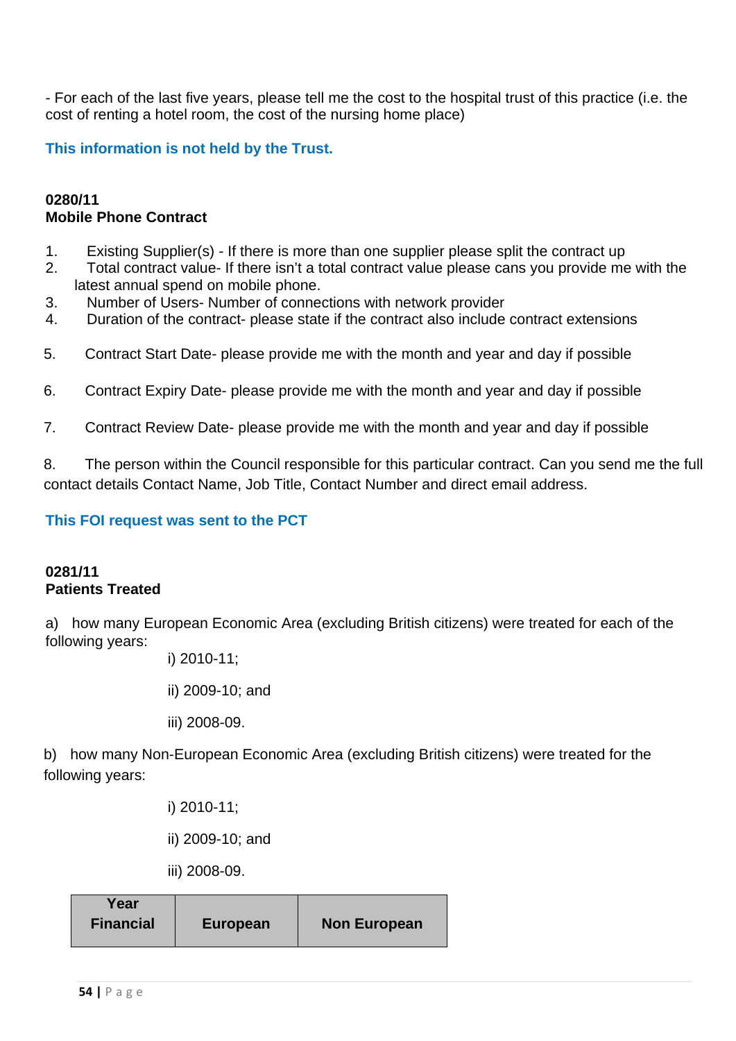- For each of the last five years, please tell me the cost to the hospital trust of this practice (i.e. the cost of renting a hotel room, the cost of the nursing home place)

**This information is not held by the Trust.**

**0280/11**
**Mobile Phone Contract**

1. Existing Supplier(s) - If there is more than one supplier please split the contract up
2. Total contract value- If there isn't a total contract value please cans you provide me with the latest annual spend on mobile phone.
3. Number of Users- Number of connections with network provider
4. Duration of the contract- please state if the contract also include contract extensions
5. Contract Start Date- please provide me with the month and year and day if possible
6. Contract Expiry Date- please provide me with the month and year and day if possible
7. Contract Review Date- please provide me with the month and year and day if possible
8. The person within the Council responsible for this particular contract. Can you send me the full contact details Contact Name, Job Title, Contact Number and direct email address.

**This FOI request was sent to the PCT**

**0281/11**
**Patients Treated**

a) how many European Economic Area (excluding British citizens) were treated for each of the following years:

i) 2010-11;

ii) 2009-10; and

iii) 2008-09.

b) how many Non-European Economic Area (excluding British citizens) were treated for the following years:

i) 2010-11;

ii) 2009-10; and

iii) 2008-09.

| Year Financial | European | Non European |
| --- | --- | --- |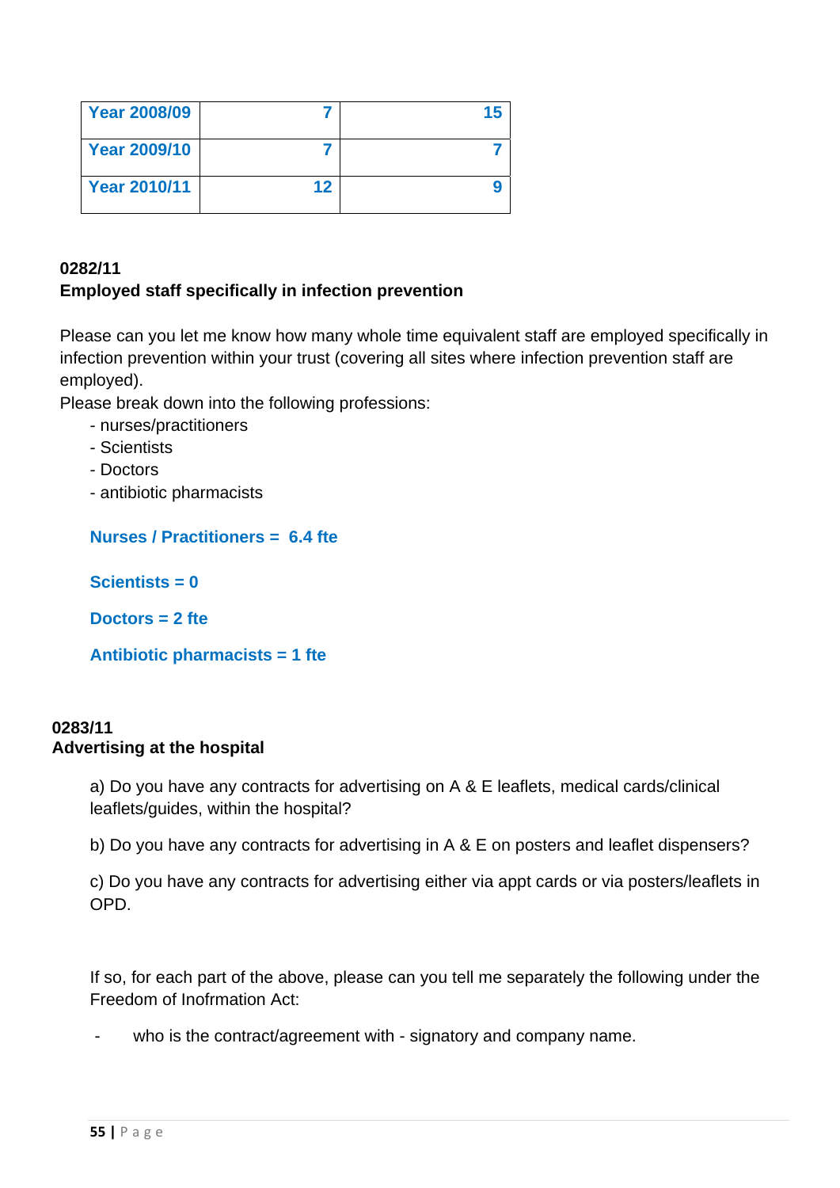| Year 2008/09 | 7 | 15 |
| --- | --- | --- |
| Year 2009/10 | 7 | 7 |
| Year 2010/11 | 12 | 9 |

**0282/11**
**Employed staff specifically in infection prevention**

Please can you let me know how many whole time equivalent staff are employed specifically in infection prevention within your trust (covering all sites where infection prevention staff are employed).
Please break down into the following professions:

- nurses/practitioners
- Scientists
- Doctors
- antibiotic pharmacists

**Nurses / Practitioners = 6.4 fte**

**Scientists = 0**

**Doctors = 2 fte**

**Antibiotic pharmacists = 1 fte**

**0283/11**
**Advertising at the hospital**

a) Do you have any contracts for advertising on A & E leaflets, medical cards/clinical leaflets/guides, within the hospital?

b) Do you have any contracts for advertising in A & E on posters and leaflet dispensers?

c) Do you have any contracts for advertising either via appt cards or via posters/leaflets in OPD.

If so, for each part of the above, please can you tell me separately the following under the Freedom of Inofrmation Act:

- who is the contract/agreement with - signatory and company name.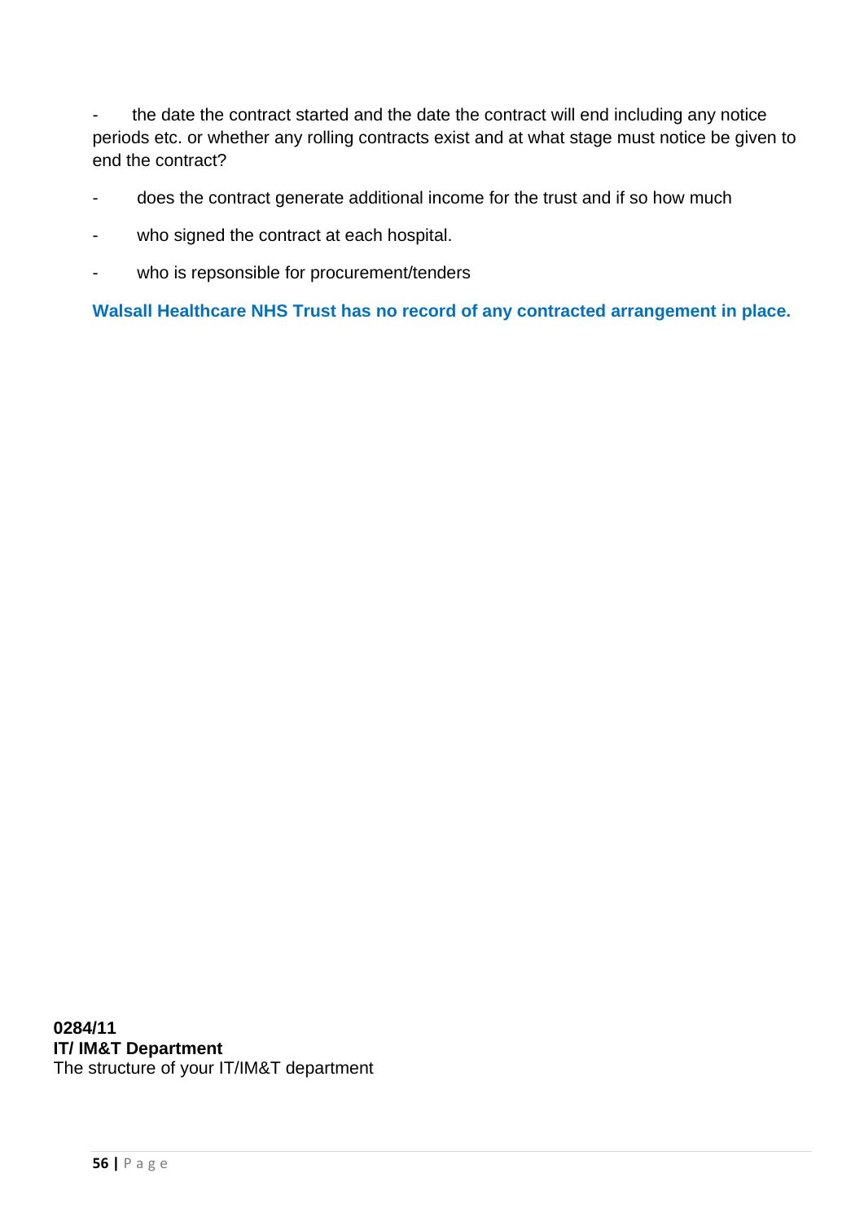- the date the contract started and the date the contract will end including any notice periods etc. or whether any rolling contracts exist and at what stage must notice be given to end the contract?

- does the contract generate additional income for the trust and if so how much

- who signed the contract at each hospital.

- who is repsonsible for procurement/tenders

**Walsall Healthcare NHS Trust has no record of any contracted arrangement in place.**

**0284/11**
**IT/ IM&T Department**
The structure of your IT/IM&T department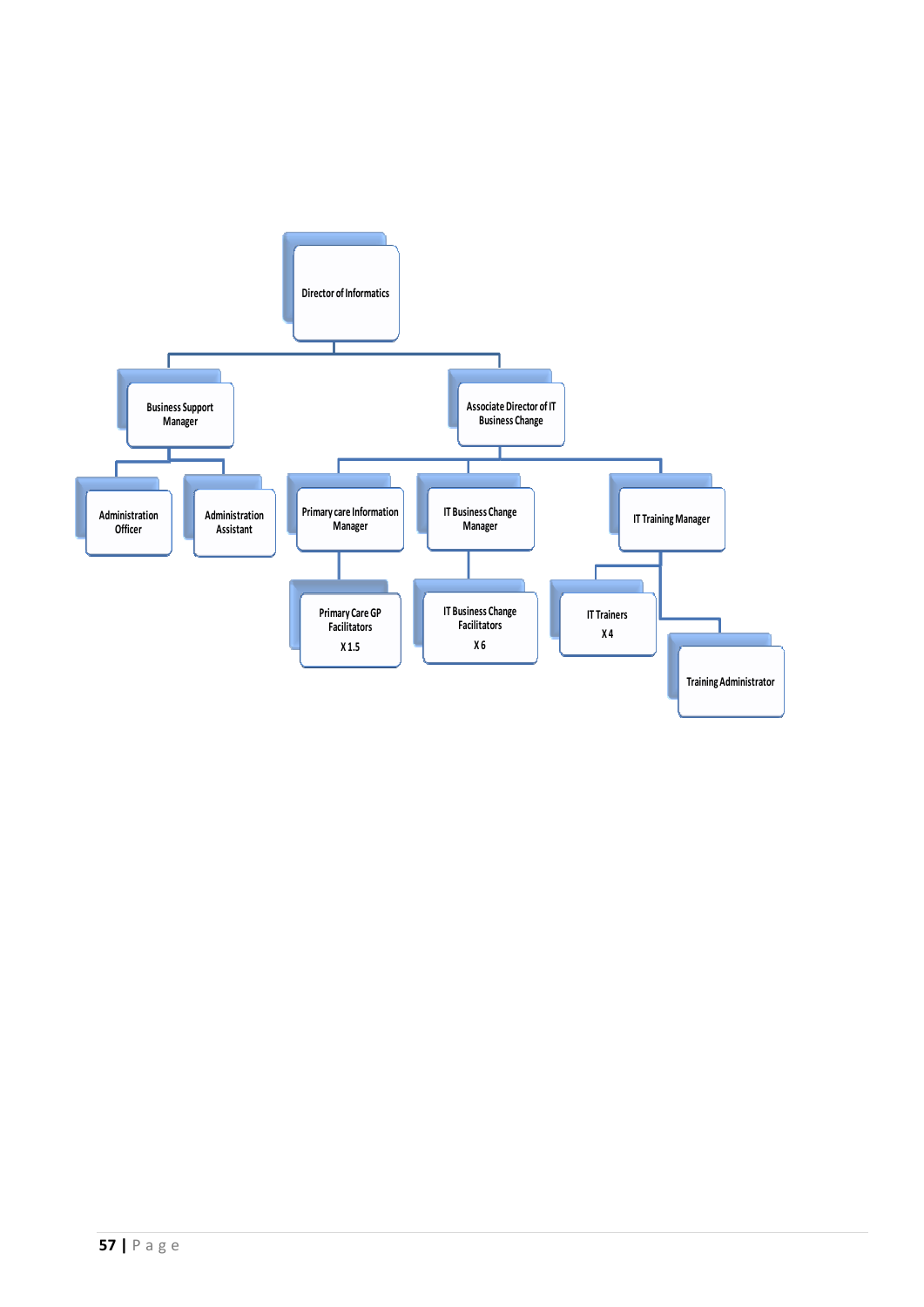- Director of Informatics
  - Business Support Manager
    - Administration Officer
    - Administration Assistant
  - Associate Director of IT Business Change
    - Primary care Information Manager
      - Primary Care GP Facilitators X 1.5
    - IT Business Change Manager
      - IT Business Change Facilitators X 6
    - IT Training Manager
      - IT Trainers X 4
      - Training Administrator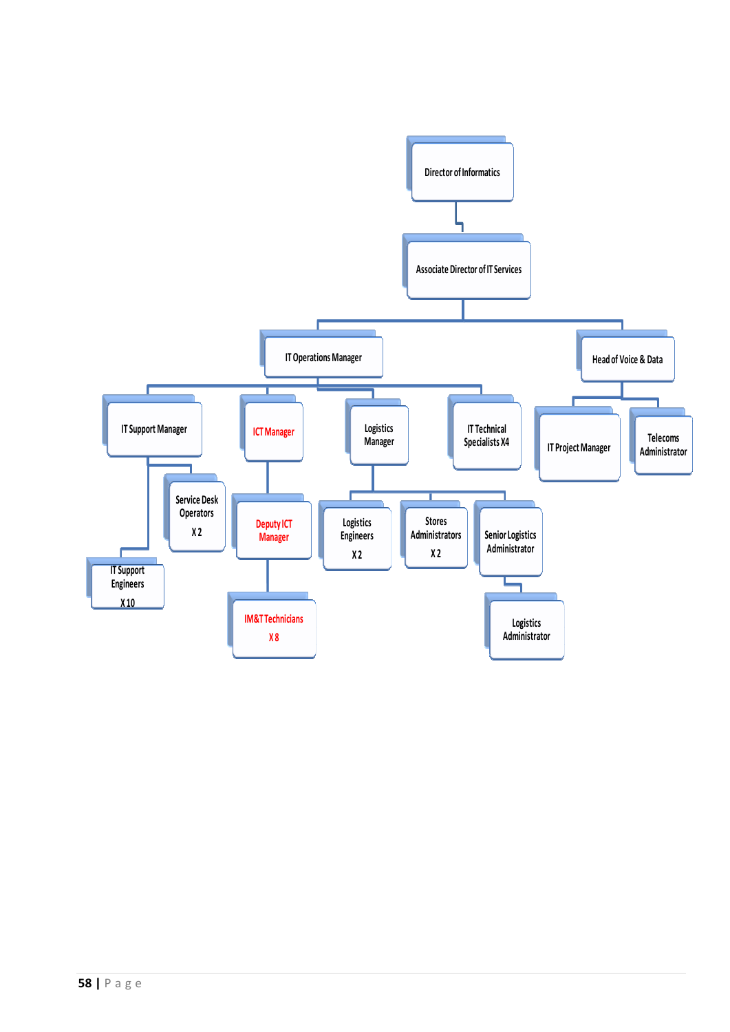- Director of Informatics
  - Associate Director of IT Services
    - IT Operations Manager
      - IT Support Manager
        - Service Desk Operators X 2
        - IT Support Engineers X 10
      - ICT Manager
        - Deputy ICT Manager
          - IM&T Technicians X 8
      - Logistics Manager
        - Logistics Engineers X 2
        - Stores Administrators X 2
        - Senior Logistics Administrator
          - Logistics Administrator
      - IT Technical Specialists X4
    - Head of Voice & Data
      - IT Project Manager
      - Telecoms Administrator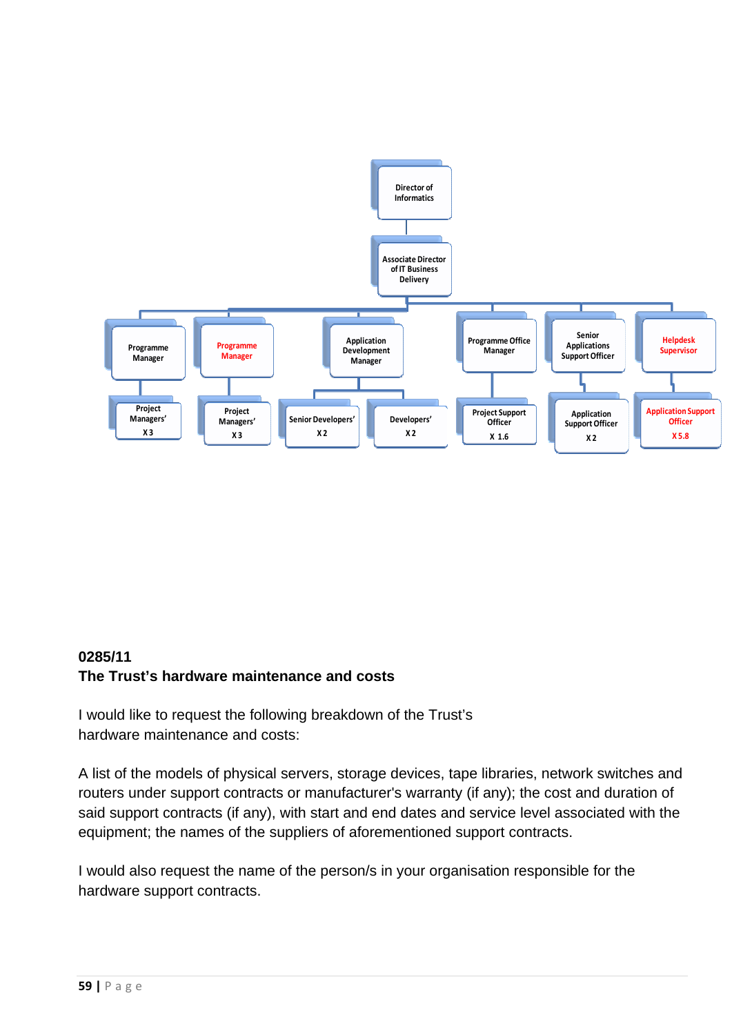- Director of Informatics
  - Associate Director of IT Business Delivery
    - Programme Manager
      - Project Managers' X 3
    - Programme Manager
      - Project Managers' X 3
    - Application Development Manager
      - Senior Developers' X 2
      - Developers' X 2
    - Programme Office Manager
      - Project Support Officer X 1.6
    - Senior Applications Support Officer
      - Application Support Officer X 2
    - Helpdesk Supervisor
      - Application Support Officer X 5.8

**0285/11**
**The Trust's hardware maintenance and costs**

I would like to request the following breakdown of the Trust's hardware maintenance and costs:

A list of the models of physical servers, storage devices, tape libraries, network switches and routers under support contracts or manufacturer's warranty (if any); the cost and duration of said support contracts (if any), with start and end dates and service level associated with the equipment; the names of the suppliers of aforementioned support contracts.

I would also request the name of the person/s in your organisation responsible for the hardware support contracts.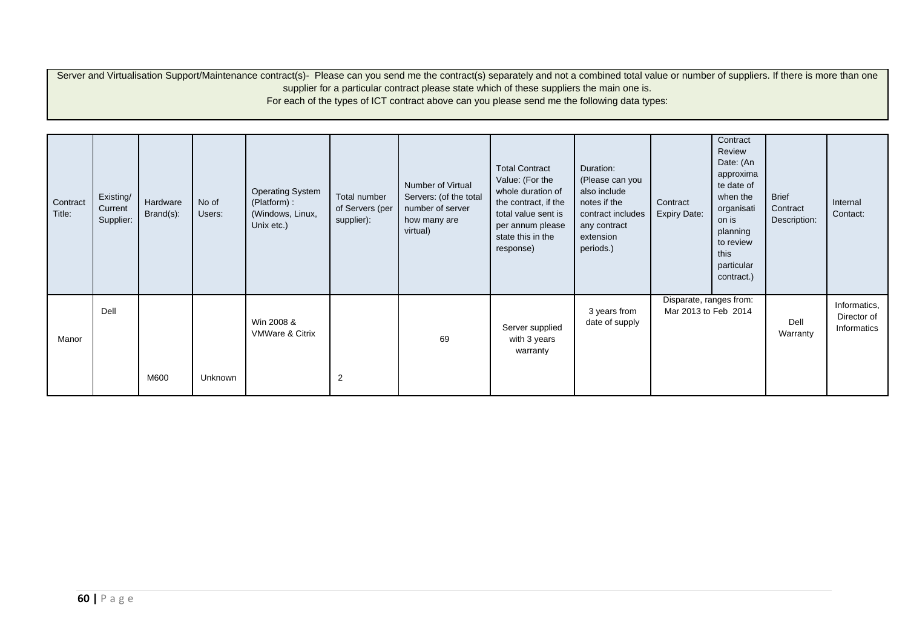Server and Virtualisation Support/Maintenance contract(s)- Please can you send me the contract(s) separately and not a combined total value or number of suppliers. If there is more than one supplier for a particular contract please state which of these suppliers the main one is.
For each of the types of ICT contract above can you please send me the following data types:

| Contract Title: | Existing/ Current Supplier: | Hardware Brand(s): | No of Users: | Operating System (Platform) : (Windows, Linux, Unix etc.) | Total number of Servers (per supplier): | Number of Virtual Servers: (of the total number of server how many are virtual) | Total Contract Value: (For the whole duration of the contract, if the total value sent is per annum please state this in the response) | Duration: (Please can you also include notes if the contract includes any contract extension periods.) | Contract Expiry Date: | Contract Review Date: (An approximate date of when the organisation is planning to review this particular contract.) | Brief Contract Description: | Internal Contact: |
|---|---|---|---|---|---|---|---|---|---|---|---|---|
| Manor | Dell | M600 | Unknown | Win 2008 & VMWare & Citrix | 2 | 69 | Server supplied with 3 years warranty | 3 years from date of supply | Disparate, ranges from: Mar 2013 to Feb 2014 | | Dell Warranty | Informatics, Director of Informatics |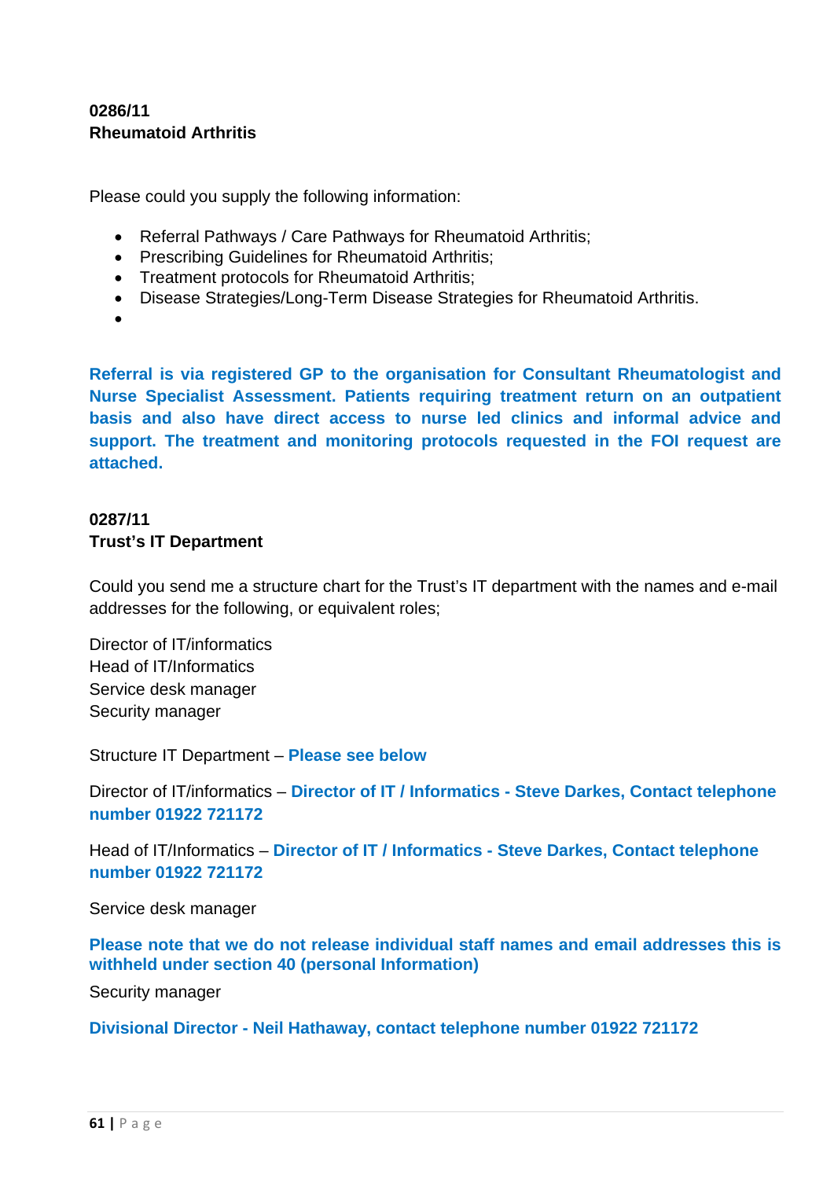**0286/11**
**Rheumatoid Arthritis**

Please could you supply the following information:

- Referral Pathways / Care Pathways for Rheumatoid Arthritis;
- Prescribing Guidelines for Rheumatoid Arthritis;
- Treatment protocols for Rheumatoid Arthritis;
- Disease Strategies/Long-Term Disease Strategies for Rheumatoid Arthritis.
-

**Referral is via registered GP to the organisation for Consultant Rheumatologist and Nurse Specialist Assessment. Patients requiring treatment return on an outpatient basis and also have direct access to nurse led clinics and informal advice and support. The treatment and monitoring protocols requested in the FOI request are attached.**

**0287/11**
**Trust's IT Department**

Could you send me a structure chart for the Trust's IT department with the names and e-mail addresses for the following, or equivalent roles;

Director of IT/informatics
Head of IT/Informatics
Service desk manager
Security manager

Structure IT Department – **Please see below**

Director of IT/informatics – **Director of IT / Informatics - Steve Darkes, Contact telephone number 01922 721172**

Head of IT/Informatics – **Director of IT / Informatics - Steve Darkes, Contact telephone number 01922 721172**

Service desk manager

**Please note that we do not release individual staff names and email addresses this is withheld under section 40 (personal Information)**

Security manager

**Divisional Director - Neil Hathaway, contact telephone number 01922 721172**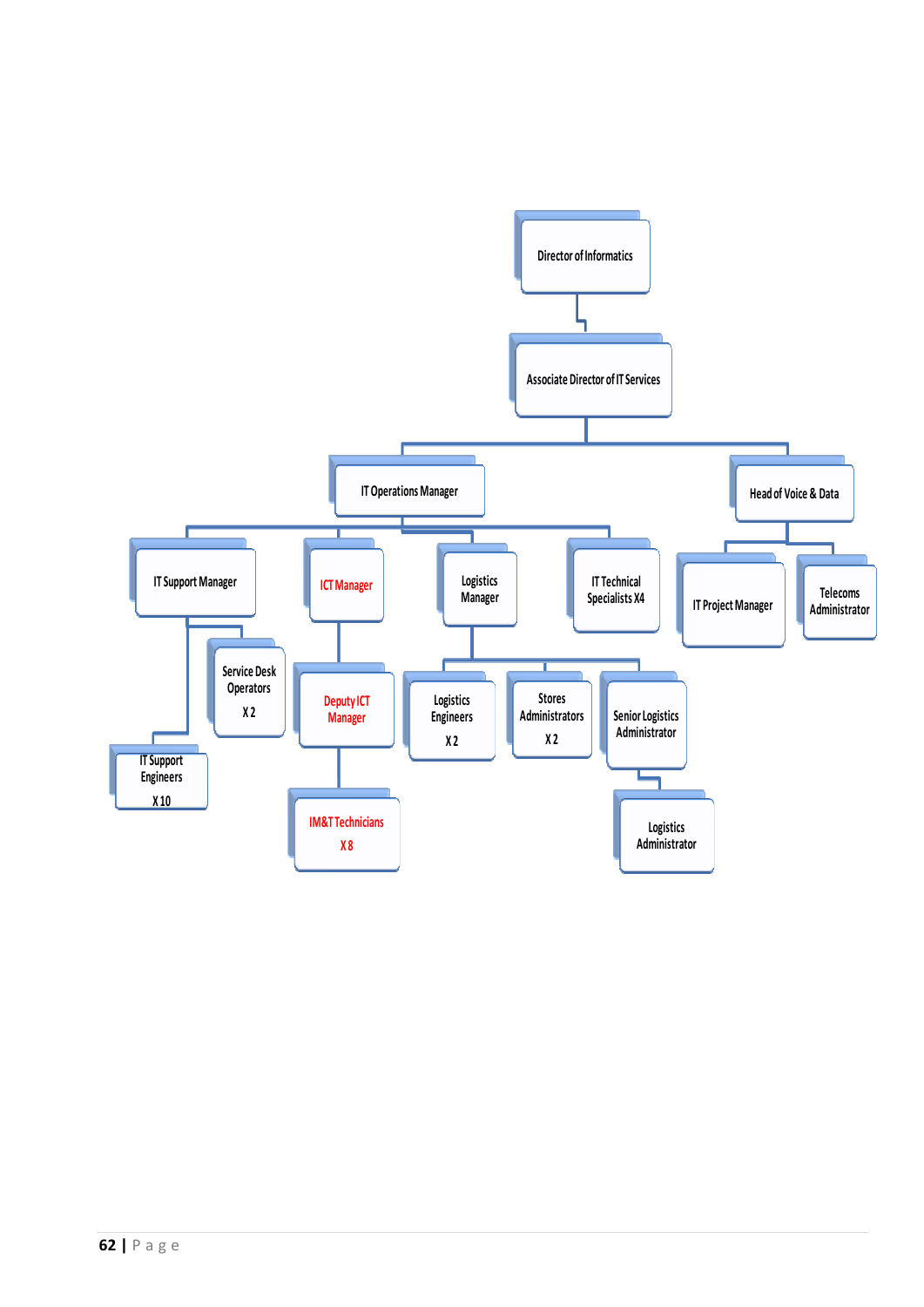- Director of Informatics
  - Associate Director of IT Services
    - IT Operations Manager
      - IT Support Manager
        - Service Desk Operators X 2
        - IT Support Engineers X 10
      - ICT Manager
        - Deputy ICT Manager
          - IM&T Technicians X 8
      - Logistics Manager
        - Logistics Engineers X 2
        - Stores Administrators X 2
        - Senior Logistics Administrator
          - Logistics Administrator
      - IT Technical Specialists X4
    - Head of Voice & Data
      - IT Project Manager
      - Telecoms Administrator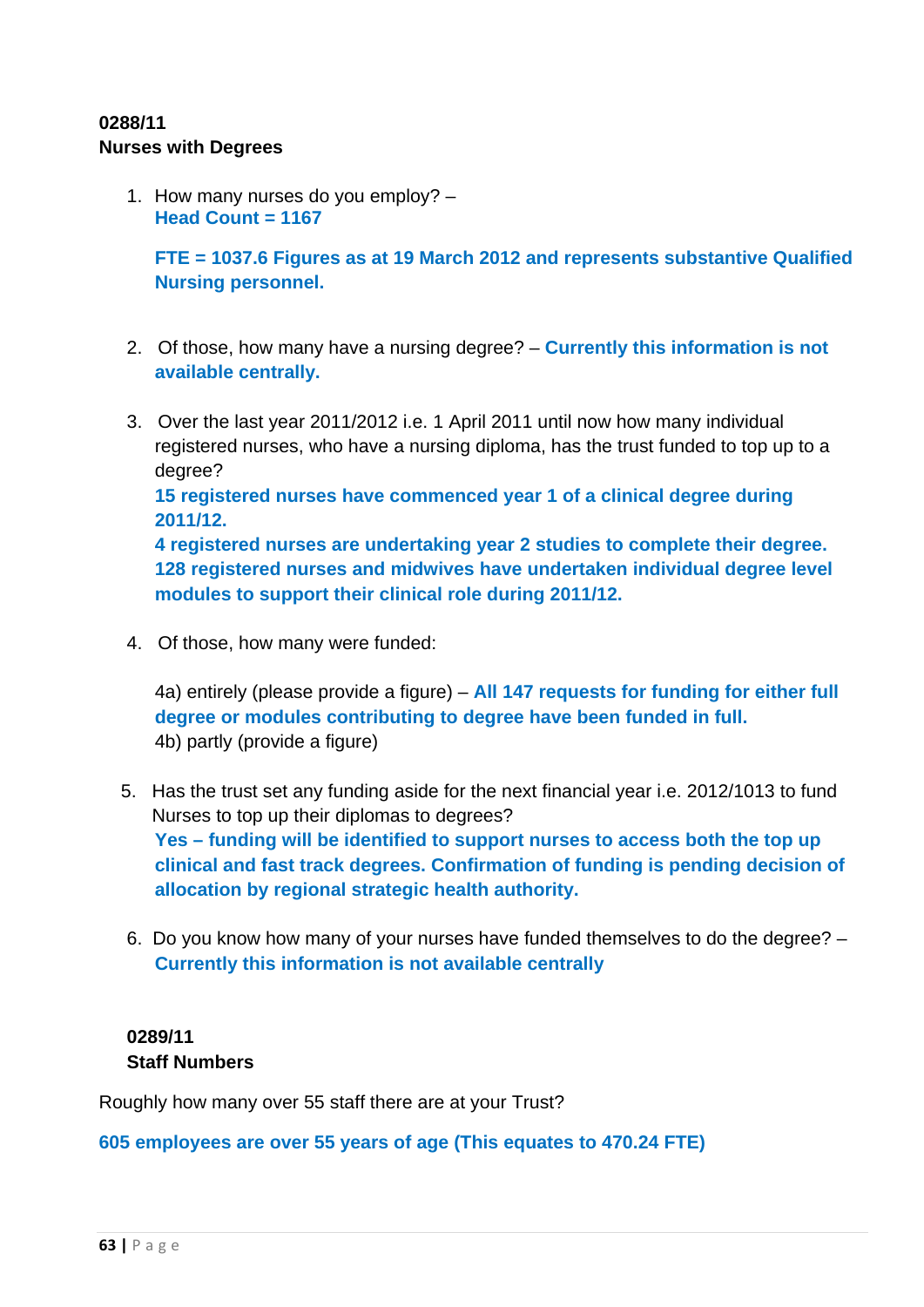**0288/11**
**Nurses with Degrees**

1. How many nurses do you employ? –
   **Head Count = 1167**

   **FTE = 1037.6 Figures as at 19 March 2012 and represents substantive Qualified Nursing personnel.**

2. Of those, how many have a nursing degree? – **Currently this information is not available centrally.**

3. Over the last year 2011/2012 i.e. 1 April 2011 until now how many individual registered nurses, who have a nursing diploma, has the trust funded to top up to a degree?
   **15 registered nurses have commenced year 1 of a clinical degree during 2011/12.**
   **4 registered nurses are undertaking year 2 studies to complete their degree.**
   **128 registered nurses and midwives have undertaken individual degree level modules to support their clinical role during 2011/12.**

4. Of those, how many were funded:

   4a) entirely (please provide a figure) – **All 147 requests for funding for either full degree or modules contributing to degree have been funded in full.**
   4b) partly (provide a figure)

5. Has the trust set any funding aside for the next financial year i.e. 2012/1013 to fund Nurses to top up their diplomas to degrees?
   **Yes – funding will be identified to support nurses to access both the top up clinical and fast track degrees. Confirmation of funding is pending decision of allocation by regional strategic health authority.**

6. Do you know how many of your nurses have funded themselves to do the degree? – **Currently this information is not available centrally**

**0289/11**
**Staff Numbers**

Roughly how many over 55 staff there are at your Trust?

**605 employees are over 55 years of age (This equates to 470.24 FTE)**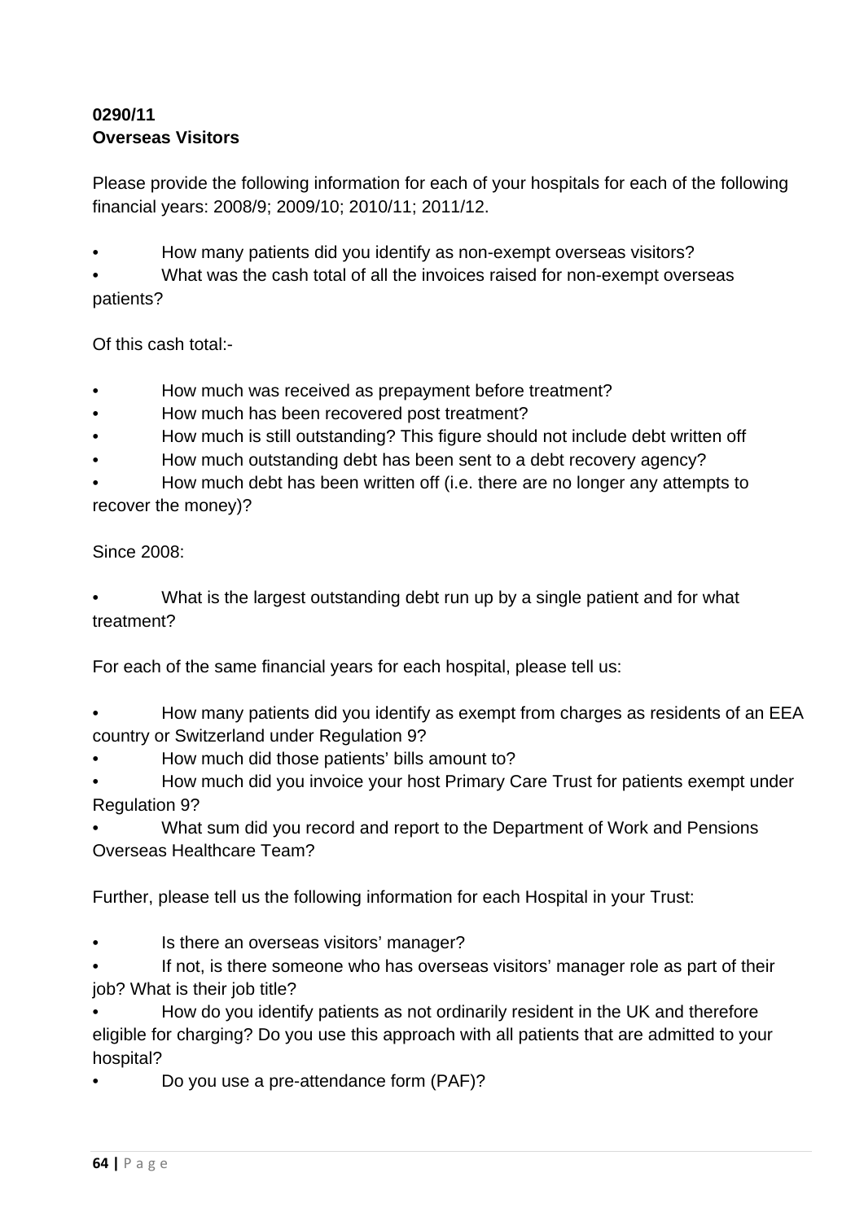**0290/11**
**Overseas Visitors**

Please provide the following information for each of your hospitals for each of the following financial years: 2008/9; 2009/10; 2010/11; 2011/12.

- How many patients did you identify as non-exempt overseas visitors?
- What was the cash total of all the invoices raised for non-exempt overseas patients?

Of this cash total:-

- How much was received as prepayment before treatment?
- How much has been recovered post treatment?
- How much is still outstanding? This figure should not include debt written off
- How much outstanding debt has been sent to a debt recovery agency?
- How much debt has been written off (i.e. there are no longer any attempts to recover the money)?

Since 2008:

- What is the largest outstanding debt run up by a single patient and for what treatment?

For each of the same financial years for each hospital, please tell us:

- How many patients did you identify as exempt from charges as residents of an EEA country or Switzerland under Regulation 9?
- How much did those patients' bills amount to?
- How much did you invoice your host Primary Care Trust for patients exempt under Regulation 9?
- What sum did you record and report to the Department of Work and Pensions Overseas Healthcare Team?

Further, please tell us the following information for each Hospital in your Trust:

- Is there an overseas visitors' manager?
- If not, is there someone who has overseas visitors' manager role as part of their job? What is their job title?
- How do you identify patients as not ordinarily resident in the UK and therefore eligible for charging? Do you use this approach with all patients that are admitted to your hospital?
- Do you use a pre-attendance form (PAF)?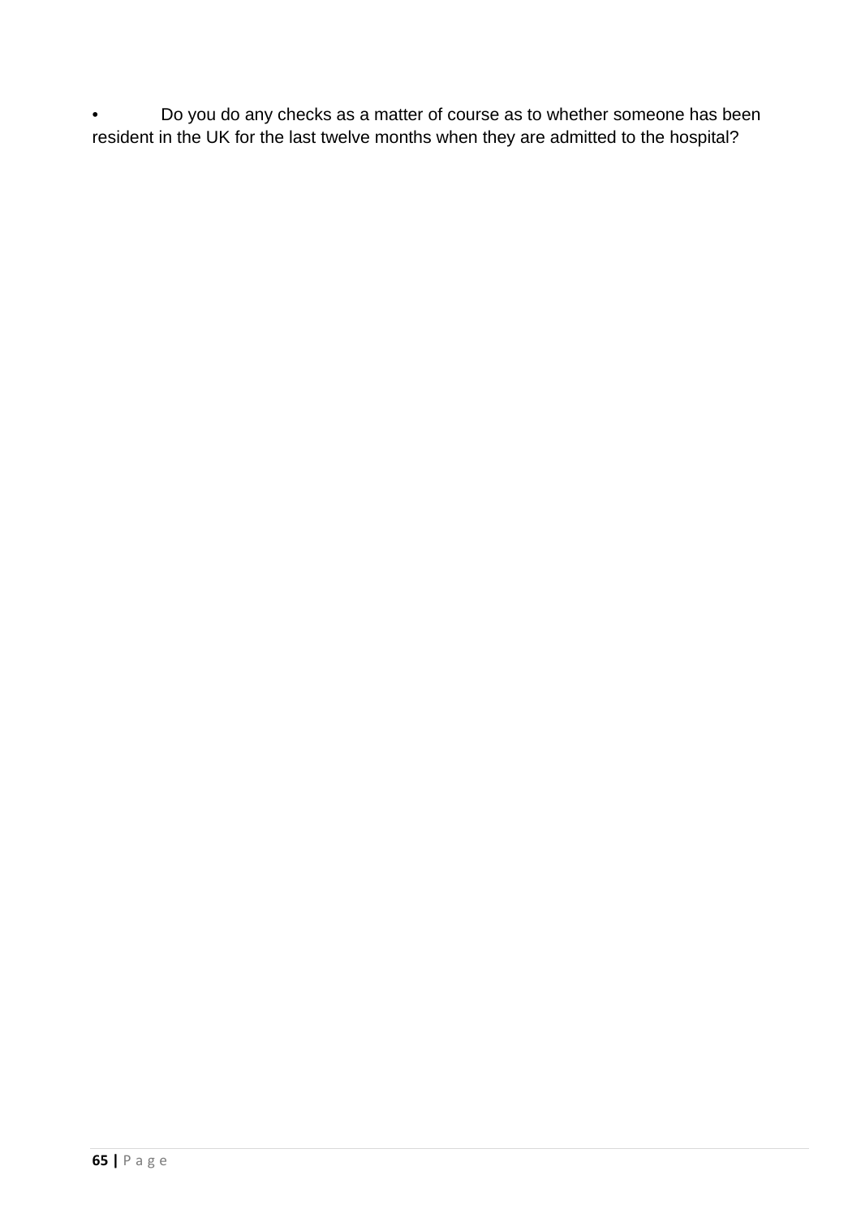- Do you do any checks as a matter of course as to whether someone has been resident in the UK for the last twelve months when they are admitted to the hospital?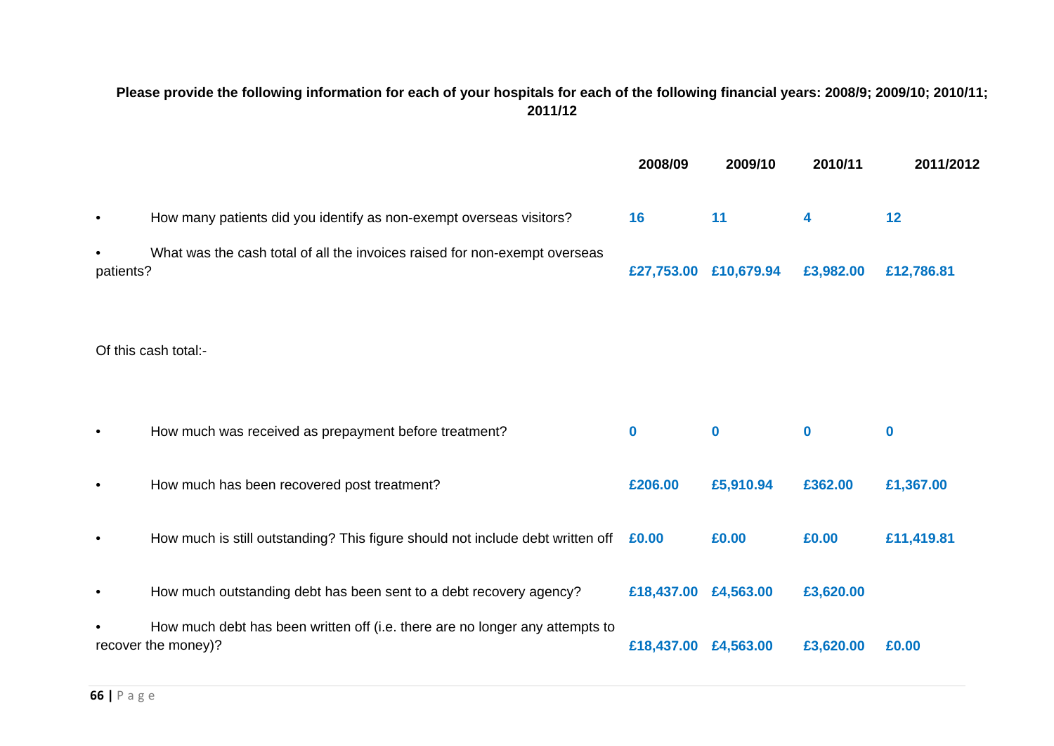**Please provide the following information for each of your hospitals for each of the following financial years: 2008/9; 2009/10; 2010/11; 2011/12**

| | 2008/09 | 2009/10 | 2010/11 | 2011/2012 |
|---|---|---|---|---|
| • How many patients did you identify as non-exempt overseas visitors? | **16** | **11** | **4** | **12** |
| • What was the cash total of all the invoices raised for non-exempt overseas patients? | **£27,753.00** | **£10,679.94** | **£3,982.00** | **£12,786.81** |
| Of this cash total:- | | | | |
| • How much was received as prepayment before treatment? | **0** | **0** | **0** | **0** |
| • How much has been recovered post treatment? | **£206.00** | **£5,910.94** | **£362.00** | **£1,367.00** |
| • How much is still outstanding? This figure should not include debt written off | **£0.00** | **£0.00** | **£0.00** | **£11,419.81** |
| • How much outstanding debt has been sent to a debt recovery agency? | **£18,437.00** | **£4,563.00** | **£3,620.00** | |
| • How much debt has been written off (i.e. there are no longer any attempts to recover the money)? | **£18,437.00** | **£4,563.00** | **£3,620.00** | **£0.00** |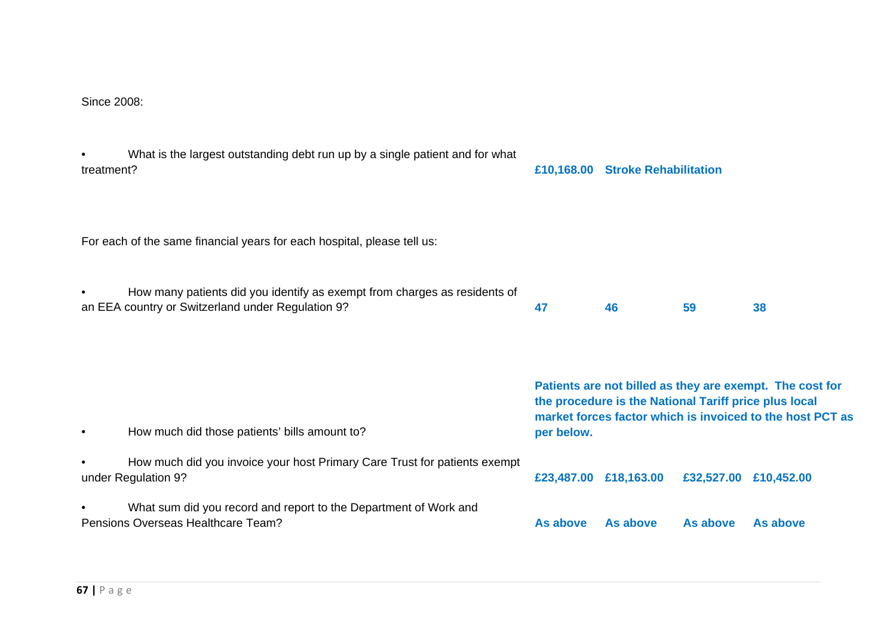Since 2008:

| | | | | |
|---|---|---|---|---|
| • What is the largest outstanding debt run up by a single patient and for what treatment? | **£10,168.00** | **Stroke Rehabilitation** | | |

For each of the same financial years for each hospital, please tell us:

| | | | | |
|---|---|---|---|---|
| • How many patients did you identify as exempt from charges as residents of an EEA country or Switzerland under Regulation 9? | **47** | **46** | **59** | **38** |
| • How much did those patients' bills amount to? | **Patients are not billed as they are exempt. The cost for the procedure is the National Tariff price plus local market forces factor which is invoiced to the host PCT as per below.** | | | |
| • How much did you invoice your host Primary Care Trust for patients exempt under Regulation 9? | **£23,487.00** | **£18,163.00** | **£32,527.00** | **£10,452.00** |
| • What sum did you record and report to the Department of Work and Pensions Overseas Healthcare Team? | **As above** | **As above** | **As above** | **As above** |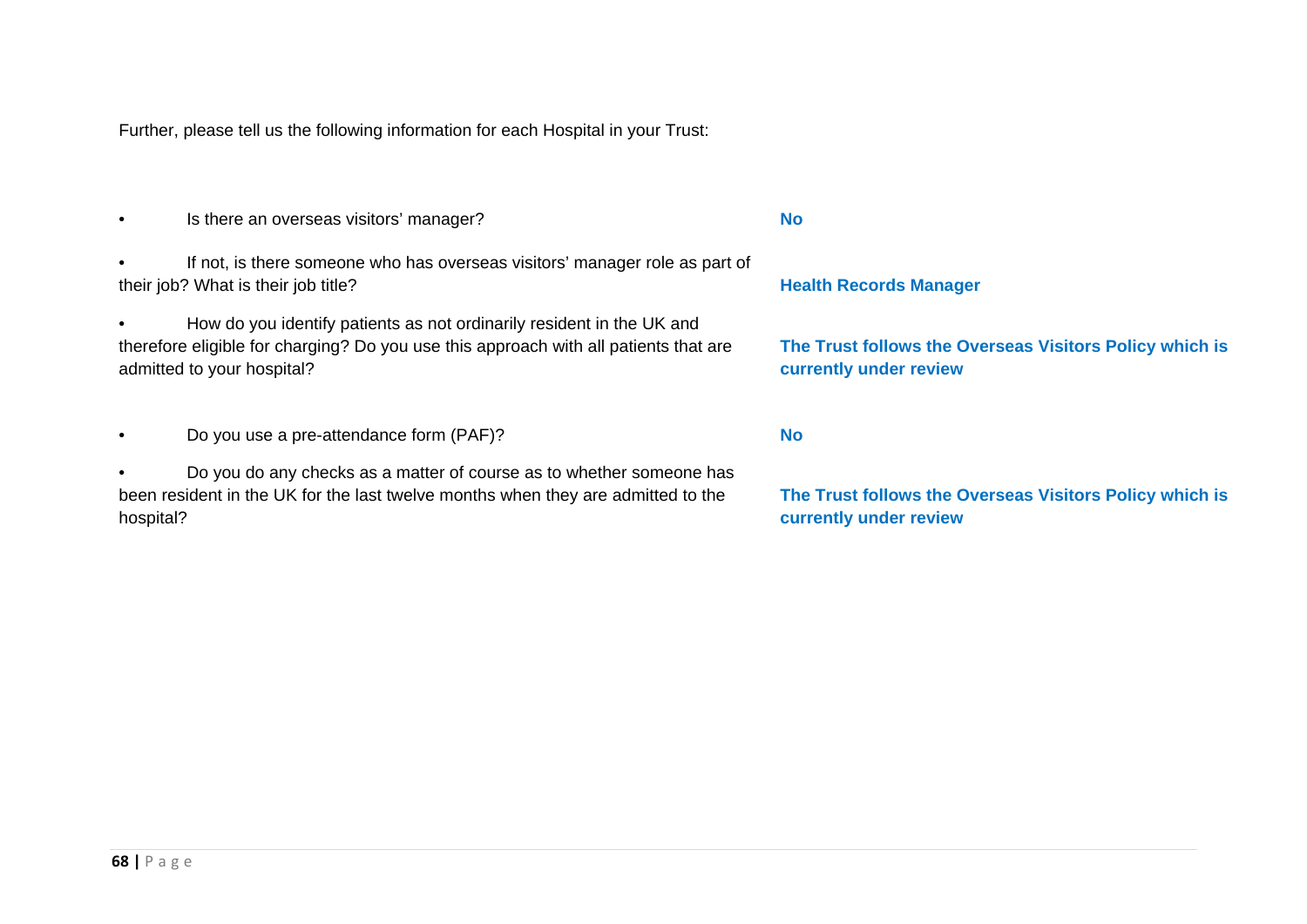Further, please tell us the following information for each Hospital in your Trust:

| Question | Response |
| --- | --- |
| • Is there an overseas visitors' manager? | **No** |
| • If not, is there someone who has overseas visitors' manager role as part of their job? What is their job title? | **Health Records Manager** |
| • How do you identify patients as not ordinarily resident in the UK and therefore eligible for charging? Do you use this approach with all patients that are admitted to your hospital? | **The Trust follows the Overseas Visitors Policy which is currently under review** |
| • Do you use a pre-attendance form (PAF)? | **No** |
| • Do you do any checks as a matter of course as to whether someone has been resident in the UK for the last twelve months when they are admitted to the hospital? | **The Trust follows the Overseas Visitors Policy which is currently under review** |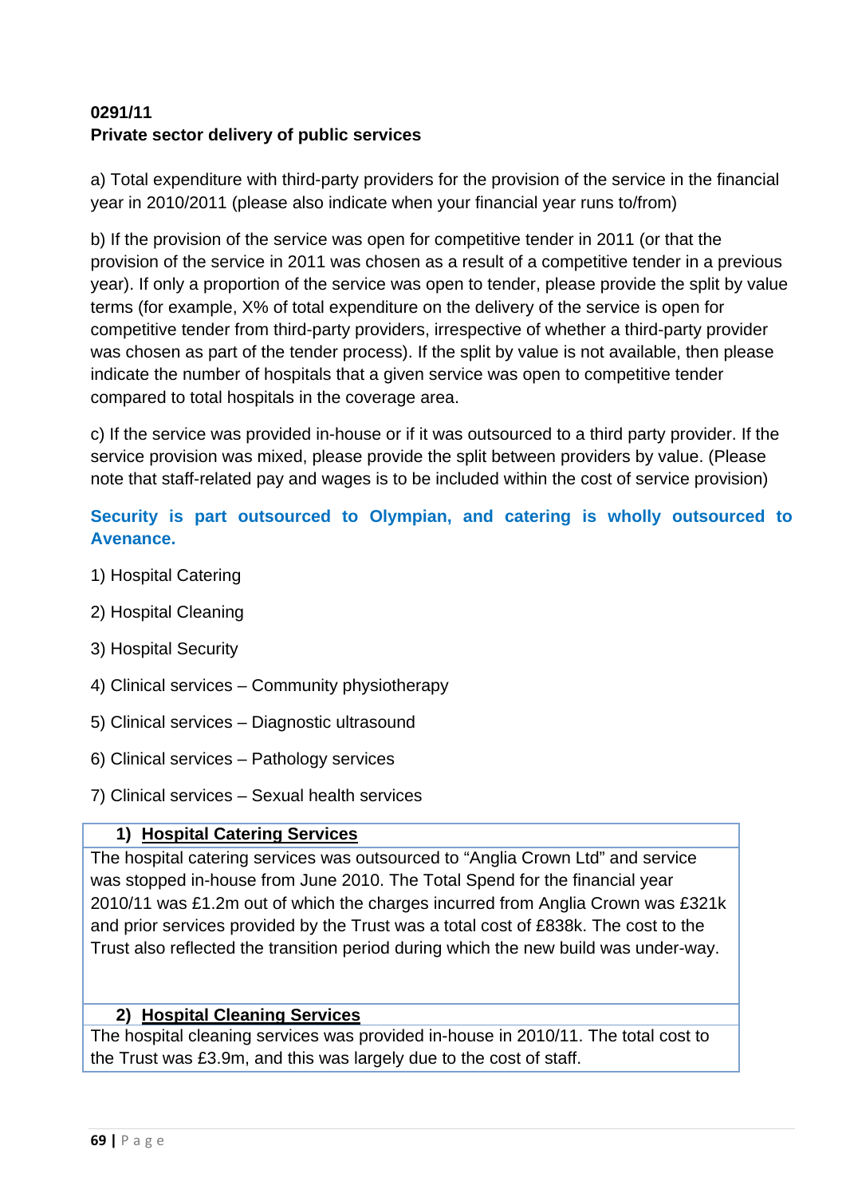**0291/11**
**Private sector delivery of public services**

a) Total expenditure with third-party providers for the provision of the service in the financial year in 2010/2011 (please also indicate when your financial year runs to/from)

b) If the provision of the service was open for competitive tender in 2011 (or that the provision of the service in 2011 was chosen as a result of a competitive tender in a previous year). If only a proportion of the service was open to tender, please provide the split by value terms (for example, X% of total expenditure on the delivery of the service is open for competitive tender from third-party providers, irrespective of whether a third-party provider was chosen as part of the tender process). If the split by value is not available, then please indicate the number of hospitals that a given service was open to competitive tender compared to total hospitals in the coverage area.

c) If the service was provided in-house or if it was outsourced to a third party provider. If the service provision was mixed, please provide the split between providers by value. (Please note that staff-related pay and wages is to be included within the cost of service provision)

**Security is part outsourced to Olympian, and catering is wholly outsourced to Avenance.**

1) Hospital Catering

2) Hospital Cleaning

3) Hospital Security

4) Clinical services – Community physiotherapy

5) Clinical services – Diagnostic ultrasound

6) Clinical services – Pathology services

7) Clinical services – Sexual health services

| 1) **Hospital Catering Services** |
|---|
| The hospital catering services was outsourced to "Anglia Crown Ltd" and service was stopped in-house from June 2010. The Total Spend for the financial year 2010/11 was £1.2m out of which the charges incurred from Anglia Crown was £321k and prior services provided by the Trust was a total cost of £838k. The cost to the Trust also reflected the transition period during which the new build was under-way. |

| 2) **Hospital Cleaning Services** |
|---|
| The hospital cleaning services was provided in-house in 2010/11. The total cost to the Trust was £3.9m, and this was largely due to the cost of staff. |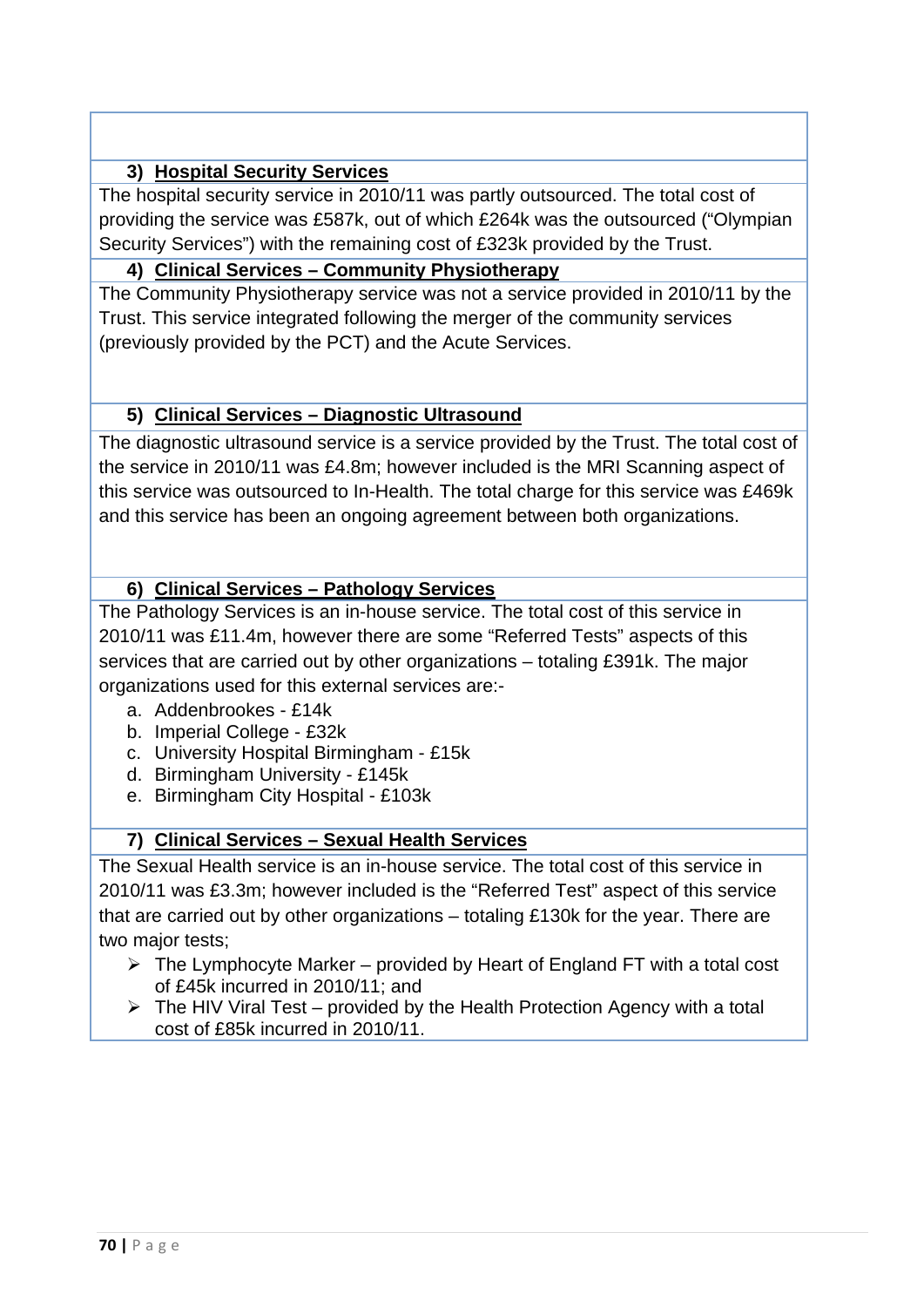### 3) Hospital Security Services

The hospital security service in 2010/11 was partly outsourced. The total cost of providing the service was £587k, out of which £264k was the outsourced ("Olympian Security Services") with the remaining cost of £323k provided by the Trust.

### 4) Clinical Services – Community Physiotherapy

The Community Physiotherapy service was not a service provided in 2010/11 by the Trust. This service integrated following the merger of the community services (previously provided by the PCT) and the Acute Services.

### 5) Clinical Services – Diagnostic Ultrasound

The diagnostic ultrasound service is a service provided by the Trust. The total cost of the service in 2010/11 was £4.8m; however included is the MRI Scanning aspect of this service was outsourced to In-Health. The total charge for this service was £469k and this service has been an ongoing agreement between both organizations.

### 6) Clinical Services – Pathology Services

The Pathology Services is an in-house service. The total cost of this service in 2010/11 was £11.4m, however there are some "Referred Tests" aspects of this services that are carried out by other organizations – totaling £391k. The major organizations used for this external services are:-

a. Addenbrookes - £14k
b. Imperial College - £32k
c. University Hospital Birmingham - £15k
d. Birmingham University - £145k
e. Birmingham City Hospital - £103k

### 7) Clinical Services – Sexual Health Services

The Sexual Health service is an in-house service. The total cost of this service in 2010/11 was £3.3m; however included is the "Referred Test" aspect of this service that are carried out by other organizations – totaling £130k for the year. There are two major tests;

- The Lymphocyte Marker – provided by Heart of England FT with a total cost of £45k incurred in 2010/11; and
- The HIV Viral Test – provided by the Health Protection Agency with a total cost of £85k incurred in 2010/11.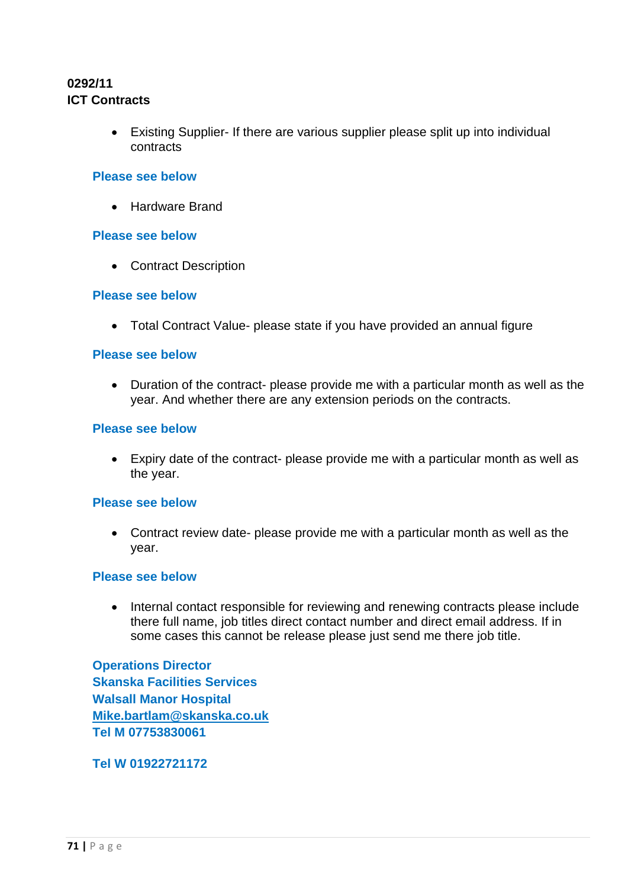**0292/11**
**ICT Contracts**

- Existing Supplier- If there are various supplier please split up into individual contracts

**Please see below**

- Hardware Brand

**Please see below**

- Contract Description

**Please see below**

- Total Contract Value- please state if you have provided an annual figure

**Please see below**

- Duration of the contract- please provide me with a particular month as well as the year. And whether there are any extension periods on the contracts.

**Please see below**

- Expiry date of the contract- please provide me with a particular month as well as the year.

**Please see below**

- Contract review date- please provide me with a particular month as well as the year.

**Please see below**

- Internal contact responsible for reviewing and renewing contracts please include there full name, job titles direct contact number and direct email address. If in some cases this cannot be release please just send me there job title.

**Operations Director**
**Skanska Facilities Services**
**Walsall Manor Hospital**
**Mike.bartlam@skanska.co.uk**
**Tel M 07753830061**

**Tel W 01922721172**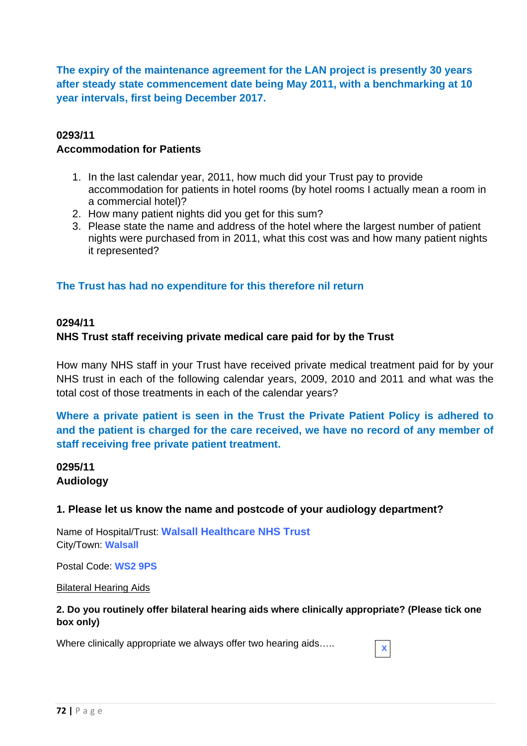**The expiry of the maintenance agreement for the LAN project is presently 30 years after steady state commencement date being May 2011, with a benchmarking at 10 year intervals, first being December 2017.**

**0293/11**
**Accommodation for Patients**

1. In the last calendar year, 2011, how much did your Trust pay to provide accommodation for patients in hotel rooms (by hotel rooms I actually mean a room in a commercial hotel)?
2. How many patient nights did you get for this sum?
3. Please state the name and address of the hotel where the largest number of patient nights were purchased from in 2011, what this cost was and how many patient nights it represented?

**The Trust has had no expenditure for this therefore nil return**

**0294/11**
**NHS Trust staff receiving private medical care paid for by the Trust**

How many NHS staff in your Trust have received private medical treatment paid for by your NHS trust in each of the following calendar years, 2009, 2010 and 2011 and what was the total cost of those treatments in each of the calendar years?

**Where a private patient is seen in the Trust the Private Patient Policy is adhered to and the patient is charged for the care received, we have no record of any member of staff receiving free private patient treatment.**

**0295/11**
**Audiology**

**1. Please let us know the name and postcode of your audiology department?**

Name of Hospital/Trust: **Walsall Healthcare NHS Trust**
City/Town: **Walsall**

Postal Code: **WS2 9PS**

Bilateral Hearing Aids

**2. Do you routinely offer bilateral hearing aids where clinically appropriate? (Please tick one box only)**

Where clinically appropriate we always offer two hearing aids….. [X]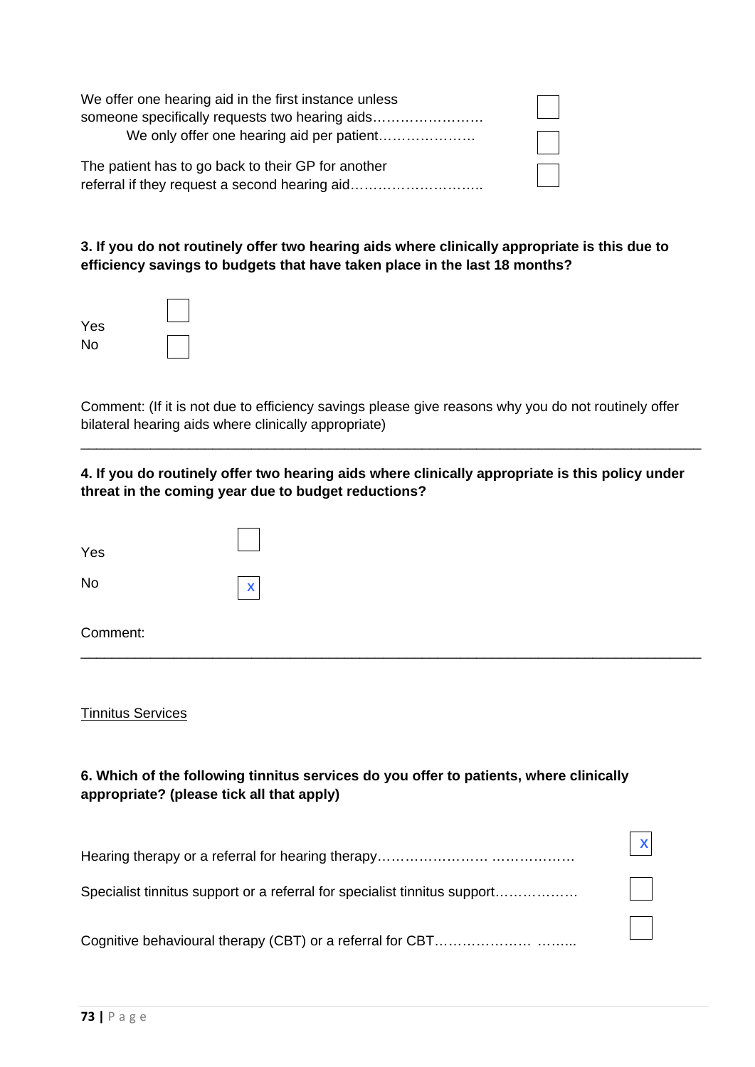We offer one hearing aid in the first instance unless someone specifically requests two hearing aids……………………. ☐

We only offer one hearing aid per patient………………… ☐

The patient has to go back to their GP for another referral if they request a second hearing aid……………………….. ☐

**3. If you do not routinely offer two hearing aids where clinically appropriate is this due to efficiency savings to budgets that have taken place in the last 18 months?**

Yes ☐

No ☐

Comment: (If it is not due to efficiency savings please give reasons why you do not routinely offer bilateral hearing aids where clinically appropriate)

______________________________________________________________________________

**4. If you do routinely offer two hearing aids where clinically appropriate is this policy under threat in the coming year due to budget reductions?**

Yes ☐

No ☒

Comment:

______________________________________________________________________________

<u>Tinnitus Services</u>

**6. Which of the following tinnitus services do you offer to patients, where clinically appropriate? (please tick all that apply)**

Hearing therapy or a referral for hearing therapy…………………… ……………… ☒

Specialist tinnitus support or a referral for specialist tinnitus support……………… ☐

Cognitive behavioural therapy (CBT) or a referral for CBT………………… ……... ☐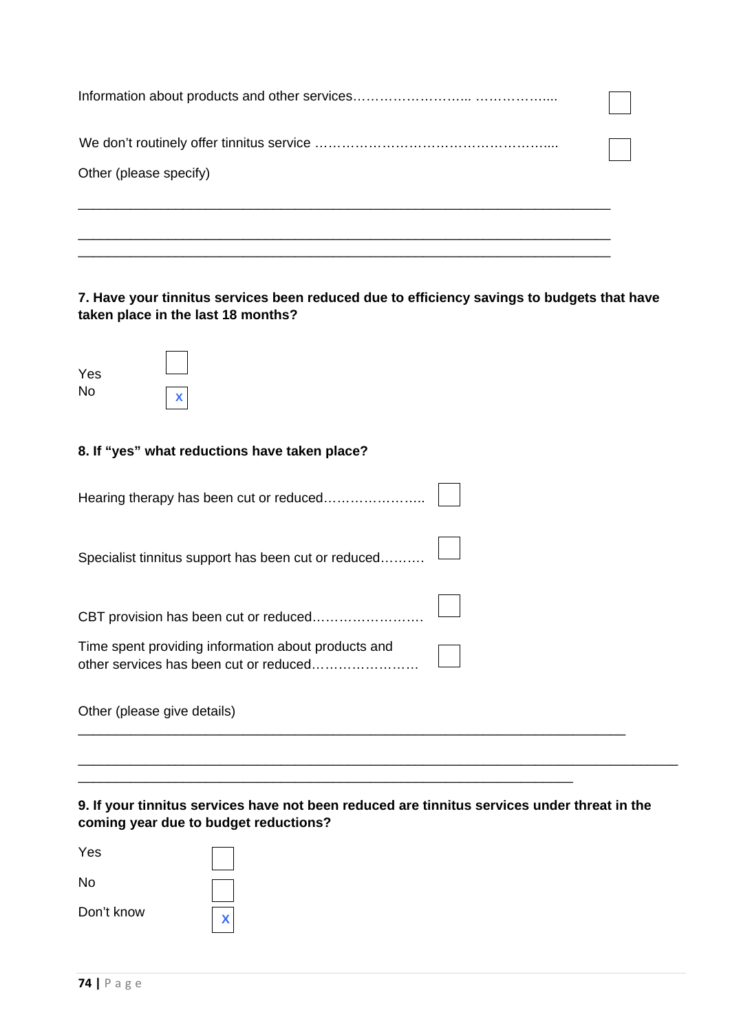Information about products and other services……………………... …………….... ☐

We don't routinely offer tinnitus service …………………………………………….... ☐

Other (please specify)

\_\_\_\_\_\_\_\_\_\_\_\_\_\_\_\_\_\_\_\_\_\_\_\_\_\_\_\_\_\_\_\_\_\_\_\_\_\_\_\_\_\_\_\_\_\_\_\_\_\_\_\_\_\_\_\_\_\_\_\_\_\_\_\_\_\_\_\_\_\_

\_\_\_\_\_\_\_\_\_\_\_\_\_\_\_\_\_\_\_\_\_\_\_\_\_\_\_\_\_\_\_\_\_\_\_\_\_\_\_\_\_\_\_\_\_\_\_\_\_\_\_\_\_\_\_\_\_\_\_\_\_\_\_\_\_\_\_\_\_\_

\_\_\_\_\_\_\_\_\_\_\_\_\_\_\_\_\_\_\_\_\_\_\_\_\_\_\_\_\_\_\_\_\_\_\_\_\_\_\_\_\_\_\_\_\_\_\_\_\_\_\_\_\_\_\_\_\_\_\_\_\_\_\_\_\_\_\_\_\_\_

**7. Have your tinnitus services been reduced due to efficiency savings to budgets that have taken place in the last 18 months?**

Yes ☐

No ☒

**8. If "yes" what reductions have taken place?**

Hearing therapy has been cut or reduced………………….. ☐

Specialist tinnitus support has been cut or reduced………. ☐

CBT provision has been cut or reduced……………………. ☐

Time spent providing information about products and other services has been cut or reduced…………………… ☐

Other (please give details)

\_\_\_\_\_\_\_\_\_\_\_\_\_\_\_\_\_\_\_\_\_\_\_\_\_\_\_\_\_\_\_\_\_\_\_\_\_\_\_\_\_\_\_\_\_\_\_\_\_\_\_\_\_\_\_\_\_\_\_\_\_\_\_\_\_\_\_\_\_\_

\_\_\_\_\_\_\_\_\_\_\_\_\_\_\_\_\_\_\_\_\_\_\_\_\_\_\_\_\_\_\_\_\_\_\_\_\_\_\_\_\_\_\_\_\_\_\_\_\_\_\_\_\_\_\_\_\_\_\_\_\_\_\_\_\_\_\_\_\_\_

\_\_\_\_\_\_\_\_\_\_\_\_\_\_\_\_\_\_\_\_\_\_\_\_\_\_\_\_\_\_\_\_\_\_\_\_\_\_\_\_\_\_\_\_\_\_\_\_\_\_\_\_\_\_\_\_\_\_\_\_\_\_\_\_\_\_\_\_\_\_

**9. If your tinnitus services have not been reduced are tinnitus services under threat in the coming year due to budget reductions?**

Yes ☐

No ☐

Don't know ☒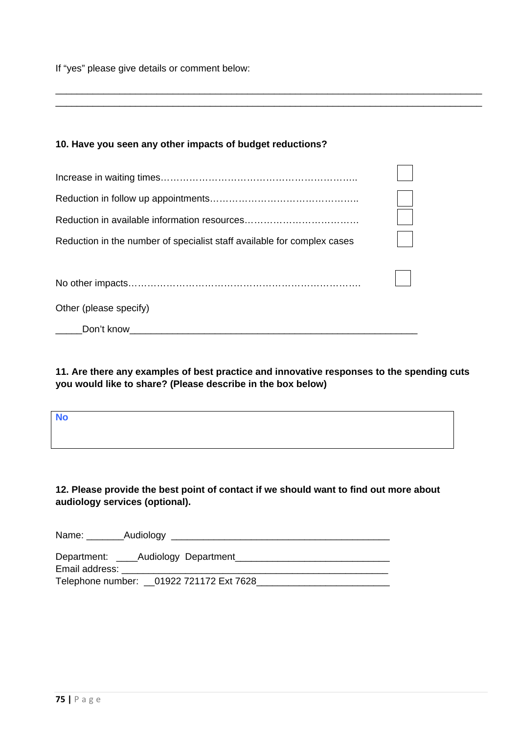If "yes" please give details or comment below:

______________________________________________________________________________
______________________________________________________________________________

**10. Have you seen any other impacts of budget reductions?**

Increase in waiting times……………………………………………………….. ☐

Reduction in follow up appointments……………………………………….. ☐

Reduction in available information resources……………………………… ☐

Reduction in the number of specialist staff available for complex cases ☐

No other impacts………………………………………………………………. ☐

Other (please specify)

_____Don't know_____________________________________________________

**11. Are there any examples of best practice and innovative responses to the spending cuts you would like to share? (Please describe in the box below)**

| **No** |
|---|

**12. Please provide the best point of contact if we should want to find out more about audiology services (optional).**

Name: _______Audiology ________________________________________

Department: ____Audiology Department____________________________
Email address: ______________________________________________________
Telephone number: __01922 721172 Ext 7628________________________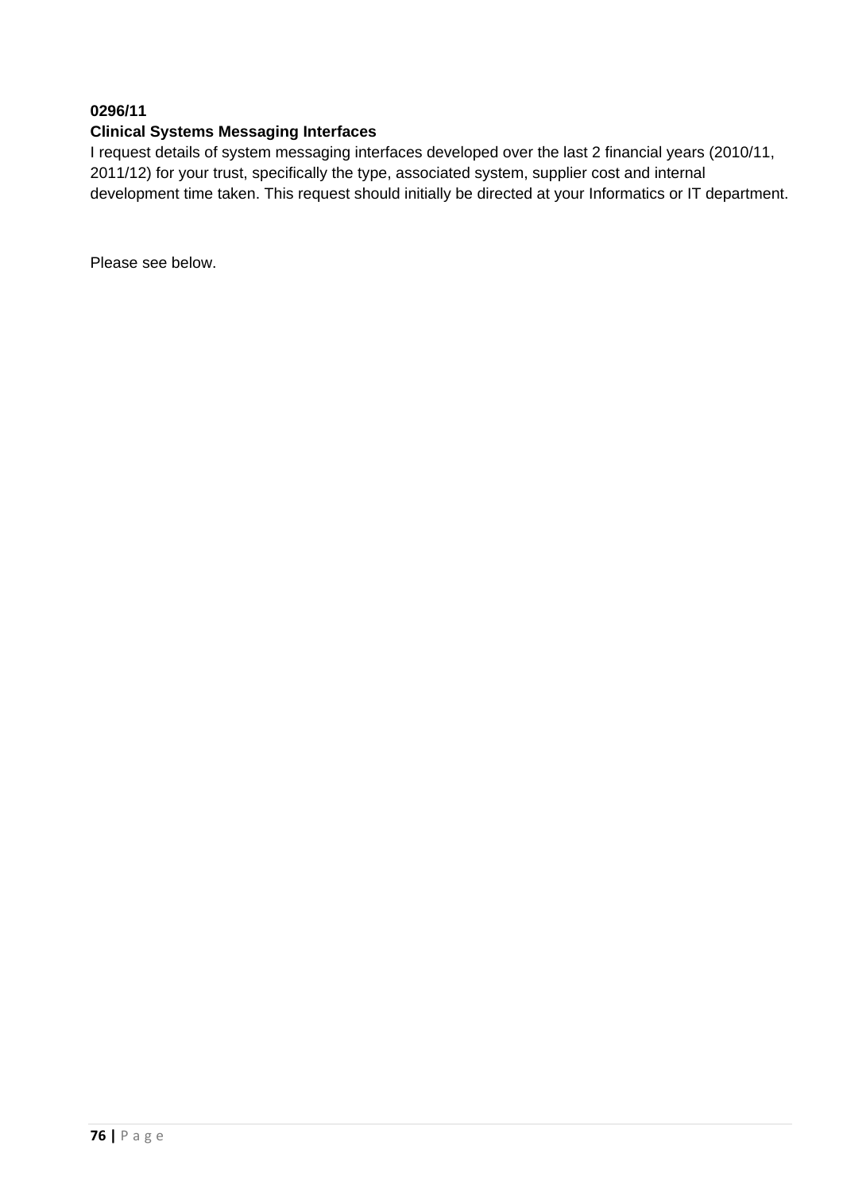**0296/11**
**Clinical Systems Messaging Interfaces**
I request details of system messaging interfaces developed over the last 2 financial years (2010/11, 2011/12) for your trust, specifically the type, associated system, supplier cost and internal development time taken. This request should initially be directed at your Informatics or IT department.

Please see below.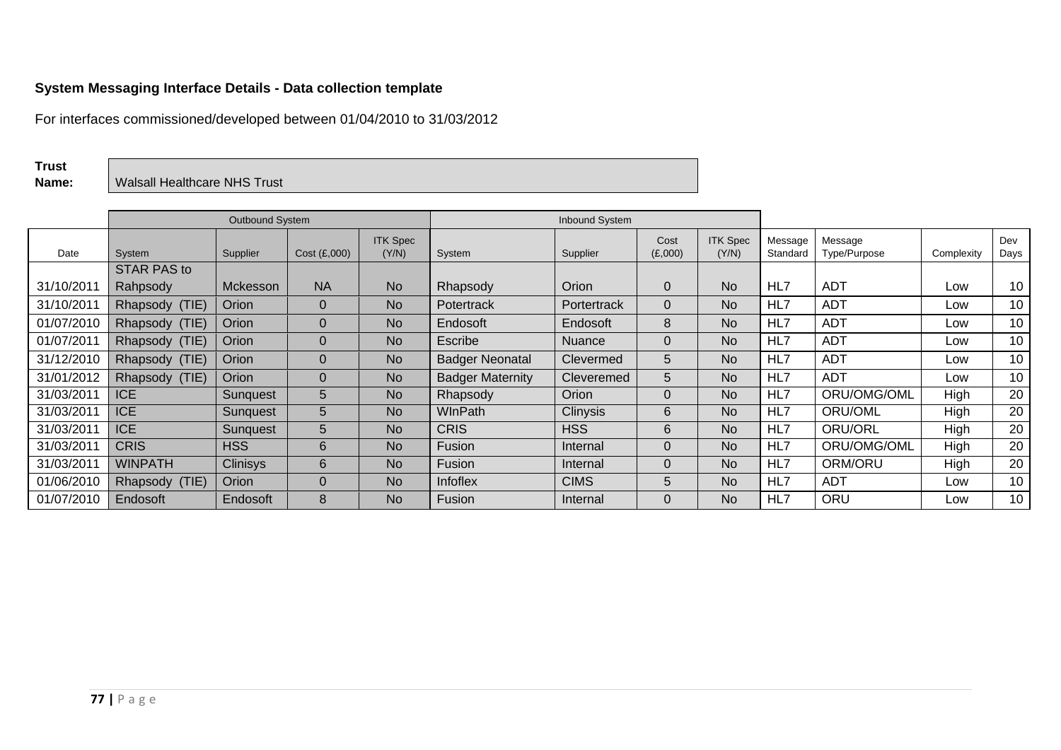**System Messaging Interface Details - Data collection template**

For interfaces commissioned/developed between 01/04/2010 to 31/03/2012

**Trust Name:** Walsall Healthcare NHS Trust

| | Outbound System | | | | Inbound System | | | | | | | |
|---|---|---|---|---|---|---|---|---|---|---|---|---|
| Date | System | Supplier | Cost (£,000) | ITK Spec (Y/N) | System | Supplier | Cost (£,000) | ITK Spec (Y/N) | Message Standard | Message Type/Purpose | Complexity | Dev Days |
| 31/10/2011 | STAR PAS to Rahpsody | Mckesson | NA | No | Rhapsody | Orion | 0 | No | HL7 | ADT | Low | 10 |
| 31/10/2011 | Rhapsody (TIE) | Orion | 0 | No | Potertrack | Portertrack | 0 | No | HL7 | ADT | Low | 10 |
| 01/07/2010 | Rhapsody (TIE) | Orion | 0 | No | Endosoft | Endosoft | 8 | No | HL7 | ADT | Low | 10 |
| 01/07/2011 | Rhapsody (TIE) | Orion | 0 | No | Escribe | Nuance | 0 | No | HL7 | ADT | Low | 10 |
| 31/12/2010 | Rhapsody (TIE) | Orion | 0 | No | Badger Neonatal | Clevermed | 5 | No | HL7 | ADT | Low | 10 |
| 31/01/2012 | Rhapsody (TIE) | Orion | 0 | No | Badger Maternity | Cleveremed | 5 | No | HL7 | ADT | Low | 10 |
| 31/03/2011 | ICE | Sunquest | 5 | No | Rhapsody | Orion | 0 | No | HL7 | ORU/OMG/OML | High | 20 |
| 31/03/2011 | ICE | Sunquest | 5 | No | WInPath | Clinysis | 6 | No | HL7 | ORU/OML | High | 20 |
| 31/03/2011 | ICE | Sunquest | 5 | No | CRIS | HSS | 6 | No | HL7 | ORU/ORL | High | 20 |
| 31/03/2011 | CRIS | HSS | 6 | No | Fusion | Internal | 0 | No | HL7 | ORU/OMG/OML | High | 20 |
| 31/03/2011 | WINPATH | Clinisys | 6 | No | Fusion | Internal | 0 | No | HL7 | ORM/ORU | High | 20 |
| 01/06/2010 | Rhapsody (TIE) | Orion | 0 | No | Infoflex | CIMS | 5 | No | HL7 | ADT | Low | 10 |
| 01/07/2010 | Endosoft | Endosoft | 8 | No | Fusion | Internal | 0 | No | HL7 | ORU | Low | 10 |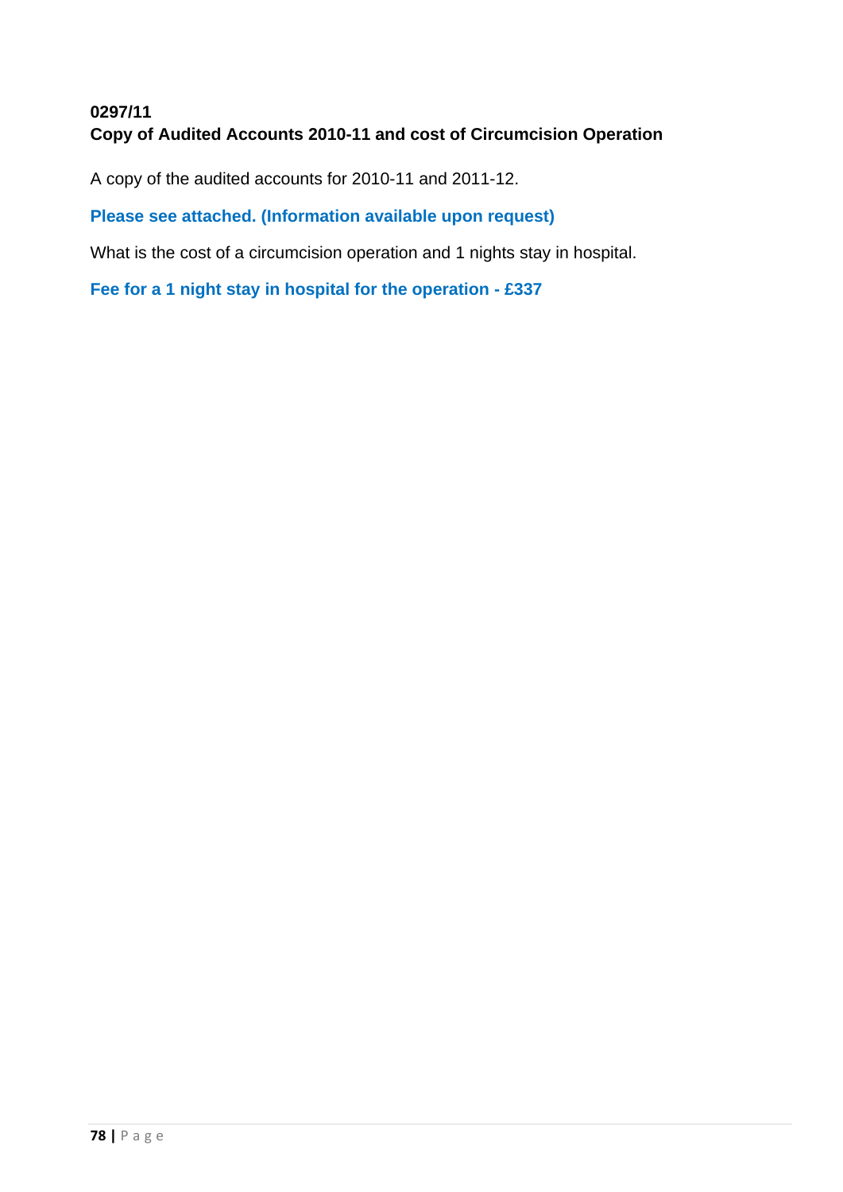**0297/11**
**Copy of Audited Accounts 2010-11 and cost of Circumcision Operation**

A copy of the audited accounts for 2010-11 and 2011-12.

**Please see attached. (Information available upon request)**

What is the cost of a circumcision operation and 1 nights stay in hospital.

**Fee for a 1 night stay in hospital for the operation - £337**